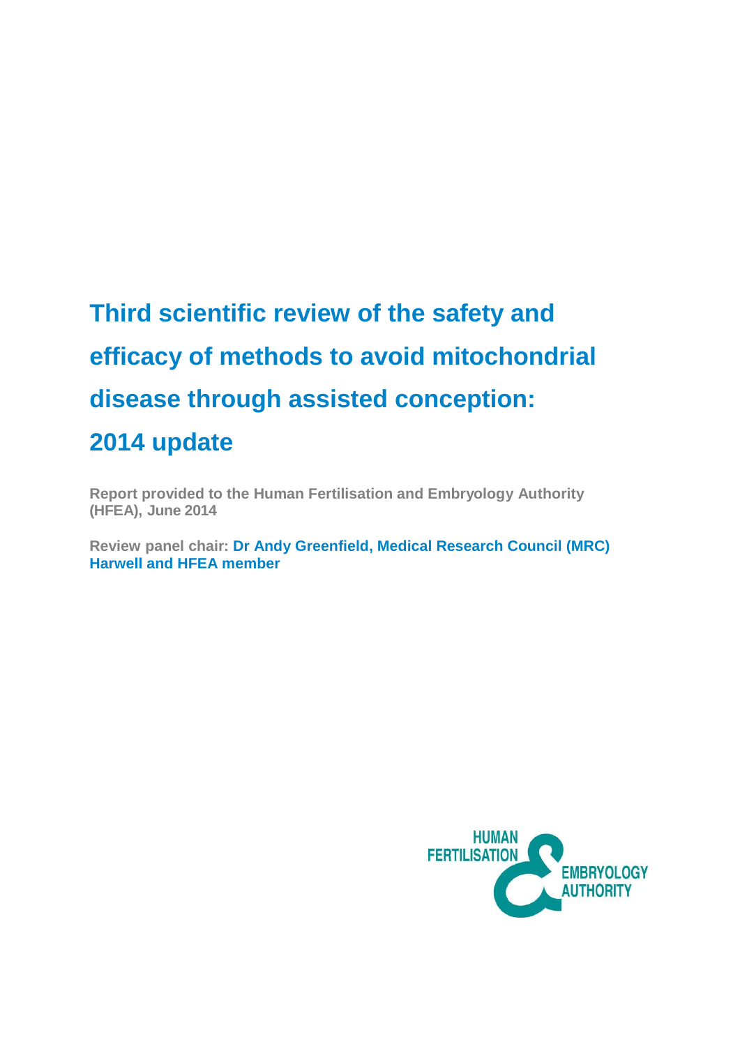# Third scientific review of the safety and efficacy of methods to avoid mitochondrial disease through assisted conception: 2014 update

**Report provided to the Human Fertilisation and Embryology Authority (HFEA), June 2014**

**Review panel chair: Dr Andy Greenfield, Medical Research Council (MRC) Harwell and HFEA member**

HUMAN FERTILISATION & EMBRYOLOGY AUTHORITY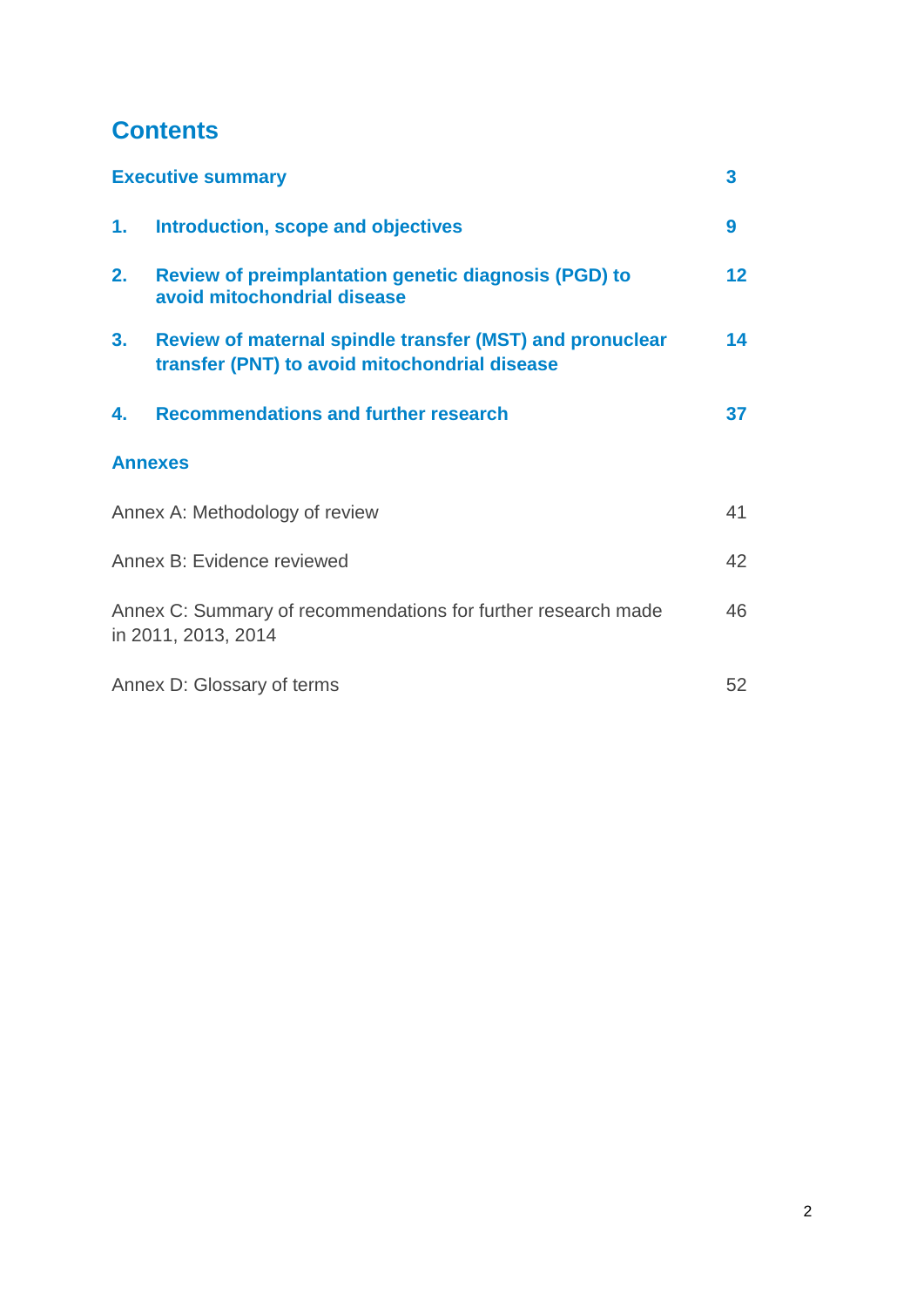# Contents

| | | |
|---|---|---|
| **Executive summary** | | **3** |
| **1.** | **Introduction, scope and objectives** | **9** |
| **2.** | **Review of preimplantation genetic diagnosis (PGD) to avoid mitochondrial disease** | **12** |
| **3.** | **Review of maternal spindle transfer (MST) and pronuclear transfer (PNT) to avoid mitochondrial disease** | **14** |
| **4.** | **Recommendations and further research** | **37** |
| **Annexes** | | |
| Annex A: Methodology of review | | 41 |
| Annex B: Evidence reviewed | | 42 |
| Annex C: Summary of recommendations for further research made in 2011, 2013, 2014 | | 46 |
| Annex D: Glossary of terms | | 52 |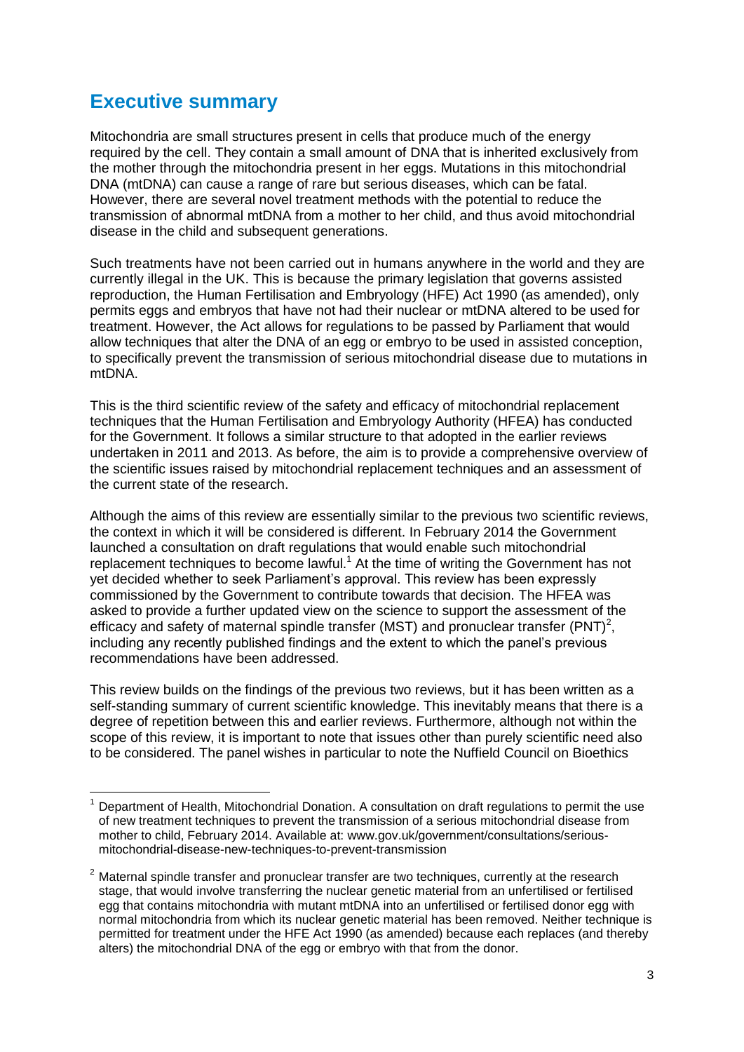## Executive summary

Mitochondria are small structures present in cells that produce much of the energy required by the cell. They contain a small amount of DNA that is inherited exclusively from the mother through the mitochondria present in her eggs. Mutations in this mitochondrial DNA (mtDNA) can cause a range of rare but serious diseases, which can be fatal. However, there are several novel treatment methods with the potential to reduce the transmission of abnormal mtDNA from a mother to her child, and thus avoid mitochondrial disease in the child and subsequent generations.

Such treatments have not been carried out in humans anywhere in the world and they are currently illegal in the UK. This is because the primary legislation that governs assisted reproduction, the Human Fertilisation and Embryology (HFE) Act 1990 (as amended), only permits eggs and embryos that have not had their nuclear or mtDNA altered to be used for treatment. However, the Act allows for regulations to be passed by Parliament that would allow techniques that alter the DNA of an egg or embryo to be used in assisted conception, to specifically prevent the transmission of serious mitochondrial disease due to mutations in mtDNA.

This is the third scientific review of the safety and efficacy of mitochondrial replacement techniques that the Human Fertilisation and Embryology Authority (HFEA) has conducted for the Government. It follows a similar structure to that adopted in the earlier reviews undertaken in 2011 and 2013. As before, the aim is to provide a comprehensive overview of the scientific issues raised by mitochondrial replacement techniques and an assessment of the current state of the research.

Although the aims of this review are essentially similar to the previous two scientific reviews, the context in which it will be considered is different. In February 2014 the Government launched a consultation on draft regulations that would enable such mitochondrial replacement techniques to become lawful.[1] At the time of writing the Government has not yet decided whether to seek Parliament's approval. This review has been expressly commissioned by the Government to contribute towards that decision. The HFEA was asked to provide a further updated view on the science to support the assessment of the efficacy and safety of maternal spindle transfer (MST) and pronuclear transfer (PNT)[2], including any recently published findings and the extent to which the panel's previous recommendations have been addressed.

This review builds on the findings of the previous two reviews, but it has been written as a self-standing summary of current scientific knowledge. This inevitably means that there is a degree of repetition between this and earlier reviews. Furthermore, although not within the scope of this review, it is important to note that issues other than purely scientific need also to be considered. The panel wishes in particular to note the Nuffield Council on Bioethics

---

[1] Department of Health, Mitochondrial Donation. A consultation on draft regulations to permit the use of new treatment techniques to prevent the transmission of a serious mitochondrial disease from mother to child, February 2014. Available at: www.gov.uk/government/consultations/serious-mitochondrial-disease-new-techniques-to-prevent-transmission

[2] Maternal spindle transfer and pronuclear transfer are two techniques, currently at the research stage, that would involve transferring the nuclear genetic material from an unfertilised or fertilised egg that contains mitochondria with mutant mtDNA into an unfertilised or fertilised donor egg with normal mitochondria from which its nuclear genetic material has been removed. Neither technique is permitted for treatment under the HFE Act 1990 (as amended) because each replaces (and thereby alters) the mitochondrial DNA of the egg or embryo with that from the donor.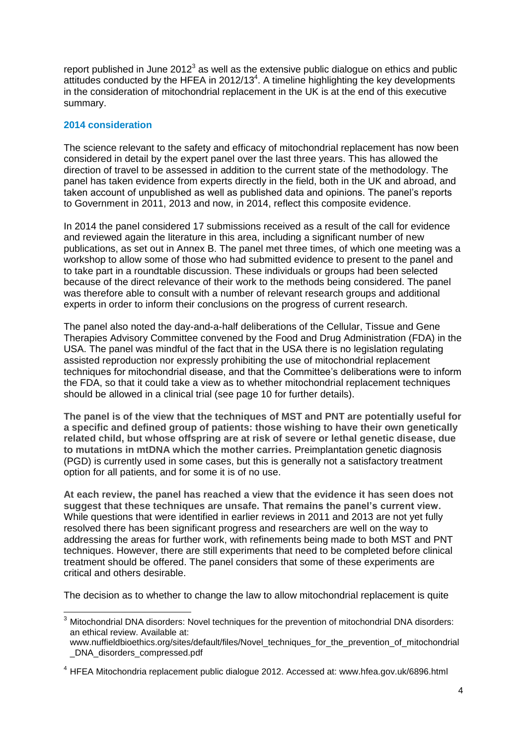report published in June 2012[3] as well as the extensive public dialogue on ethics and public attitudes conducted by the HFEA in 2012/13[4]. A timeline highlighting the key developments in the consideration of mitochondrial replacement in the UK is at the end of this executive summary.

### 2014 consideration

The science relevant to the safety and efficacy of mitochondrial replacement has now been considered in detail by the expert panel over the last three years. This has allowed the direction of travel to be assessed in addition to the current state of the methodology. The panel has taken evidence from experts directly in the field, both in the UK and abroad, and taken account of unpublished as well as published data and opinions. The panel's reports to Government in 2011, 2013 and now, in 2014, reflect this composite evidence.

In 2014 the panel considered 17 submissions received as a result of the call for evidence and reviewed again the literature in this area, including a significant number of new publications, as set out in Annex B. The panel met three times, of which one meeting was a workshop to allow some of those who had submitted evidence to present to the panel and to take part in a roundtable discussion. These individuals or groups had been selected because of the direct relevance of their work to the methods being considered. The panel was therefore able to consult with a number of relevant research groups and additional experts in order to inform their conclusions on the progress of current research.

The panel also noted the day-and-a-half deliberations of the Cellular, Tissue and Gene Therapies Advisory Committee convened by the Food and Drug Administration (FDA) in the USA. The panel was mindful of the fact that in the USA there is no legislation regulating assisted reproduction nor expressly prohibiting the use of mitochondrial replacement techniques for mitochondrial disease, and that the Committee's deliberations were to inform the FDA, so that it could take a view as to whether mitochondrial replacement techniques should be allowed in a clinical trial (see page 10 for further details).

**The panel is of the view that the techniques of MST and PNT are potentially useful for a specific and defined group of patients: those wishing to have their own genetically related child, but whose offspring are at risk of severe or lethal genetic disease, due to mutations in mtDNA which the mother carries.** Preimplantation genetic diagnosis (PGD) is currently used in some cases, but this is generally not a satisfactory treatment option for all patients, and for some it is of no use.

**At each review, the panel has reached a view that the evidence it has seen does not suggest that these techniques are unsafe. That remains the panel's current view.** While questions that were identified in earlier reviews in 2011 and 2013 are not yet fully resolved there has been significant progress and researchers are well on the way to addressing the areas for further work, with refinements being made to both MST and PNT techniques. However, there are still experiments that need to be completed before clinical treatment should be offered. The panel considers that some of these experiments are critical and others desirable.

The decision as to whether to change the law to allow mitochondrial replacement is quite

---

[3] Mitochondrial DNA disorders: Novel techniques for the prevention of mitochondrial DNA disorders: an ethical review. Available at: www.nuffieldbioethics.org/sites/default/files/Novel_techniques_for_the_prevention_of_mitochondrial_DNA_disorders_compressed.pdf

[4] HFEA Mitochondria replacement public dialogue 2012. Accessed at: www.hfea.gov.uk/6896.html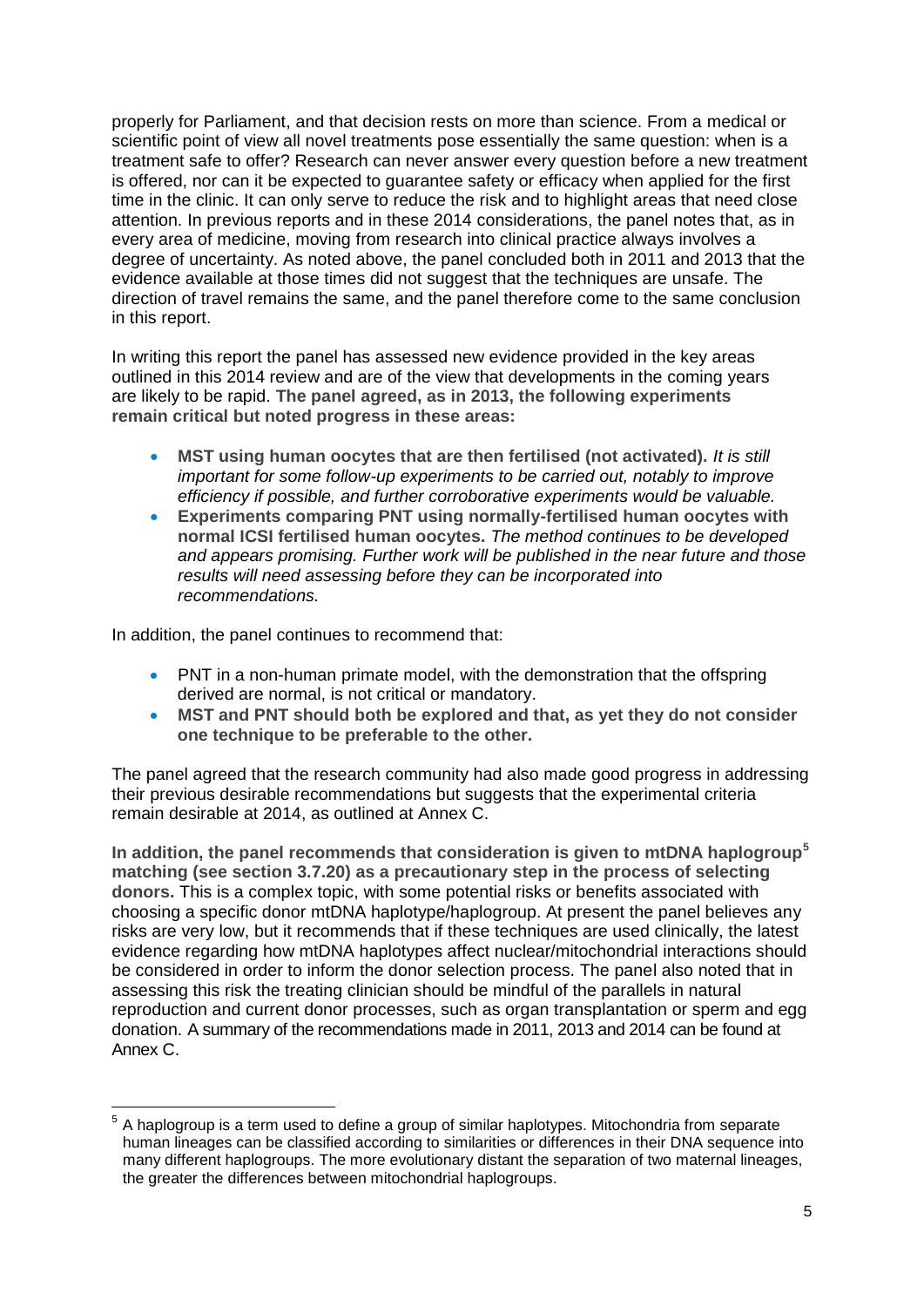properly for Parliament, and that decision rests on more than science. From a medical or scientific point of view all novel treatments pose essentially the same question: when is a treatment safe to offer? Research can never answer every question before a new treatment is offered, nor can it be expected to guarantee safety or efficacy when applied for the first time in the clinic. It can only serve to reduce the risk and to highlight areas that need close attention. In previous reports and in these 2014 considerations, the panel notes that, as in every area of medicine, moving from research into clinical practice always involves a degree of uncertainty. As noted above, the panel concluded both in 2011 and 2013 that the evidence available at those times did not suggest that the techniques are unsafe. The direction of travel remains the same, and the panel therefore come to the same conclusion in this report.

In writing this report the panel has assessed new evidence provided in the key areas outlined in this 2014 review and are of the view that developments in the coming years are likely to be rapid. **The panel agreed, as in 2013, the following experiments remain critical but noted progress in these areas:**

- **MST using human oocytes that are then fertilised (not activated).** *It is still important for some follow-up experiments to be carried out, notably to improve efficiency if possible, and further corroborative experiments would be valuable.*
- **Experiments comparing PNT using normally-fertilised human oocytes with normal ICSI fertilised human oocytes.** *The method continues to be developed and appears promising. Further work will be published in the near future and those results will need assessing before they can be incorporated into recommendations.*

In addition, the panel continues to recommend that:

- PNT in a non-human primate model, with the demonstration that the offspring derived are normal, is not critical or mandatory.
- **MST and PNT should both be explored and that, as yet they do not consider one technique to be preferable to the other.**

The panel agreed that the research community had also made good progress in addressing their previous desirable recommendations but suggests that the experimental criteria remain desirable at 2014, as outlined at Annex C.

**In addition, the panel recommends that consideration is given to mtDNA haplogroup[5] matching (see section 3.7.20) as a precautionary step in the process of selecting donors.** This is a complex topic, with some potential risks or benefits associated with choosing a specific donor mtDNA haplotype/haplogroup. At present the panel believes any risks are very low, but it recommends that if these techniques are used clinically, the latest evidence regarding how mtDNA haplotypes affect nuclear/mitochondrial interactions should be considered in order to inform the donor selection process. The panel also noted that in assessing this risk the treating clinician should be mindful of the parallels in natural reproduction and current donor processes, such as organ transplantation or sperm and egg donation. A summary of the recommendations made in 2011, 2013 and 2014 can be found at Annex C.

---

[5] A haplogroup is a term used to define a group of similar haplotypes. Mitochondria from separate human lineages can be classified according to similarities or differences in their DNA sequence into many different haplogroups. The more evolutionary distant the separation of two maternal lineages, the greater the differences between mitochondrial haplogroups.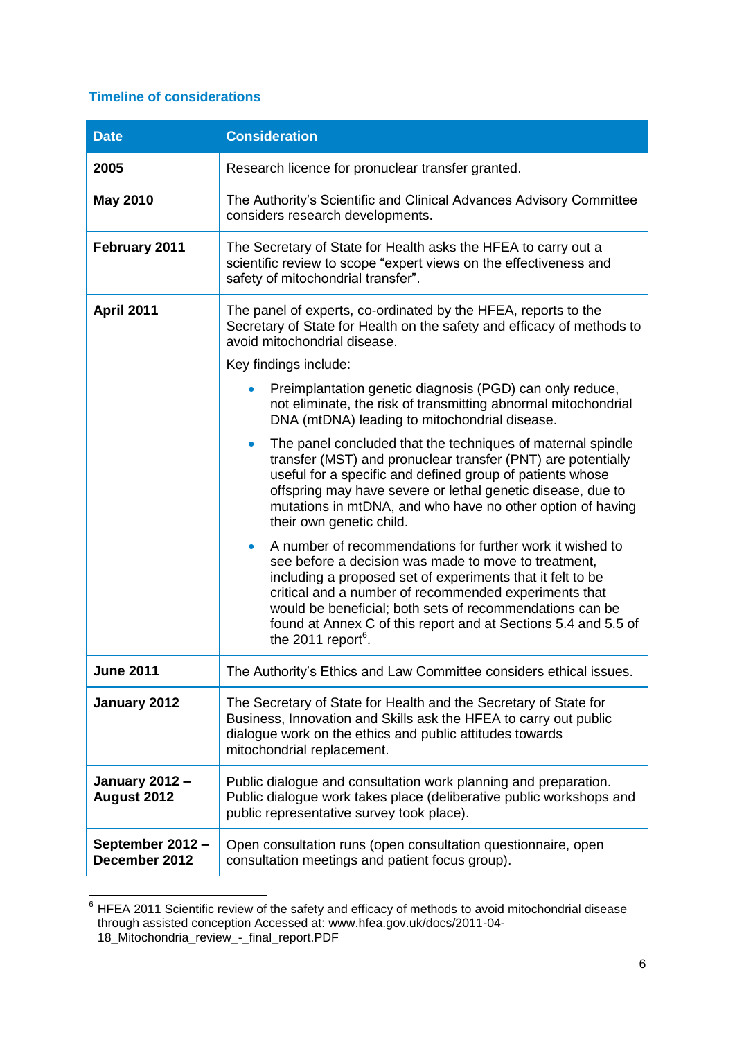### Timeline of considerations

| Date | Consideration |
| --- | --- |
| **2005** | Research licence for pronuclear transfer granted. |
| **May 2010** | The Authority's Scientific and Clinical Advances Advisory Committee considers research developments. |
| **February 2011** | The Secretary of State for Health asks the HFEA to carry out a scientific review to scope "expert views on the effectiveness and safety of mitochondrial transfer". |
| **April 2011** | The panel of experts, co-ordinated by the HFEA, reports to the Secretary of State for Health on the safety and efficacy of methods to avoid mitochondrial disease.<br><br>Key findings include:<br><br>• Preimplantation genetic diagnosis (PGD) can only reduce, not eliminate, the risk of transmitting abnormal mitochondrial DNA (mtDNA) leading to mitochondrial disease.<br><br>• The panel concluded that the techniques of maternal spindle transfer (MST) and pronuclear transfer (PNT) are potentially useful for a specific and defined group of patients whose offspring may have severe or lethal genetic disease, due to mutations in mtDNA, and who have no other option of having their own genetic child.<br><br>• A number of recommendations for further work it wished to see before a decision was made to move to treatment, including a proposed set of experiments that it felt to be critical and a number of recommended experiments that would be beneficial; both sets of recommendations can be found at Annex C of this report and at Sections 5.4 and 5.5 of the 2011 report[6]. |
| **June 2011** | The Authority's Ethics and Law Committee considers ethical issues. |
| **January 2012** | The Secretary of State for Health and the Secretary of State for Business, Innovation and Skills ask the HFEA to carry out public dialogue work on the ethics and public attitudes towards mitochondrial replacement. |
| **January 2012 – August 2012** | Public dialogue and consultation work planning and preparation. Public dialogue work takes place (deliberative public workshops and public representative survey took place). |
| **September 2012 – December 2012** | Open consultation runs (open consultation questionnaire, open consultation meetings and patient focus group). |

[6] HFEA 2011 Scientific review of the safety and efficacy of methods to avoid mitochondrial disease through assisted conception Accessed at: www.hfea.gov.uk/docs/2011-04-18_Mitochondria_review_-_final_report.PDF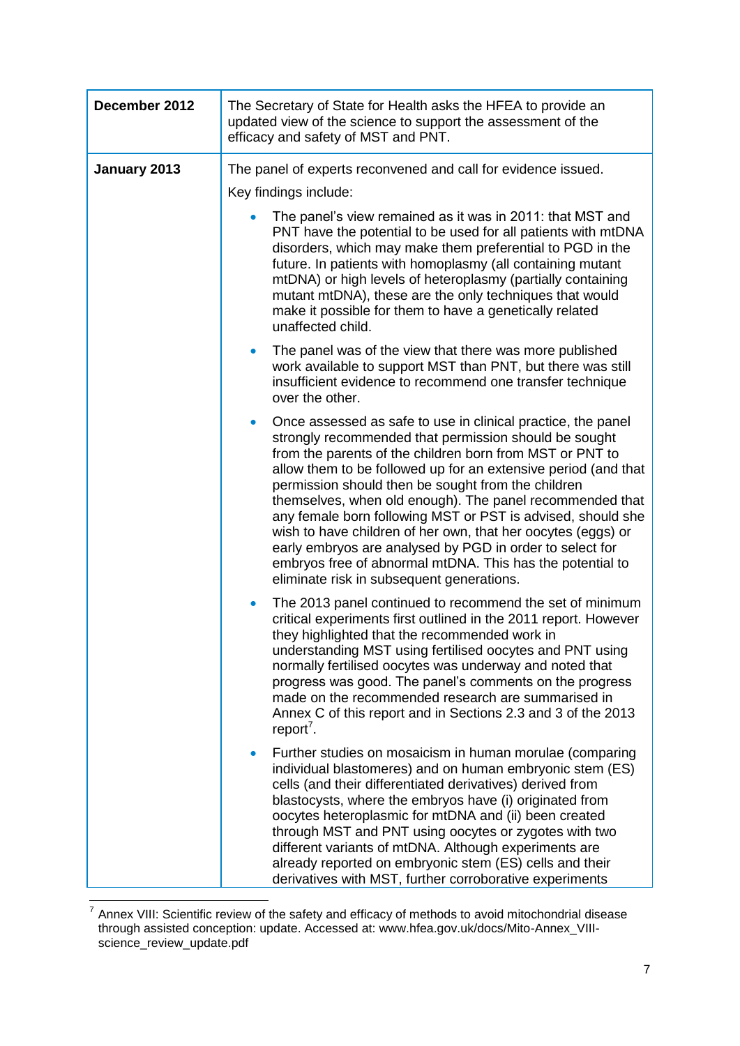| | |
|---|---|
| **December 2012** | The Secretary of State for Health asks the HFEA to provide an updated view of the science to support the assessment of the efficacy and safety of MST and PNT. |
| **January 2013** | The panel of experts reconvened and call for evidence issued.<br><br>Key findings include:<br><br>• The panel's view remained as it was in 2011: that MST and PNT have the potential to be used for all patients with mtDNA disorders, which may make them preferential to PGD in the future. In patients with homoplasmy (all containing mutant mtDNA) or high levels of heteroplasmy (partially containing mutant mtDNA), these are the only techniques that would make it possible for them to have a genetically related unaffected child.<br><br>• The panel was of the view that there was more published work available to support MST than PNT, but there was still insufficient evidence to recommend one transfer technique over the other.<br><br>• Once assessed as safe to use in clinical practice, the panel strongly recommended that permission should be sought from the parents of the children born from MST or PNT to allow them to be followed up for an extensive period (and that permission should then be sought from the children themselves, when old enough). The panel recommended that any female born following MST or PST is advised, should she wish to have children of her own, that her oocytes (eggs) or early embryos are analysed by PGD in order to select for embryos free of abnormal mtDNA. This has the potential to eliminate risk in subsequent generations.<br><br>• The 2013 panel continued to recommend the set of minimum critical experiments first outlined in the 2011 report. However they highlighted that the recommended work in understanding MST using fertilised oocytes and PNT using normally fertilised oocytes was underway and noted that progress was good. The panel's comments on the progress made on the recommended research are summarised in Annex C of this report and in Sections 2.3 and 3 of the 2013 report[7].<br><br>• Further studies on mosaicism in human morulae (comparing individual blastomeres) and on human embryonic stem (ES) cells (and their differentiated derivatives) derived from blastocysts, where the embryos have (i) originated from oocytes heteroplasmic for mtDNA and (ii) been created through MST and PNT using oocytes or zygotes with two different variants of mtDNA. Although experiments are already reported on embryonic stem (ES) cells and their derivatives with MST, further corroborative experiments |

[7] Annex VIII: Scientific review of the safety and efficacy of methods to avoid mitochondrial disease through assisted conception: update. Accessed at: www.hfea.gov.uk/docs/Mito-Annex_VIII-science_review_update.pdf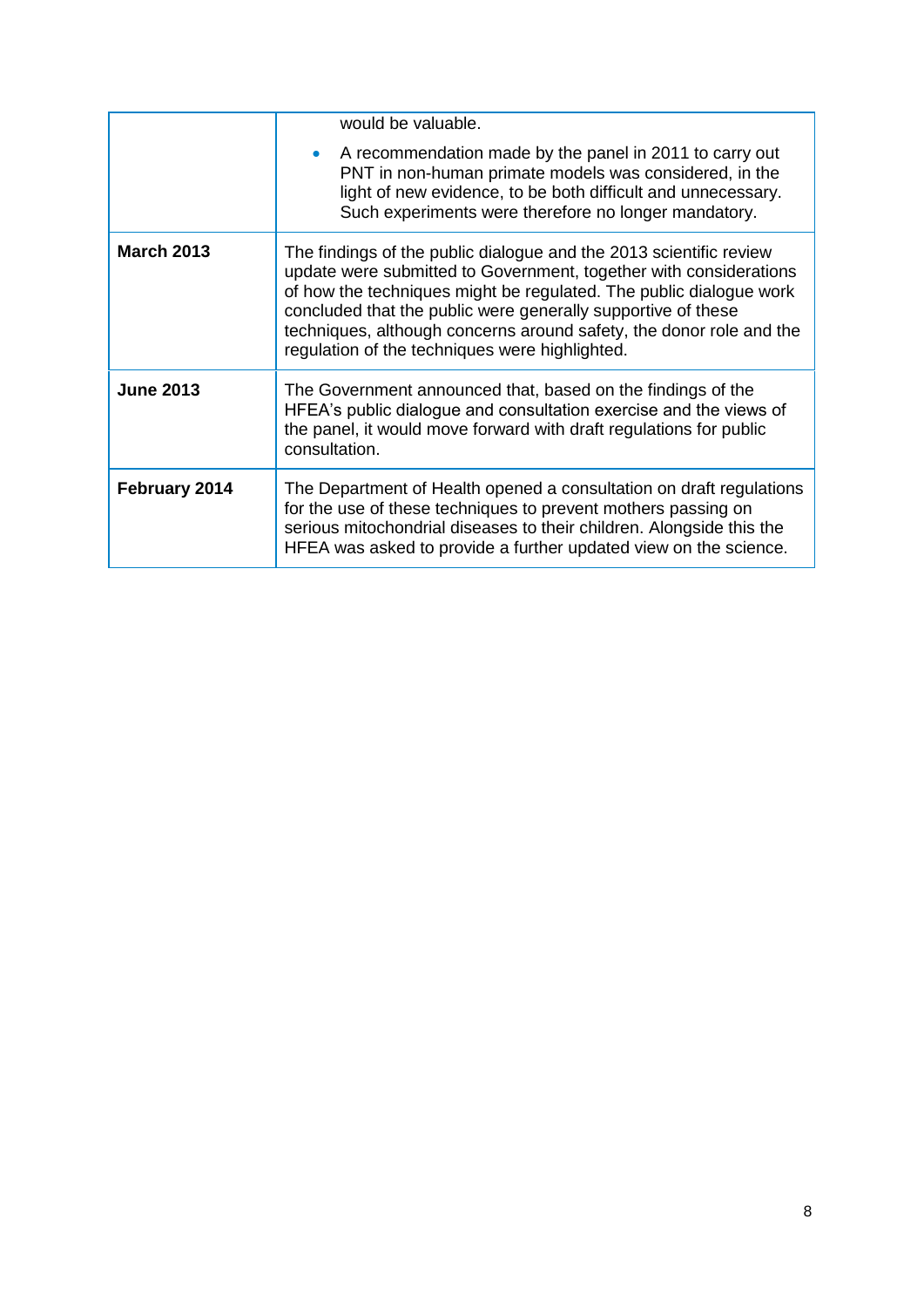| | |
|---|---|
| | would be valuable.<br>• A recommendation made by the panel in 2011 to carry out PNT in non-human primate models was considered, in the light of new evidence, to be both difficult and unnecessary. Such experiments were therefore no longer mandatory. |
| **March 2013** | The findings of the public dialogue and the 2013 scientific review update were submitted to Government, together with considerations of how the techniques might be regulated. The public dialogue work concluded that the public were generally supportive of these techniques, although concerns around safety, the donor role and the regulation of the techniques were highlighted. |
| **June 2013** | The Government announced that, based on the findings of the HFEA's public dialogue and consultation exercise and the views of the panel, it would move forward with draft regulations for public consultation. |
| **February 2014** | The Department of Health opened a consultation on draft regulations for the use of these techniques to prevent mothers passing on serious mitochondrial diseases to their children. Alongside this the HFEA was asked to provide a further updated view on the science. |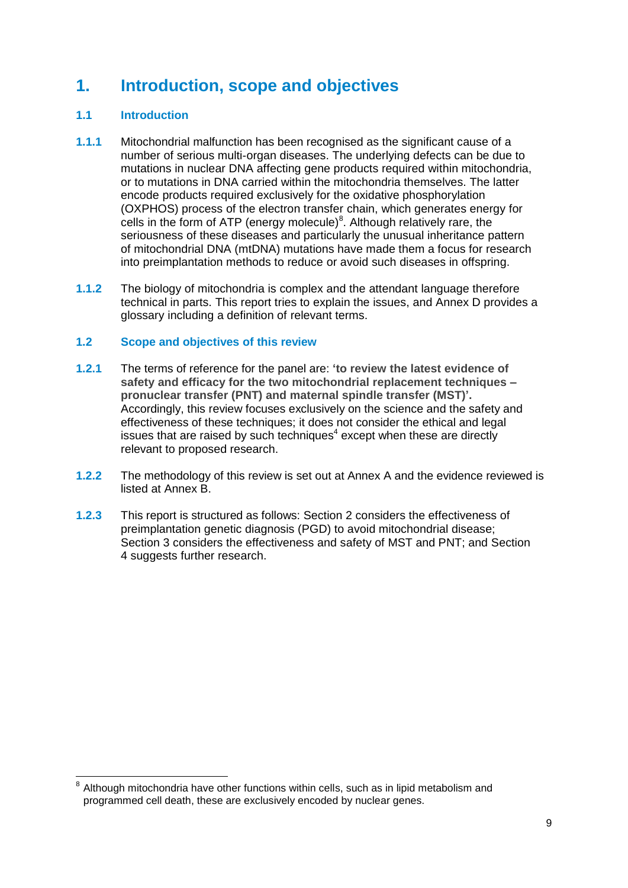# 1. Introduction, scope and objectives

## 1.1 Introduction

**1.1.1** Mitochondrial malfunction has been recognised as the significant cause of a number of serious multi-organ diseases. The underlying defects can be due to mutations in nuclear DNA affecting gene products required within mitochondria, or to mutations in DNA carried within the mitochondria themselves. The latter encode products required exclusively for the oxidative phosphorylation (OXPHOS) process of the electron transfer chain, which generates energy for cells in the form of ATP (energy molecule)[8]. Although relatively rare, the seriousness of these diseases and particularly the unusual inheritance pattern of mitochondrial DNA (mtDNA) mutations have made them a focus for research into preimplantation methods to reduce or avoid such diseases in offspring.

**1.1.2** The biology of mitochondria is complex and the attendant language therefore technical in parts. This report tries to explain the issues, and Annex D provides a glossary including a definition of relevant terms.

## 1.2 Scope and objectives of this review

**1.2.1** The terms of reference for the panel are: **'to review the latest evidence of safety and efficacy for the two mitochondrial replacement techniques – pronuclear transfer (PNT) and maternal spindle transfer (MST)'.** Accordingly, this review focuses exclusively on the science and the safety and effectiveness of these techniques; it does not consider the ethical and legal issues that are raised by such techniques[4] except when these are directly relevant to proposed research.

**1.2.2** The methodology of this review is set out at Annex A and the evidence reviewed is listed at Annex B.

**1.2.3** This report is structured as follows: Section 2 considers the effectiveness of preimplantation genetic diagnosis (PGD) to avoid mitochondrial disease; Section 3 considers the effectiveness and safety of MST and PNT; and Section 4 suggests further research.

---

[8] Although mitochondria have other functions within cells, such as in lipid metabolism and programmed cell death, these are exclusively encoded by nuclear genes.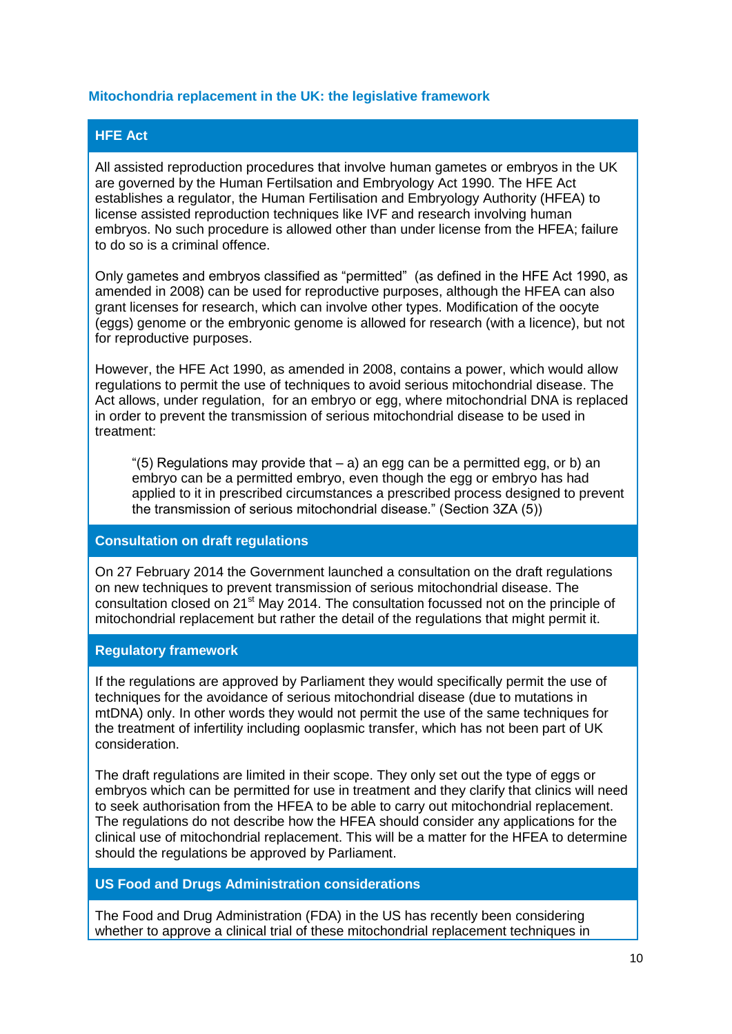## Mitochondria replacement in the UK: the legislative framework

### HFE Act

All assisted reproduction procedures that involve human gametes or embryos in the UK are governed by the Human Fertilisation and Embryology Act 1990. The HFE Act establishes a regulator, the Human Fertilisation and Embryology Authority (HFEA) to license assisted reproduction techniques like IVF and research involving human embryos. No such procedure is allowed other than under license from the HFEA; failure to do so is a criminal offence.

Only gametes and embryos classified as "permitted" (as defined in the HFE Act 1990, as amended in 2008) can be used for reproductive purposes, although the HFEA can also grant licenses for research, which can involve other types. Modification of the oocyte (eggs) genome or the embryonic genome is allowed for research (with a licence), but not for reproductive purposes.

However, the HFE Act 1990, as amended in 2008, contains a power, which would allow regulations to permit the use of techniques to avoid serious mitochondrial disease. The Act allows, under regulation, for an embryo or egg, where mitochondrial DNA is replaced in order to prevent the transmission of serious mitochondrial disease to be used in treatment:

> "(5) Regulations may provide that – a) an egg can be a permitted egg, or b) an embryo can be a permitted embryo, even though the egg or embryo has had applied to it in prescribed circumstances a prescribed process designed to prevent the transmission of serious mitochondrial disease." (Section 3ZA (5))

### Consultation on draft regulations

On 27 February 2014 the Government launched a consultation on the draft regulations on new techniques to prevent transmission of serious mitochondrial disease. The consultation closed on 21st May 2014. The consultation focussed not on the principle of mitochondrial replacement but rather the detail of the regulations that might permit it.

### Regulatory framework

If the regulations are approved by Parliament they would specifically permit the use of techniques for the avoidance of serious mitochondrial disease (due to mutations in mtDNA) only. In other words they would not permit the use of the same techniques for the treatment of infertility including ooplasmic transfer, which has not been part of UK consideration.

The draft regulations are limited in their scope. They only set out the type of eggs or embryos which can be permitted for use in treatment and they clarify that clinics will need to seek authorisation from the HFEA to be able to carry out mitochondrial replacement. The regulations do not describe how the HFEA should consider any applications for the clinical use of mitochondrial replacement. This will be a matter for the HFEA to determine should the regulations be approved by Parliament.

### US Food and Drugs Administration considerations

The Food and Drug Administration (FDA) in the US has recently been considering whether to approve a clinical trial of these mitochondrial replacement techniques in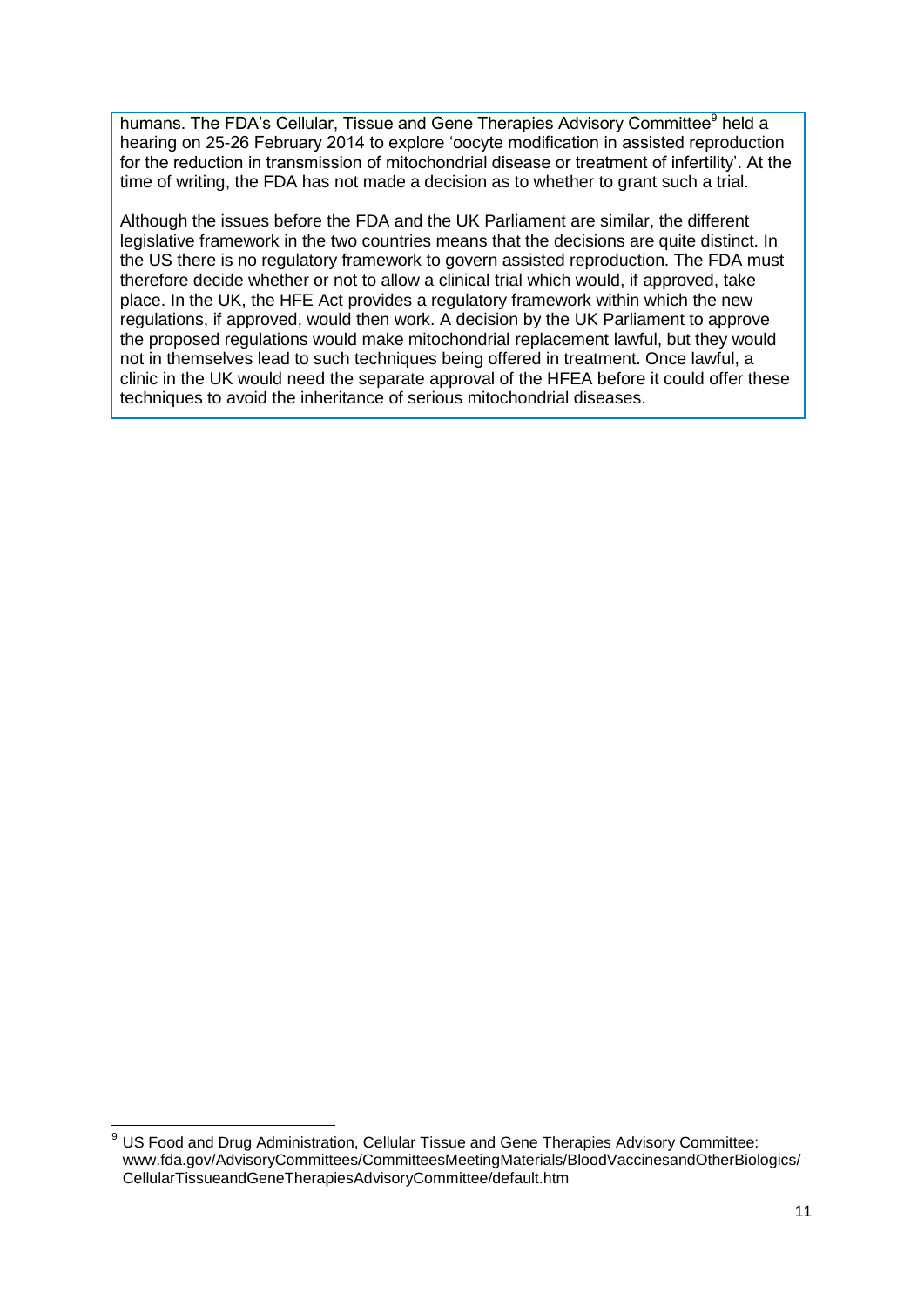humans. The FDA's Cellular, Tissue and Gene Therapies Advisory Committee[9] held a hearing on 25-26 February 2014 to explore 'oocyte modification in assisted reproduction for the reduction in transmission of mitochondrial disease or treatment of infertility'. At the time of writing, the FDA has not made a decision as to whether to grant such a trial.

Although the issues before the FDA and the UK Parliament are similar, the different legislative framework in the two countries means that the decisions are quite distinct. In the US there is no regulatory framework to govern assisted reproduction. The FDA must therefore decide whether or not to allow a clinical trial which would, if approved, take place. In the UK, the HFE Act provides a regulatory framework within which the new regulations, if approved, would then work. A decision by the UK Parliament to approve the proposed regulations would make mitochondrial replacement lawful, but they would not in themselves lead to such techniques being offered in treatment. Once lawful, a clinic in the UK would need the separate approval of the HFEA before it could offer these techniques to avoid the inheritance of serious mitochondrial diseases.

---

[9] US Food and Drug Administration, Cellular Tissue and Gene Therapies Advisory Committee: www.fda.gov/AdvisoryCommittees/CommitteesMeetingMaterials/BloodVaccinesandOtherBiologics/CellularTissueandGeneTherapiesAdvisoryCommittee/default.htm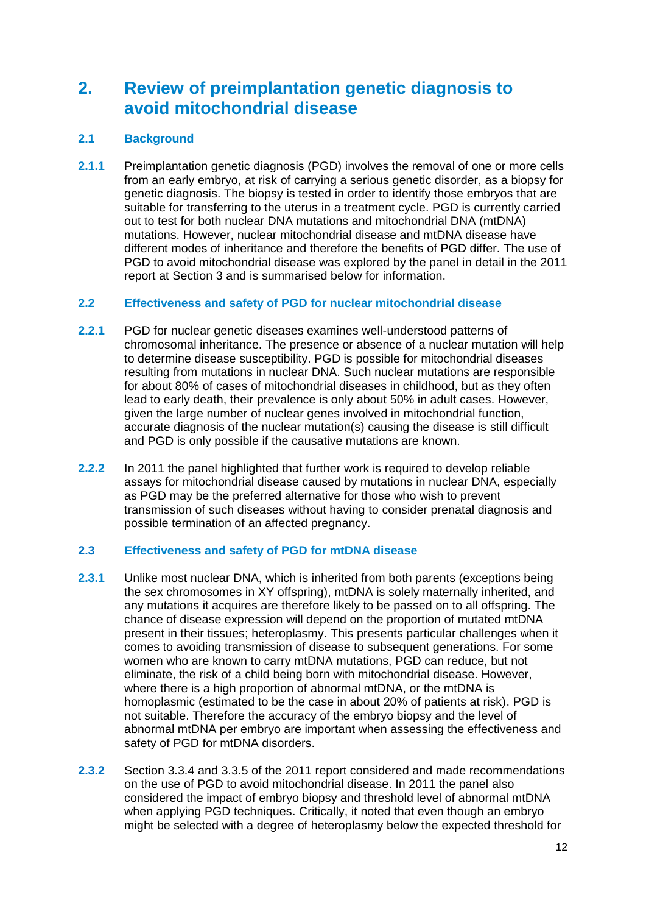## 2. Review of preimplantation genetic diagnosis to avoid mitochondrial disease

### 2.1 Background

**2.1.1** Preimplantation genetic diagnosis (PGD) involves the removal of one or more cells from an early embryo, at risk of carrying a serious genetic disorder, as a biopsy for genetic diagnosis. The biopsy is tested in order to identify those embryos that are suitable for transferring to the uterus in a treatment cycle. PGD is currently carried out to test for both nuclear DNA mutations and mitochondrial DNA (mtDNA) mutations. However, nuclear mitochondrial disease and mtDNA disease have different modes of inheritance and therefore the benefits of PGD differ. The use of PGD to avoid mitochondrial disease was explored by the panel in detail in the 2011 report at Section 3 and is summarised below for information.

### 2.2 Effectiveness and safety of PGD for nuclear mitochondrial disease

**2.2.1** PGD for nuclear genetic diseases examines well-understood patterns of chromosomal inheritance. The presence or absence of a nuclear mutation will help to determine disease susceptibility. PGD is possible for mitochondrial diseases resulting from mutations in nuclear DNA. Such nuclear mutations are responsible for about 80% of cases of mitochondrial diseases in childhood, but as they often lead to early death, their prevalence is only about 50% in adult cases. However, given the large number of nuclear genes involved in mitochondrial function, accurate diagnosis of the nuclear mutation(s) causing the disease is still difficult and PGD is only possible if the causative mutations are known.

**2.2.2** In 2011 the panel highlighted that further work is required to develop reliable assays for mitochondrial disease caused by mutations in nuclear DNA, especially as PGD may be the preferred alternative for those who wish to prevent transmission of such diseases without having to consider prenatal diagnosis and possible termination of an affected pregnancy.

### 2.3 Effectiveness and safety of PGD for mtDNA disease

**2.3.1** Unlike most nuclear DNA, which is inherited from both parents (exceptions being the sex chromosomes in XY offspring), mtDNA is solely maternally inherited, and any mutations it acquires are therefore likely to be passed on to all offspring. The chance of disease expression will depend on the proportion of mutated mtDNA present in their tissues; heteroplasmy. This presents particular challenges when it comes to avoiding transmission of disease to subsequent generations. For some women who are known to carry mtDNA mutations, PGD can reduce, but not eliminate, the risk of a child being born with mitochondrial disease. However, where there is a high proportion of abnormal mtDNA, or the mtDNA is homoplasmic (estimated to be the case in about 20% of patients at risk). PGD is not suitable. Therefore the accuracy of the embryo biopsy and the level of abnormal mtDNA per embryo are important when assessing the effectiveness and safety of PGD for mtDNA disorders.

**2.3.2** Section 3.3.4 and 3.3.5 of the 2011 report considered and made recommendations on the use of PGD to avoid mitochondrial disease. In 2011 the panel also considered the impact of embryo biopsy and threshold level of abnormal mtDNA when applying PGD techniques. Critically, it noted that even though an embryo might be selected with a degree of heteroplasmy below the expected threshold for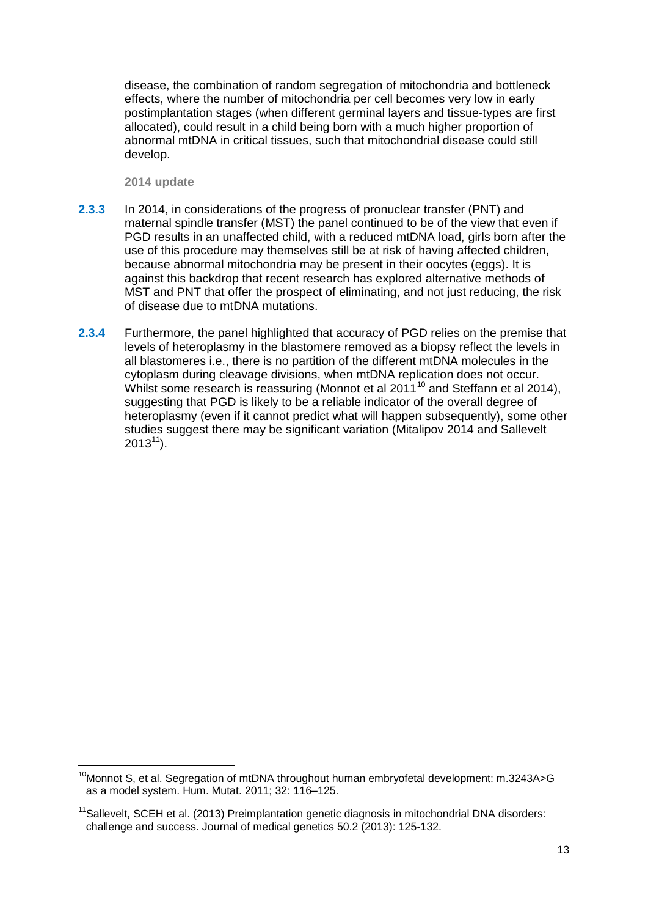disease, the combination of random segregation of mitochondria and bottleneck effects, where the number of mitochondria per cell becomes very low in early postimplantation stages (when different germinal layers and tissue-types are first allocated), could result in a child being born with a much higher proportion of abnormal mtDNA in critical tissues, such that mitochondrial disease could still develop.

**2014 update**

**2.3.3** In 2014, in considerations of the progress of pronuclear transfer (PNT) and maternal spindle transfer (MST) the panel continued to be of the view that even if PGD results in an unaffected child, with a reduced mtDNA load, girls born after the use of this procedure may themselves still be at risk of having affected children, because abnormal mitochondria may be present in their oocytes (eggs). It is against this backdrop that recent research has explored alternative methods of MST and PNT that offer the prospect of eliminating, and not just reducing, the risk of disease due to mtDNA mutations.

**2.3.4** Furthermore, the panel highlighted that accuracy of PGD relies on the premise that levels of heteroplasmy in the blastomere removed as a biopsy reflect the levels in all blastomeres i.e., there is no partition of the different mtDNA molecules in the cytoplasm during cleavage divisions, when mtDNA replication does not occur. Whilst some research is reassuring (Monnot et al 2011[10] and Steffann et al 2014), suggesting that PGD is likely to be a reliable indicator of the overall degree of heteroplasmy (even if it cannot predict what will happen subsequently), some other studies suggest there may be significant variation (Mitalipov 2014 and Sallevelt 2013[11]).

---

[10] Monnot S, et al. Segregation of mtDNA throughout human embryofetal development: m.3243A>G as a model system. Hum. Mutat. 2011; 32: 116–125.

[11] Sallevelt, SCEH et al. (2013) Preimplantation genetic diagnosis in mitochondrial DNA disorders: challenge and success. Journal of medical genetics 50.2 (2013): 125-132.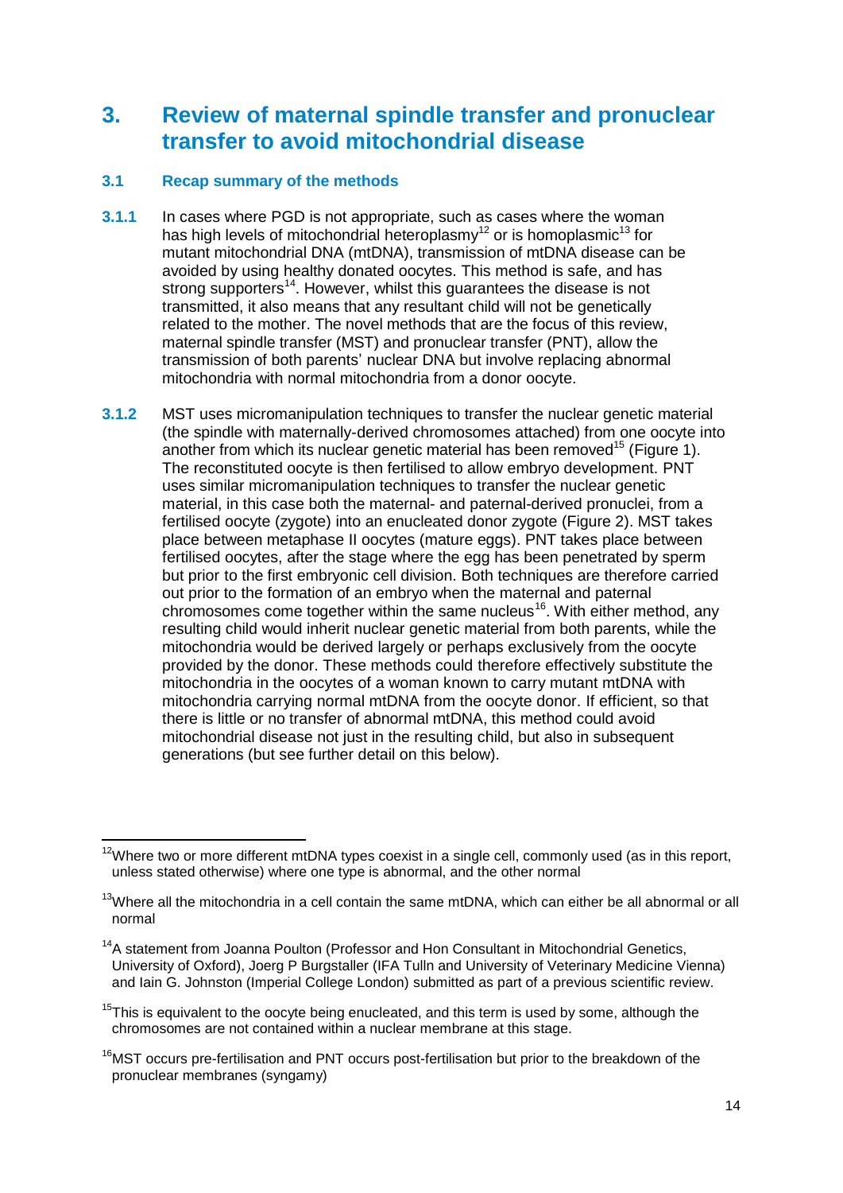# 3. Review of maternal spindle transfer and pronuclear transfer to avoid mitochondrial disease

## 3.1 Recap summary of the methods

**3.1.1** In cases where PGD is not appropriate, such as cases where the woman has high levels of mitochondrial heteroplasmy[12] or is homoplasmic[13] for mutant mitochondrial DNA (mtDNA), transmission of mtDNA disease can be avoided by using healthy donated oocytes. This method is safe, and has strong supporters[14]. However, whilst this guarantees the disease is not transmitted, it also means that any resultant child will not be genetically related to the mother. The novel methods that are the focus of this review, maternal spindle transfer (MST) and pronuclear transfer (PNT), allow the transmission of both parents' nuclear DNA but involve replacing abnormal mitochondria with normal mitochondria from a donor oocyte.

**3.1.2** MST uses micromanipulation techniques to transfer the nuclear genetic material (the spindle with maternally-derived chromosomes attached) from one oocyte into another from which its nuclear genetic material has been removed[15] (Figure 1). The reconstituted oocyte is then fertilised to allow embryo development. PNT uses similar micromanipulation techniques to transfer the nuclear genetic material, in this case both the maternal- and paternal-derived pronuclei, from a fertilised oocyte (zygote) into an enucleated donor zygote (Figure 2). MST takes place between metaphase II oocytes (mature eggs). PNT takes place between fertilised oocytes, after the stage where the egg has been penetrated by sperm but prior to the first embryonic cell division. Both techniques are therefore carried out prior to the formation of an embryo when the maternal and paternal chromosomes come together within the same nucleus[16]. With either method, any resulting child would inherit nuclear genetic material from both parents, while the mitochondria would be derived largely or perhaps exclusively from the oocyte provided by the donor. These methods could therefore effectively substitute the mitochondria in the oocytes of a woman known to carry mutant mtDNA with mitochondria carrying normal mtDNA from the oocyte donor. If efficient, so that there is little or no transfer of abnormal mtDNA, this method could avoid mitochondrial disease not just in the resulting child, but also in subsequent generations (but see further detail on this below).

---

[12] Where two or more different mtDNA types coexist in a single cell, commonly used (as in this report, unless stated otherwise) where one type is abnormal, and the other normal

[13] Where all the mitochondria in a cell contain the same mtDNA, which can either be all abnormal or all normal

[14] A statement from Joanna Poulton (Professor and Hon Consultant in Mitochondrial Genetics, University of Oxford), Joerg P Burgstaller (IFA Tulln and University of Veterinary Medicine Vienna) and Iain G. Johnston (Imperial College London) submitted as part of a previous scientific review.

[15] This is equivalent to the oocyte being enucleated, and this term is used by some, although the chromosomes are not contained within a nuclear membrane at this stage.

[16] MST occurs pre-fertilisation and PNT occurs post-fertilisation but prior to the breakdown of the pronuclear membranes (syngamy)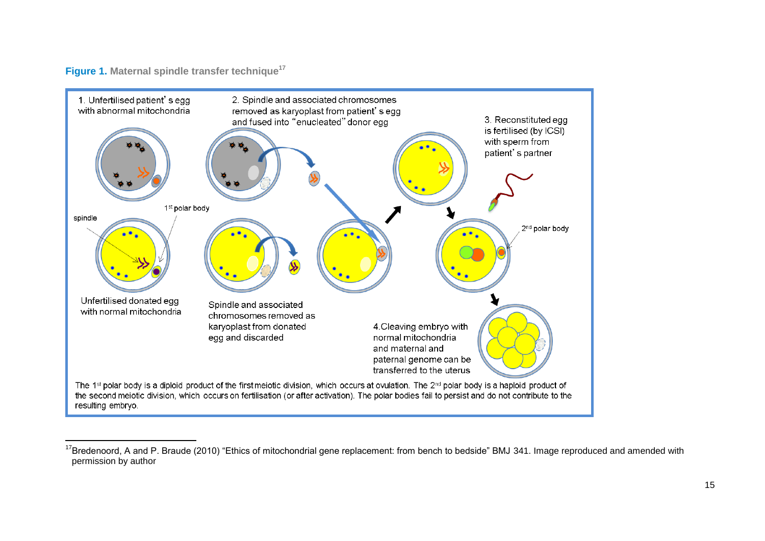**Figure 1. Maternal spindle transfer technique**[17]

1. Unfertilised patient's egg with abnormal mitochondria

2. Spindle and associated chromosomes removed as karyoplast from patient's egg and fused into "enucleated" donor egg

3. Reconstituted egg is fertilised (by ICSI) with sperm from patient's partner

1st polar body

spindle

2nd polar body

Unfertilised donated egg with normal mitochondria

Spindle and associated chromosomes removed as karyoplast from donated egg and discarded

4. Cleaving embryo with normal mitochondria and maternal and paternal genome can be transferred to the uterus

The 1st polar body is a diploid product of the first meiotic division, which occurs at ovulation. The 2nd polar body is a haploid product of the second meiotic division, which occurs on fertilisation (or after activation). The polar bodies fail to persist and do not contribute to the resulting embryo.

---

[17] Bredenoord, A and P. Braude (2010) "Ethics of mitochondrial gene replacement: from bench to bedside" BMJ 341. Image reproduced and amended with permission by author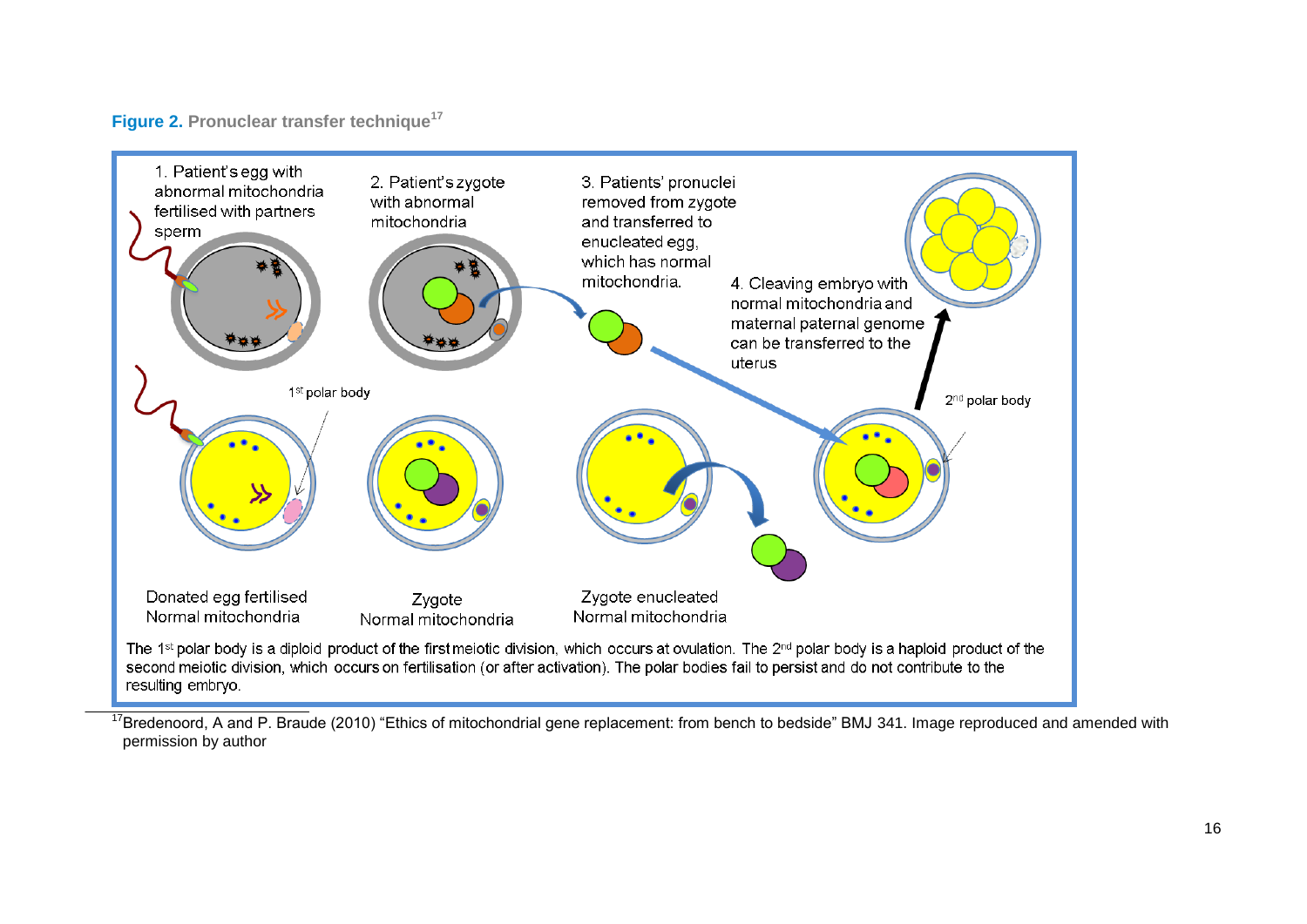**Figure 2. Pronuclear transfer technique**[17]

1. Patient's egg with abnormal mitochondria fertilised with partners sperm

2. Patient's zygote with abnormal mitochondria

3. Patients' pronuclei removed from zygote and transferred to enucleated egg, which has normal mitochondria.

4. Cleaving embryo with normal mitochondria and maternal paternal genome can be transferred to the uterus

1st polar body

2nd polar body

Donated egg fertilised Normal mitochondria

Zygote Normal mitochondria

Zygote enucleated Normal mitochondria

The 1st polar body is a diploid product of the first meiotic division, which occurs at ovulation. The 2nd polar body is a haploid product of the second meiotic division, which occurs on fertilisation (or after activation). The polar bodies fail to persist and do not contribute to the resulting embryo.

---

[17] Bredenoord, A and P. Braude (2010) "Ethics of mitochondrial gene replacement: from bench to bedside" BMJ 341. Image reproduced and amended with permission by author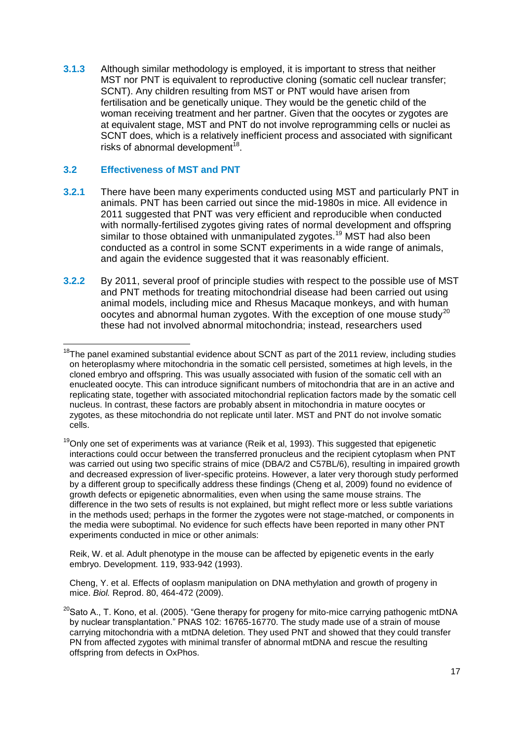**3.1.3** Although similar methodology is employed, it is important to stress that neither MST nor PNT is equivalent to reproductive cloning (somatic cell nuclear transfer; SCNT). Any children resulting from MST or PNT would have arisen from fertilisation and be genetically unique. They would be the genetic child of the woman receiving treatment and her partner. Given that the oocytes or zygotes are at equivalent stage, MST and PNT do not involve reprogramming cells or nuclei as SCNT does, which is a relatively inefficient process and associated with significant risks of abnormal development[18].

### 3.2 Effectiveness of MST and PNT

**3.2.1** There have been many experiments conducted using MST and particularly PNT in animals. PNT has been carried out since the mid-1980s in mice. All evidence in 2011 suggested that PNT was very efficient and reproducible when conducted with normally-fertilised zygotes giving rates of normal development and offspring similar to those obtained with unmanipulated zygotes.[19] MST had also been conducted as a control in some SCNT experiments in a wide range of animals, and again the evidence suggested that it was reasonably efficient.

**3.2.2** By 2011, several proof of principle studies with respect to the possible use of MST and PNT methods for treating mitochondrial disease had been carried out using animal models, including mice and Rhesus Macaque monkeys, and with human oocytes and abnormal human zygotes. With the exception of one mouse study[20] these had not involved abnormal mitochondria; instead, researchers used

---

[18] The panel examined substantial evidence about SCNT as part of the 2011 review, including studies on heteroplasmy where mitochondria in the somatic cell persisted, sometimes at high levels, in the cloned embryo and offspring. This was usually associated with fusion of the somatic cell with an enucleated oocyte. This can introduce significant numbers of mitochondria that are in an active and replicating state, together with associated mitochondrial replication factors made by the somatic cell nucleus. In contrast, these factors are probably absent in mitochondria in mature oocytes or zygotes, as these mitochondria do not replicate until later. MST and PNT do not involve somatic cells.

[19] Only one set of experiments was at variance (Reik et al, 1993). This suggested that epigenetic interactions could occur between the transferred pronucleus and the recipient cytoplasm when PNT was carried out using two specific strains of mice (DBA/2 and C57BL/6), resulting in impaired growth and decreased expression of liver-specific proteins. However, a later very thorough study performed by a different group to specifically address these findings (Cheng et al, 2009) found no evidence of growth defects or epigenetic abnormalities, even when using the same mouse strains. The difference in the two sets of results is not explained, but might reflect more or less subtle variations in the methods used; perhaps in the former the zygotes were not stage-matched, or components in the media were suboptimal. No evidence for such effects have been reported in many other PNT experiments conducted in mice or other animals:

Reik, W. et al. Adult phenotype in the mouse can be affected by epigenetic events in the early embryo. Development. 119, 933-942 (1993).

Cheng, Y. et al. Effects of ooplasm manipulation on DNA methylation and growth of progeny in mice. *Biol.* Reprod. 80, 464-472 (2009).

[20] Sato A., T. Kono, et al. (2005). "Gene therapy for progeny for mito-mice carrying pathogenic mtDNA by nuclear transplantation." PNAS 102: 16765-16770. The study made use of a strain of mouse carrying mitochondria with a mtDNA deletion. They used PNT and showed that they could transfer PN from affected zygotes with minimal transfer of abnormal mtDNA and rescue the resulting offspring from defects in OxPhos.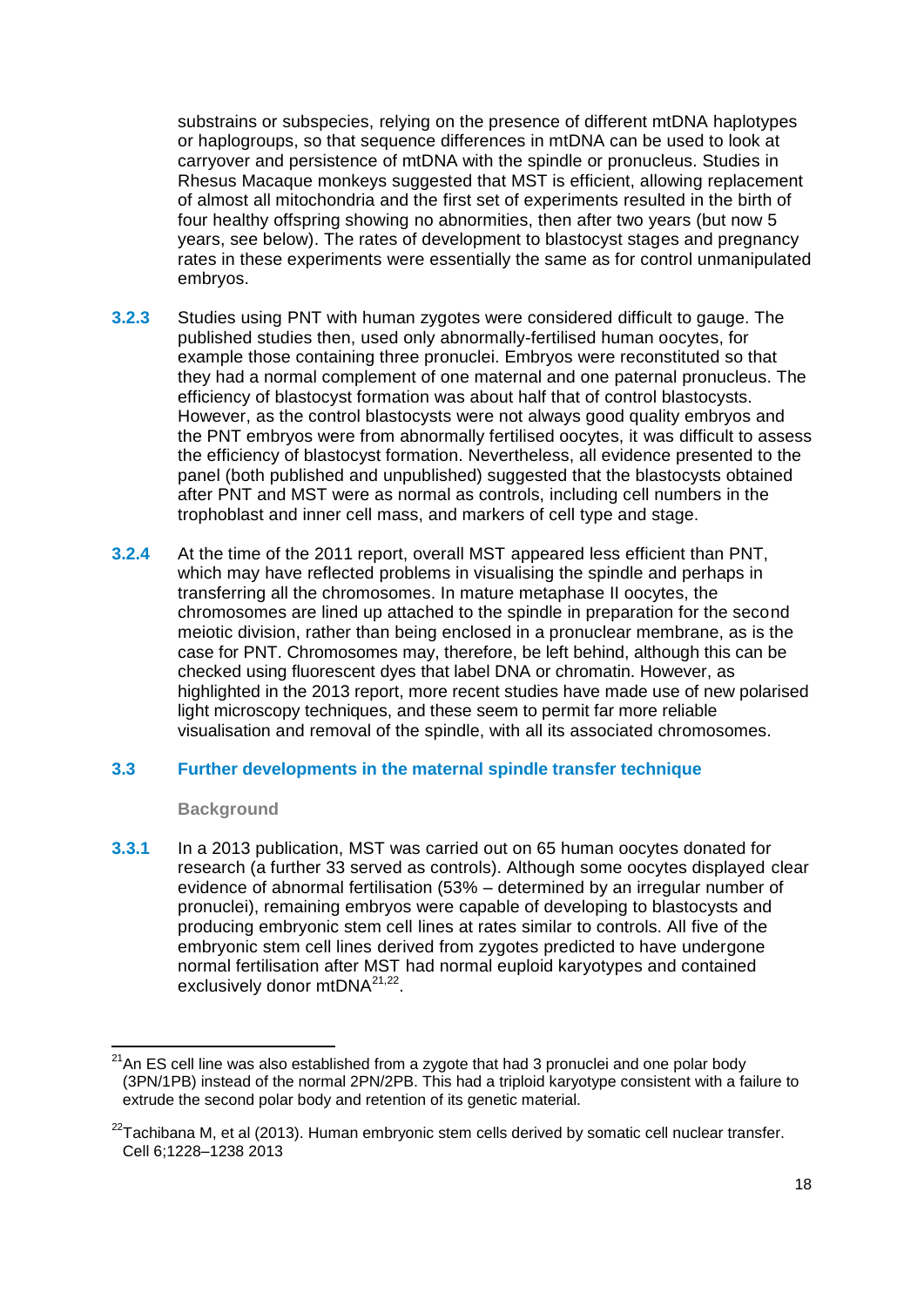substrains or subspecies, relying on the presence of different mtDNA haplotypes or haplogroups, so that sequence differences in mtDNA can be used to look at carryover and persistence of mtDNA with the spindle or pronucleus. Studies in Rhesus Macaque monkeys suggested that MST is efficient, allowing replacement of almost all mitochondria and the first set of experiments resulted in the birth of four healthy offspring showing no abnormities, then after two years (but now 5 years, see below). The rates of development to blastocyst stages and pregnancy rates in these experiments were essentially the same as for control unmanipulated embryos.

**3.2.3** Studies using PNT with human zygotes were considered difficult to gauge. The published studies then, used only abnormally-fertilised human oocytes, for example those containing three pronuclei. Embryos were reconstituted so that they had a normal complement of one maternal and one paternal pronucleus. The efficiency of blastocyst formation was about half that of control blastocysts. However, as the control blastocysts were not always good quality embryos and the PNT embryos were from abnormally fertilised oocytes, it was difficult to assess the efficiency of blastocyst formation. Nevertheless, all evidence presented to the panel (both published and unpublished) suggested that the blastocysts obtained after PNT and MST were as normal as controls, including cell numbers in the trophoblast and inner cell mass, and markers of cell type and stage.

**3.2.4** At the time of the 2011 report, overall MST appeared less efficient than PNT, which may have reflected problems in visualising the spindle and perhaps in transferring all the chromosomes. In mature metaphase II oocytes, the chromosomes are lined up attached to the spindle in preparation for the second meiotic division, rather than being enclosed in a pronuclear membrane, as is the case for PNT. Chromosomes may, therefore, be left behind, although this can be checked using fluorescent dyes that label DNA or chromatin. However, as highlighted in the 2013 report, more recent studies have made use of new polarised light microscopy techniques, and these seem to permit far more reliable visualisation and removal of the spindle, with all its associated chromosomes.

## 3.3 Further developments in the maternal spindle transfer technique

**Background**

**3.3.1** In a 2013 publication, MST was carried out on 65 human oocytes donated for research (a further 33 served as controls). Although some oocytes displayed clear evidence of abnormal fertilisation (53% – determined by an irregular number of pronuclei), remaining embryos were capable of developing to blastocysts and producing embryonic stem cell lines at rates similar to controls. All five of the embryonic stem cell lines derived from zygotes predicted to have undergone normal fertilisation after MST had normal euploid karyotypes and contained exclusively donor mtDNA[21,22].

---

[21] An ES cell line was also established from a zygote that had 3 pronuclei and one polar body (3PN/1PB) instead of the normal 2PN/2PB. This had a triploid karyotype consistent with a failure to extrude the second polar body and retention of its genetic material.

[22] Tachibana M, et al (2013). Human embryonic stem cells derived by somatic cell nuclear transfer. Cell 6;1228–1238 2013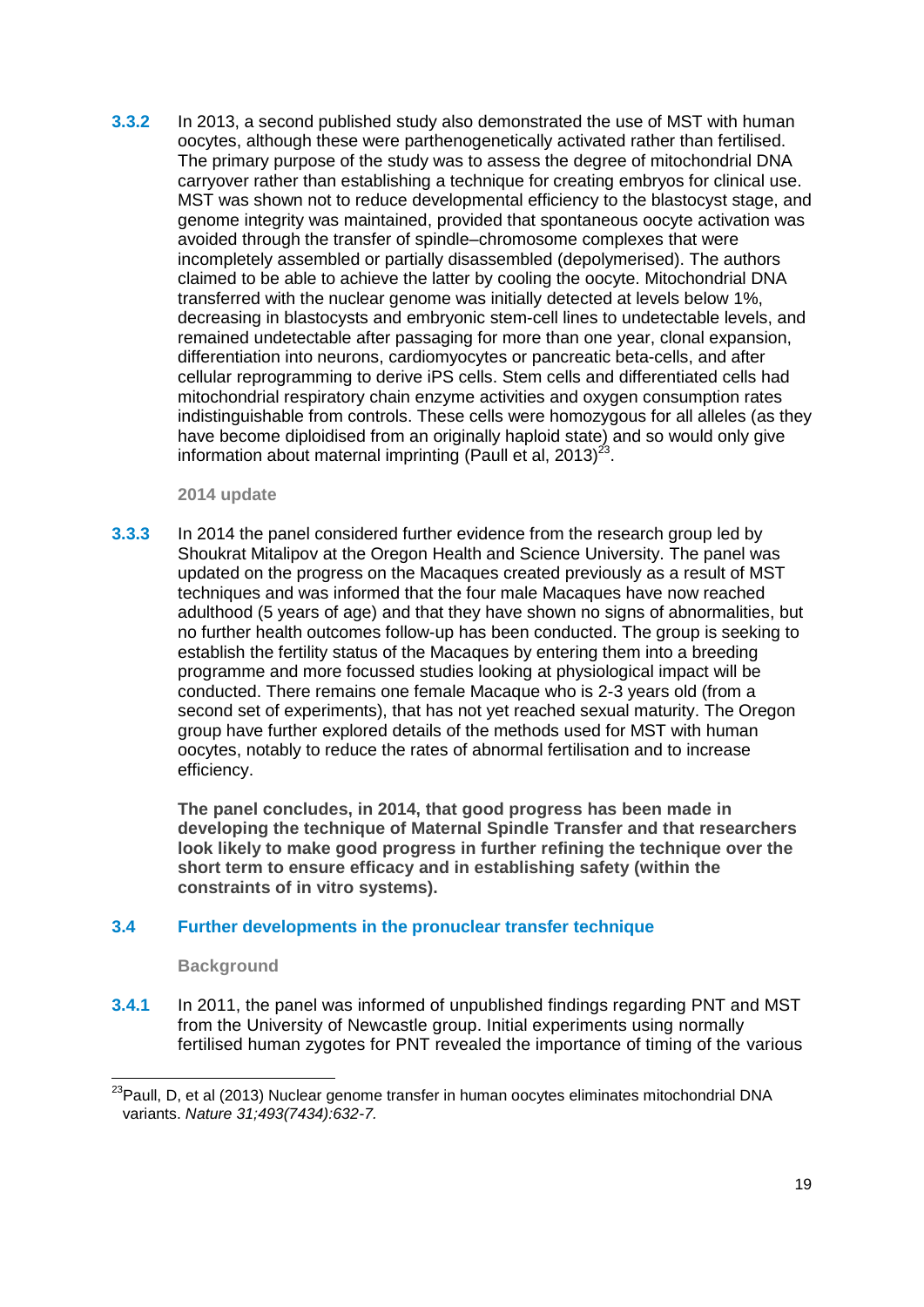**3.3.2** In 2013, a second published study also demonstrated the use of MST with human oocytes, although these were parthenogenetically activated rather than fertilised. The primary purpose of the study was to assess the degree of mitochondrial DNA carryover rather than establishing a technique for creating embryos for clinical use. MST was shown not to reduce developmental efficiency to the blastocyst stage, and genome integrity was maintained, provided that spontaneous oocyte activation was avoided through the transfer of spindle–chromosome complexes that were incompletely assembled or partially disassembled (depolymerised). The authors claimed to be able to achieve the latter by cooling the oocyte. Mitochondrial DNA transferred with the nuclear genome was initially detected at levels below 1%, decreasing in blastocysts and embryonic stem-cell lines to undetectable levels, and remained undetectable after passaging for more than one year, clonal expansion, differentiation into neurons, cardiomyocytes or pancreatic beta-cells, and after cellular reprogramming to derive iPS cells. Stem cells and differentiated cells had mitochondrial respiratory chain enzyme activities and oxygen consumption rates indistinguishable from controls. These cells were homozygous for all alleles (as they have become diploidised from an originally haploid state) and so would only give information about maternal imprinting (Paull et al, 2013)[23].

#### 2014 update

**3.3.3** In 2014 the panel considered further evidence from the research group led by Shoukrat Mitalipov at the Oregon Health and Science University. The panel was updated on the progress on the Macaques created previously as a result of MST techniques and was informed that the four male Macaques have now reached adulthood (5 years of age) and that they have shown no signs of abnormalities, but no further health outcomes follow-up has been conducted. The group is seeking to establish the fertility status of the Macaques by entering them into a breeding programme and more focussed studies looking at physiological impact will be conducted. There remains one female Macaque who is 2-3 years old (from a second set of experiments), that has not yet reached sexual maturity. The Oregon group have further explored details of the methods used for MST with human oocytes, notably to reduce the rates of abnormal fertilisation and to increase efficiency.

**The panel concludes, in 2014, that good progress has been made in developing the technique of Maternal Spindle Transfer and that researchers look likely to make good progress in further refining the technique over the short term to ensure efficacy and in establishing safety (within the constraints of in vitro systems).**

## 3.4 Further developments in the pronuclear transfer technique

#### Background

**3.4.1** In 2011, the panel was informed of unpublished findings regarding PNT and MST from the University of Newcastle group. Initial experiments using normally fertilised human zygotes for PNT revealed the importance of timing of the various

---

[23] Paull, D, et al (2013) Nuclear genome transfer in human oocytes eliminates mitochondrial DNA variants. *Nature 31;493(7434):632-7.*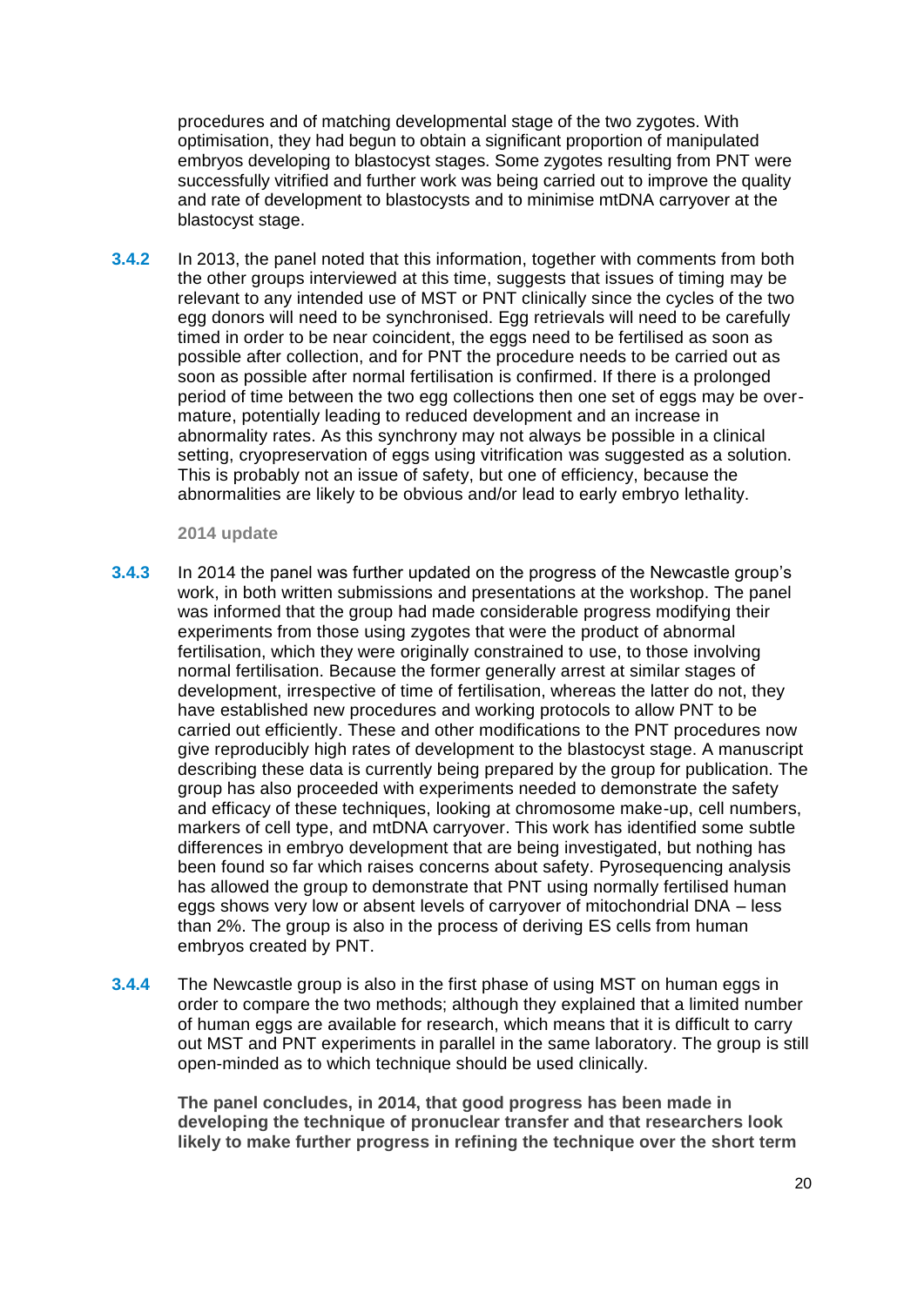procedures and of matching developmental stage of the two zygotes. With optimisation, they had begun to obtain a significant proportion of manipulated embryos developing to blastocyst stages. Some zygotes resulting from PNT were successfully vitrified and further work was being carried out to improve the quality and rate of development to blastocysts and to minimise mtDNA carryover at the blastocyst stage.

**3.4.2** In 2013, the panel noted that this information, together with comments from both the other groups interviewed at this time, suggests that issues of timing may be relevant to any intended use of MST or PNT clinically since the cycles of the two egg donors will need to be synchronised. Egg retrievals will need to be carefully timed in order to be near coincident, the eggs need to be fertilised as soon as possible after collection, and for PNT the procedure needs to be carried out as soon as possible after normal fertilisation is confirmed. If there is a prolonged period of time between the two egg collections then one set of eggs may be over-mature, potentially leading to reduced development and an increase in abnormality rates. As this synchrony may not always be possible in a clinical setting, cryopreservation of eggs using vitrification was suggested as a solution. This is probably not an issue of safety, but one of efficiency, because the abnormalities are likely to be obvious and/or lead to early embryo lethality.

**2014 update**

**3.4.3** In 2014 the panel was further updated on the progress of the Newcastle group's work, in both written submissions and presentations at the workshop. The panel was informed that the group had made considerable progress modifying their experiments from those using zygotes that were the product of abnormal fertilisation, which they were originally constrained to use, to those involving normal fertilisation. Because the former generally arrest at similar stages of development, irrespective of time of fertilisation, whereas the latter do not, they have established new procedures and working protocols to allow PNT to be carried out efficiently. These and other modifications to the PNT procedures now give reproducibly high rates of development to the blastocyst stage. A manuscript describing these data is currently being prepared by the group for publication. The group has also proceeded with experiments needed to demonstrate the safety and efficacy of these techniques, looking at chromosome make-up, cell numbers, markers of cell type, and mtDNA carryover. This work has identified some subtle differences in embryo development that are being investigated, but nothing has been found so far which raises concerns about safety. Pyrosequencing analysis has allowed the group to demonstrate that PNT using normally fertilised human eggs shows very low or absent levels of carryover of mitochondrial DNA – less than 2%. The group is also in the process of deriving ES cells from human embryos created by PNT.

**3.4.4** The Newcastle group is also in the first phase of using MST on human eggs in order to compare the two methods; although they explained that a limited number of human eggs are available for research, which means that it is difficult to carry out MST and PNT experiments in parallel in the same laboratory. The group is still open-minded as to which technique should be used clinically.

**The panel concludes, in 2014, that good progress has been made in developing the technique of pronuclear transfer and that researchers look likely to make further progress in refining the technique over the short term**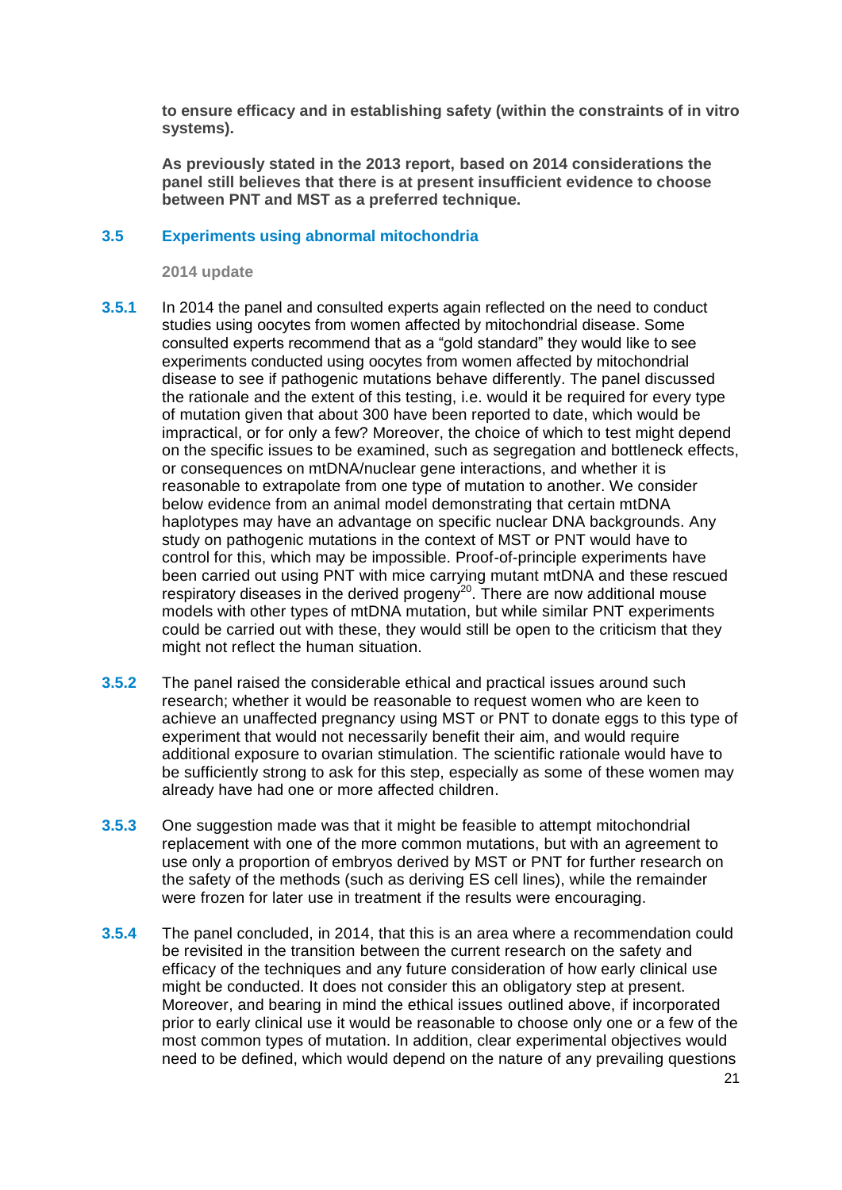**to ensure efficacy and in establishing safety (within the constraints of in vitro systems).**

**As previously stated in the 2013 report, based on 2014 considerations the panel still believes that there is at present insufficient evidence to choose between PNT and MST as a preferred technique.**

## 3.5 Experiments using abnormal mitochondria

**2014 update**

**3.5.1** In 2014 the panel and consulted experts again reflected on the need to conduct studies using oocytes from women affected by mitochondrial disease. Some consulted experts recommend that as a "gold standard" they would like to see experiments conducted using oocytes from women affected by mitochondrial disease to see if pathogenic mutations behave differently. The panel discussed the rationale and the extent of this testing, i.e. would it be required for every type of mutation given that about 300 have been reported to date, which would be impractical, or for only a few? Moreover, the choice of which to test might depend on the specific issues to be examined, such as segregation and bottleneck effects, or consequences on mtDNA/nuclear gene interactions, and whether it is reasonable to extrapolate from one type of mutation to another. We consider below evidence from an animal model demonstrating that certain mtDNA haplotypes may have an advantage on specific nuclear DNA backgrounds. Any study on pathogenic mutations in the context of MST or PNT would have to control for this, which may be impossible. Proof-of-principle experiments have been carried out using PNT with mice carrying mutant mtDNA and these rescued respiratory diseases in the derived progeny[20]. There are now additional mouse models with other types of mtDNA mutation, but while similar PNT experiments could be carried out with these, they would still be open to the criticism that they might not reflect the human situation.

**3.5.2** The panel raised the considerable ethical and practical issues around such research; whether it would be reasonable to request women who are keen to achieve an unaffected pregnancy using MST or PNT to donate eggs to this type of experiment that would not necessarily benefit their aim, and would require additional exposure to ovarian stimulation. The scientific rationale would have to be sufficiently strong to ask for this step, especially as some of these women may already have had one or more affected children.

**3.5.3** One suggestion made was that it might be feasible to attempt mitochondrial replacement with one of the more common mutations, but with an agreement to use only a proportion of embryos derived by MST or PNT for further research on the safety of the methods (such as deriving ES cell lines), while the remainder were frozen for later use in treatment if the results were encouraging.

**3.5.4** The panel concluded, in 2014, that this is an area where a recommendation could be revisited in the transition between the current research on the safety and efficacy of the techniques and any future consideration of how early clinical use might be conducted. It does not consider this an obligatory step at present. Moreover, and bearing in mind the ethical issues outlined above, if incorporated prior to early clinical use it would be reasonable to choose only one or a few of the most common types of mutation. In addition, clear experimental objectives would need to be defined, which would depend on the nature of any prevailing questions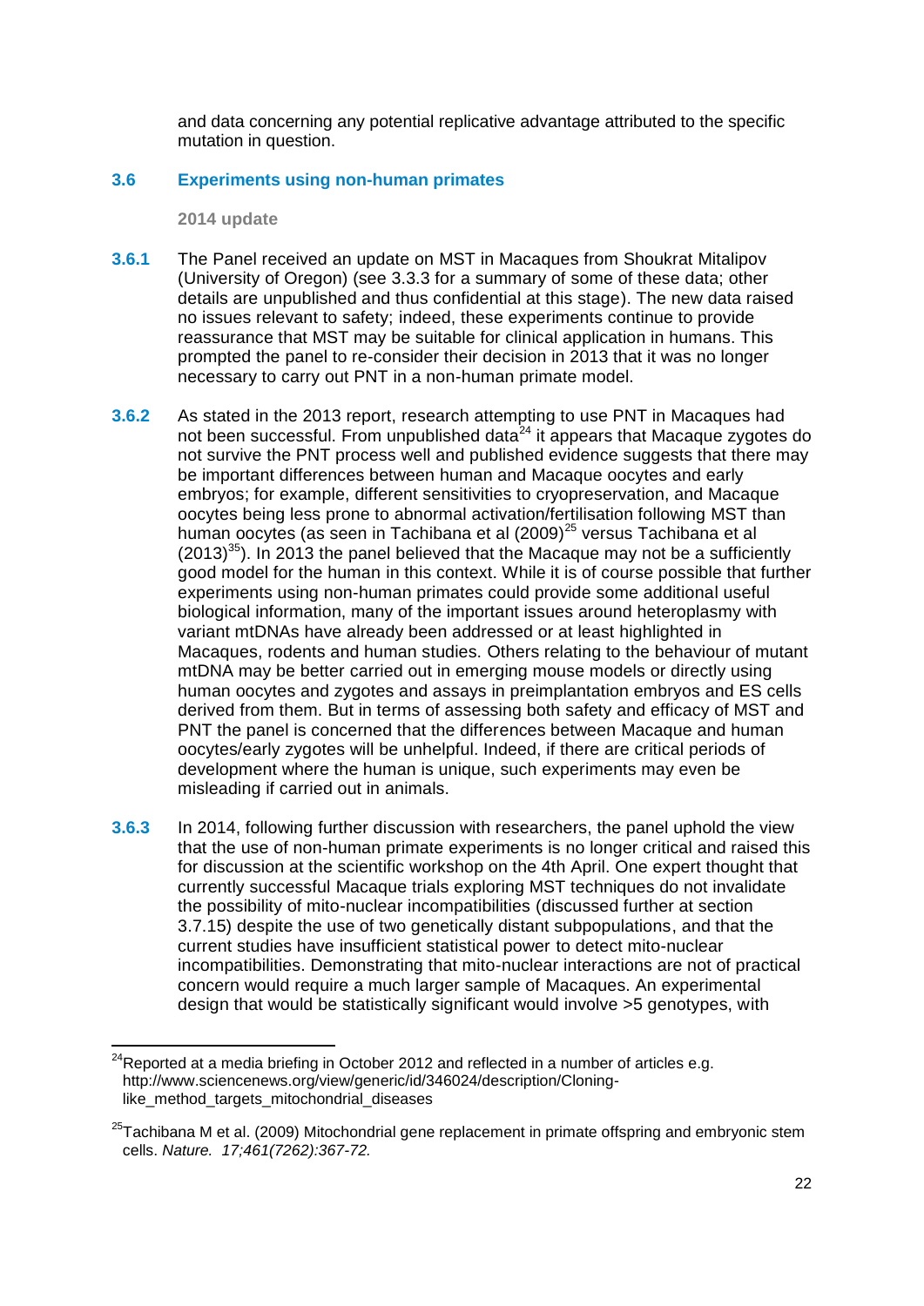and data concerning any potential replicative advantage attributed to the specific mutation in question.

### 3.6 Experiments using non-human primates

**2014 update**

**3.6.1** The Panel received an update on MST in Macaques from Shoukrat Mitalipov (University of Oregon) (see 3.3.3 for a summary of some of these data; other details are unpublished and thus confidential at this stage). The new data raised no issues relevant to safety; indeed, these experiments continue to provide reassurance that MST may be suitable for clinical application in humans. This prompted the panel to re-consider their decision in 2013 that it was no longer necessary to carry out PNT in a non-human primate model.

**3.6.2** As stated in the 2013 report, research attempting to use PNT in Macaques had not been successful. From unpublished data[24] it appears that Macaque zygotes do not survive the PNT process well and published evidence suggests that there may be important differences between human and Macaque oocytes and early embryos; for example, different sensitivities to cryopreservation, and Macaque oocytes being less prone to abnormal activation/fertilisation following MST than human oocytes (as seen in Tachibana et al (2009)[25] versus Tachibana et al (2013)[35]). In 2013 the panel believed that the Macaque may not be a sufficiently good model for the human in this context. While it is of course possible that further experiments using non-human primates could provide some additional useful biological information, many of the important issues around heteroplasmy with variant mtDNAs have already been addressed or at least highlighted in Macaques, rodents and human studies. Others relating to the behaviour of mutant mtDNA may be better carried out in emerging mouse models or directly using human oocytes and zygotes and assays in preimplantation embryos and ES cells derived from them. But in terms of assessing both safety and efficacy of MST and PNT the panel is concerned that the differences between Macaque and human oocytes/early zygotes will be unhelpful. Indeed, if there are critical periods of development where the human is unique, such experiments may even be misleading if carried out in animals.

**3.6.3** In 2014, following further discussion with researchers, the panel uphold the view that the use of non-human primate experiments is no longer critical and raised this for discussion at the scientific workshop on the 4th April. One expert thought that currently successful Macaque trials exploring MST techniques do not invalidate the possibility of mito-nuclear incompatibilities (discussed further at section 3.7.15) despite the use of two genetically distant subpopulations, and that the current studies have insufficient statistical power to detect mito-nuclear incompatibilities. Demonstrating that mito-nuclear interactions are not of practical concern would require a much larger sample of Macaques. An experimental design that would be statistically significant would involve >5 genotypes, with

---

[24] Reported at a media briefing in October 2012 and reflected in a number of articles e.g. http://www.sciencenews.org/view/generic/id/346024/description/Cloning-like_method_targets_mitochondrial_diseases

[25] Tachibana M et al. (2009) Mitochondrial gene replacement in primate offspring and embryonic stem cells. *Nature. 17;461(7262):367-72.*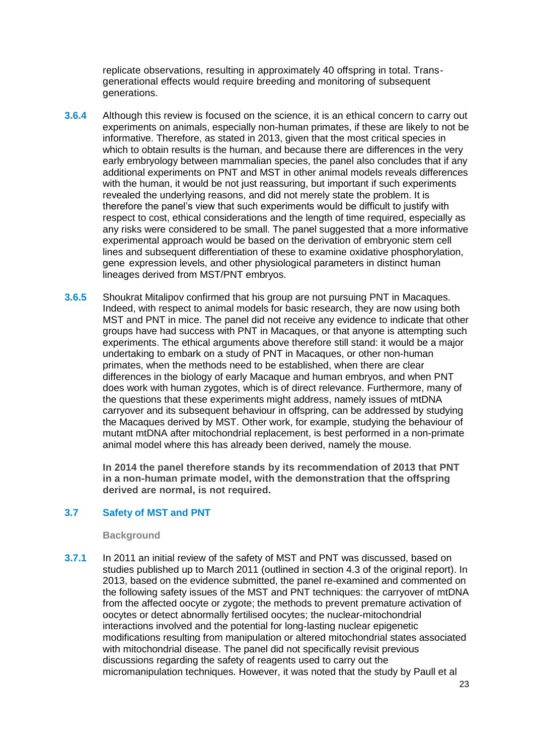replicate observations, resulting in approximately 40 offspring in total. Trans-generational effects would require breeding and monitoring of subsequent generations.

**3.6.4** Although this review is focused on the science, it is an ethical concern to carry out experiments on animals, especially non-human primates, if these are likely to not be informative. Therefore, as stated in 2013, given that the most critical species in which to obtain results is the human, and because there are differences in the very early embryology between mammalian species, the panel also concludes that if any additional experiments on PNT and MST in other animal models reveals differences with the human, it would be not just reassuring, but important if such experiments revealed the underlying reasons, and did not merely state the problem. It is therefore the panel's view that such experiments would be difficult to justify with respect to cost, ethical considerations and the length of time required, especially as any risks were considered to be small. The panel suggested that a more informative experimental approach would be based on the derivation of embryonic stem cell lines and subsequent differentiation of these to examine oxidative phosphorylation, gene expression levels, and other physiological parameters in distinct human lineages derived from MST/PNT embryos.

**3.6.5** Shoukrat Mitalipov confirmed that his group are not pursuing PNT in Macaques. Indeed, with respect to animal models for basic research, they are now using both MST and PNT in mice. The panel did not receive any evidence to indicate that other groups have had success with PNT in Macaques, or that anyone is attempting such experiments. The ethical arguments above therefore still stand: it would be a major undertaking to embark on a study of PNT in Macaques, or other non-human primates, when the methods need to be established, when there are clear differences in the biology of early Macaque and human embryos, and when PNT does work with human zygotes, which is of direct relevance. Furthermore, many of the questions that these experiments might address, namely issues of mtDNA carryover and its subsequent behaviour in offspring, can be addressed by studying the Macaques derived by MST. Other work, for example, studying the behaviour of mutant mtDNA after mitochondrial replacement, is best performed in a non-primate animal model where this has already been derived, namely the mouse.

**In 2014 the panel therefore stands by its recommendation of 2013 that PNT in a non-human primate model, with the demonstration that the offspring derived are normal, is not required.**

## 3.7 Safety of MST and PNT

**Background**

**3.7.1** In 2011 an initial review of the safety of MST and PNT was discussed, based on studies published up to March 2011 (outlined in section 4.3 of the original report). In 2013, based on the evidence submitted, the panel re-examined and commented on the following safety issues of the MST and PNT techniques: the carryover of mtDNA from the affected oocyte or zygote; the methods to prevent premature activation of oocytes or detect abnormally fertilised oocytes; the nuclear-mitochondrial interactions involved and the potential for long-lasting nuclear epigenetic modifications resulting from manipulation or altered mitochondrial states associated with mitochondrial disease. The panel did not specifically revisit previous discussions regarding the safety of reagents used to carry out the micromanipulation techniques. However, it was noted that the study by Paull et al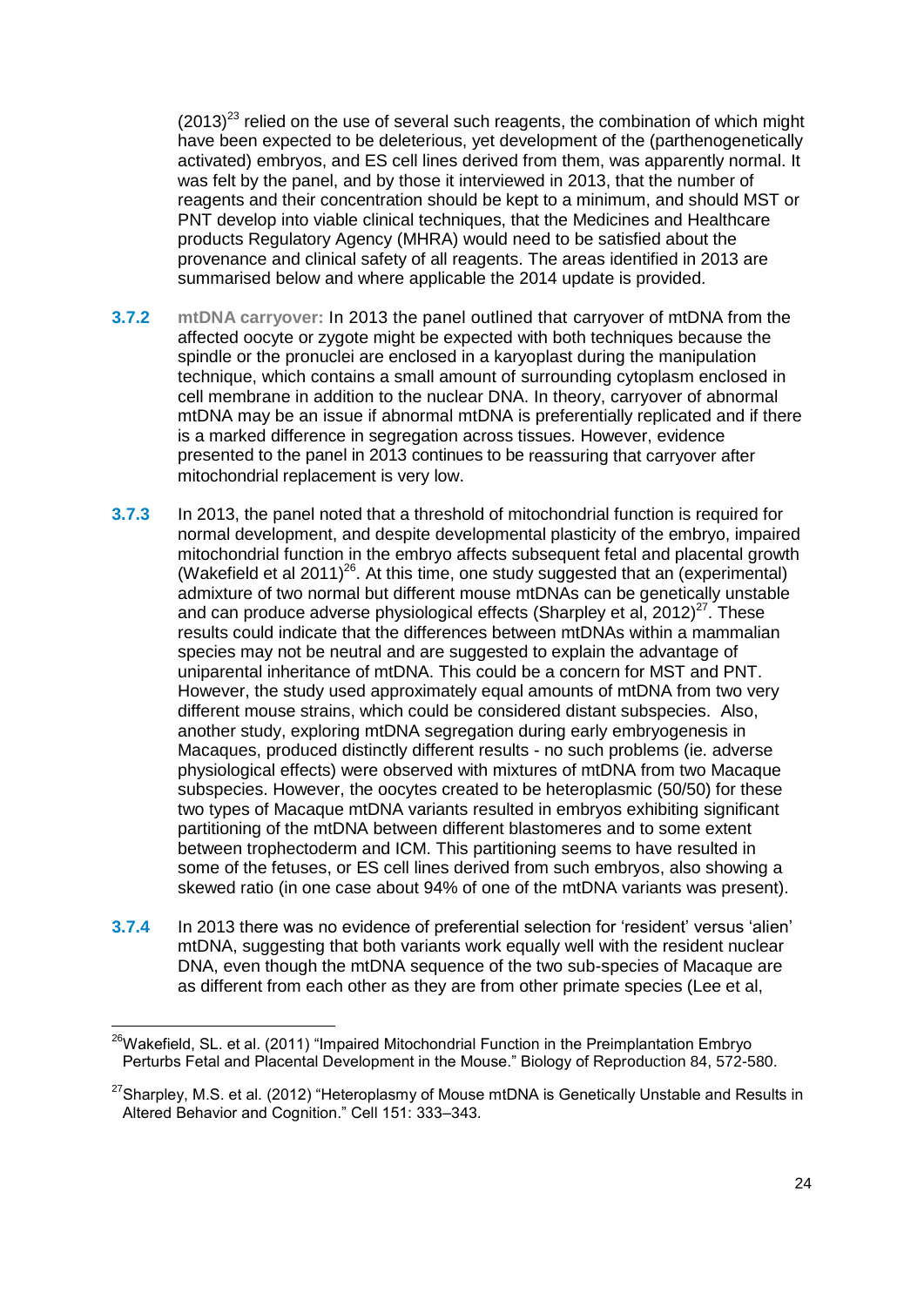(2013)[23] relied on the use of several such reagents, the combination of which might have been expected to be deleterious, yet development of the (parthenogenetically activated) embryos, and ES cell lines derived from them, was apparently normal. It was felt by the panel, and by those it interviewed in 2013, that the number of reagents and their concentration should be kept to a minimum, and should MST or PNT develop into viable clinical techniques, that the Medicines and Healthcare products Regulatory Agency (MHRA) would need to be satisfied about the provenance and clinical safety of all reagents. The areas identified in 2013 are summarised below and where applicable the 2014 update is provided.

**3.7.2** **mtDNA carryover:** In 2013 the panel outlined that carryover of mtDNA from the affected oocyte or zygote might be expected with both techniques because the spindle or the pronuclei are enclosed in a karyoplast during the manipulation technique, which contains a small amount of surrounding cytoplasm enclosed in cell membrane in addition to the nuclear DNA. In theory, carryover of abnormal mtDNA may be an issue if abnormal mtDNA is preferentially replicated and if there is a marked difference in segregation across tissues. However, evidence presented to the panel in 2013 continues to be reassuring that carryover after mitochondrial replacement is very low.

**3.7.3** In 2013, the panel noted that a threshold of mitochondrial function is required for normal development, and despite developmental plasticity of the embryo, impaired mitochondrial function in the embryo affects subsequent fetal and placental growth (Wakefield et al 2011)[26]. At this time, one study suggested that an (experimental) admixture of two normal but different mouse mtDNAs can be genetically unstable and can produce adverse physiological effects (Sharpley et al, 2012)[27]. These results could indicate that the differences between mtDNAs within a mammalian species may not be neutral and are suggested to explain the advantage of uniparental inheritance of mtDNA. This could be a concern for MST and PNT. However, the study used approximately equal amounts of mtDNA from two very different mouse strains, which could be considered distant subspecies. Also, another study, exploring mtDNA segregation during early embryogenesis in Macaques, produced distinctly different results - no such problems (ie. adverse physiological effects) were observed with mixtures of mtDNA from two Macaque subspecies. However, the oocytes created to be heteroplasmic (50/50) for these two types of Macaque mtDNA variants resulted in embryos exhibiting significant partitioning of the mtDNA between different blastomeres and to some extent between trophectoderm and ICM. This partitioning seems to have resulted in some of the fetuses, or ES cell lines derived from such embryos, also showing a skewed ratio (in one case about 94% of one of the mtDNA variants was present).

**3.7.4** In 2013 there was no evidence of preferential selection for 'resident' versus 'alien' mtDNA, suggesting that both variants work equally well with the resident nuclear DNA, even though the mtDNA sequence of the two sub-species of Macaque are as different from each other as they are from other primate species (Lee et al,

---

[26] Wakefield, SL. et al. (2011) "Impaired Mitochondrial Function in the Preimplantation Embryo Perturbs Fetal and Placental Development in the Mouse." Biology of Reproduction 84, 572-580.

[27] Sharpley, M.S. et al. (2012) "Heteroplasmy of Mouse mtDNA is Genetically Unstable and Results in Altered Behavior and Cognition." Cell 151: 333–343.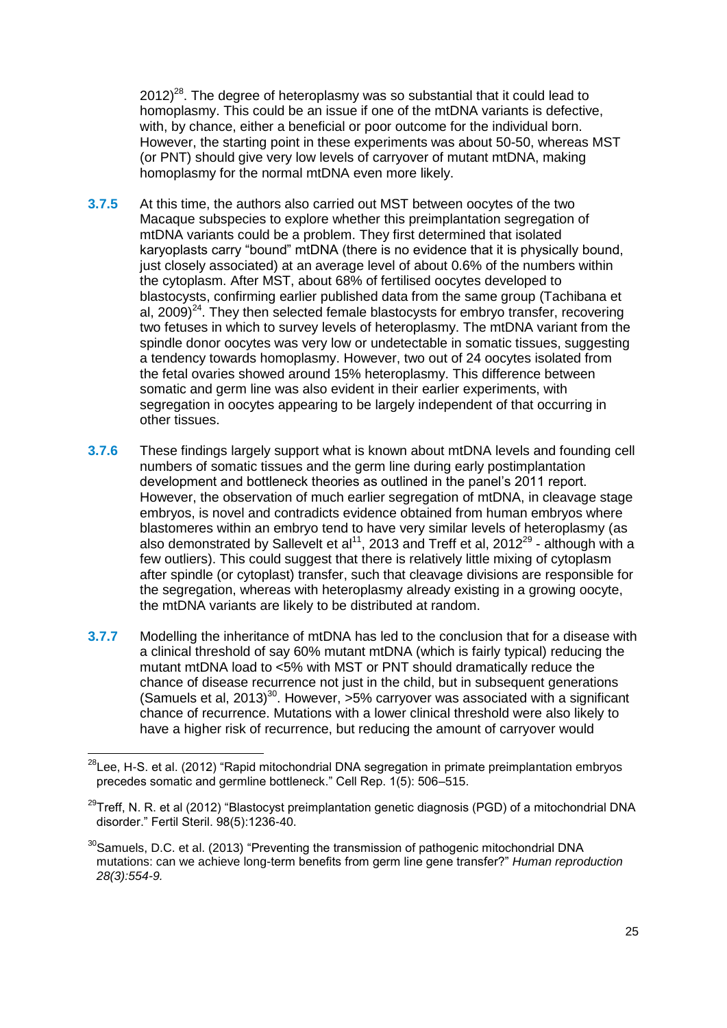2012)[28]. The degree of heteroplasmy was so substantial that it could lead to homoplasmy. This could be an issue if one of the mtDNA variants is defective, with, by chance, either a beneficial or poor outcome for the individual born. However, the starting point in these experiments was about 50-50, whereas MST (or PNT) should give very low levels of carryover of mutant mtDNA, making homoplasmy for the normal mtDNA even more likely.

**3.7.5** At this time, the authors also carried out MST between oocytes of the two Macaque subspecies to explore whether this preimplantation segregation of mtDNA variants could be a problem. They first determined that isolated karyoplasts carry "bound" mtDNA (there is no evidence that it is physically bound, just closely associated) at an average level of about 0.6% of the numbers within the cytoplasm. After MST, about 68% of fertilised oocytes developed to blastocysts, confirming earlier published data from the same group (Tachibana et al, 2009)[24]. They then selected female blastocysts for embryo transfer, recovering two fetuses in which to survey levels of heteroplasmy. The mtDNA variant from the spindle donor oocytes was very low or undetectable in somatic tissues, suggesting a tendency towards homoplasmy. However, two out of 24 oocytes isolated from the fetal ovaries showed around 15% heteroplasmy. This difference between somatic and germ line was also evident in their earlier experiments, with segregation in oocytes appearing to be largely independent of that occurring in other tissues.

**3.7.6** These findings largely support what is known about mtDNA levels and founding cell numbers of somatic tissues and the germ line during early postimplantation development and bottleneck theories as outlined in the panel's 2011 report. However, the observation of much earlier segregation of mtDNA, in cleavage stage embryos, is novel and contradicts evidence obtained from human embryos where blastomeres within an embryo tend to have very similar levels of heteroplasmy (as also demonstrated by Sallevelt et al[11], 2013 and Treff et al, 2012[29] - although with a few outliers). This could suggest that there is relatively little mixing of cytoplasm after spindle (or cytoplast) transfer, such that cleavage divisions are responsible for the segregation, whereas with heteroplasmy already existing in a growing oocyte, the mtDNA variants are likely to be distributed at random.

**3.7.7** Modelling the inheritance of mtDNA has led to the conclusion that for a disease with a clinical threshold of say 60% mutant mtDNA (which is fairly typical) reducing the mutant mtDNA load to <5% with MST or PNT should dramatically reduce the chance of disease recurrence not just in the child, but in subsequent generations (Samuels et al, 2013)[30]. However, >5% carryover was associated with a significant chance of recurrence. Mutations with a lower clinical threshold were also likely to have a higher risk of recurrence, but reducing the amount of carryover would

[28] Lee, H-S. et al. (2012) "Rapid mitochondrial DNA segregation in primate preimplantation embryos precedes somatic and germline bottleneck." Cell Rep. 1(5): 506–515.

[29] Treff, N. R. et al (2012) "Blastocyst preimplantation genetic diagnosis (PGD) of a mitochondrial DNA disorder." Fertil Steril. 98(5):1236-40.

[30] Samuels, D.C. et al. (2013) "Preventing the transmission of pathogenic mitochondrial DNA mutations: can we achieve long-term benefits from germ line gene transfer?" *Human reproduction 28(3):554-9.*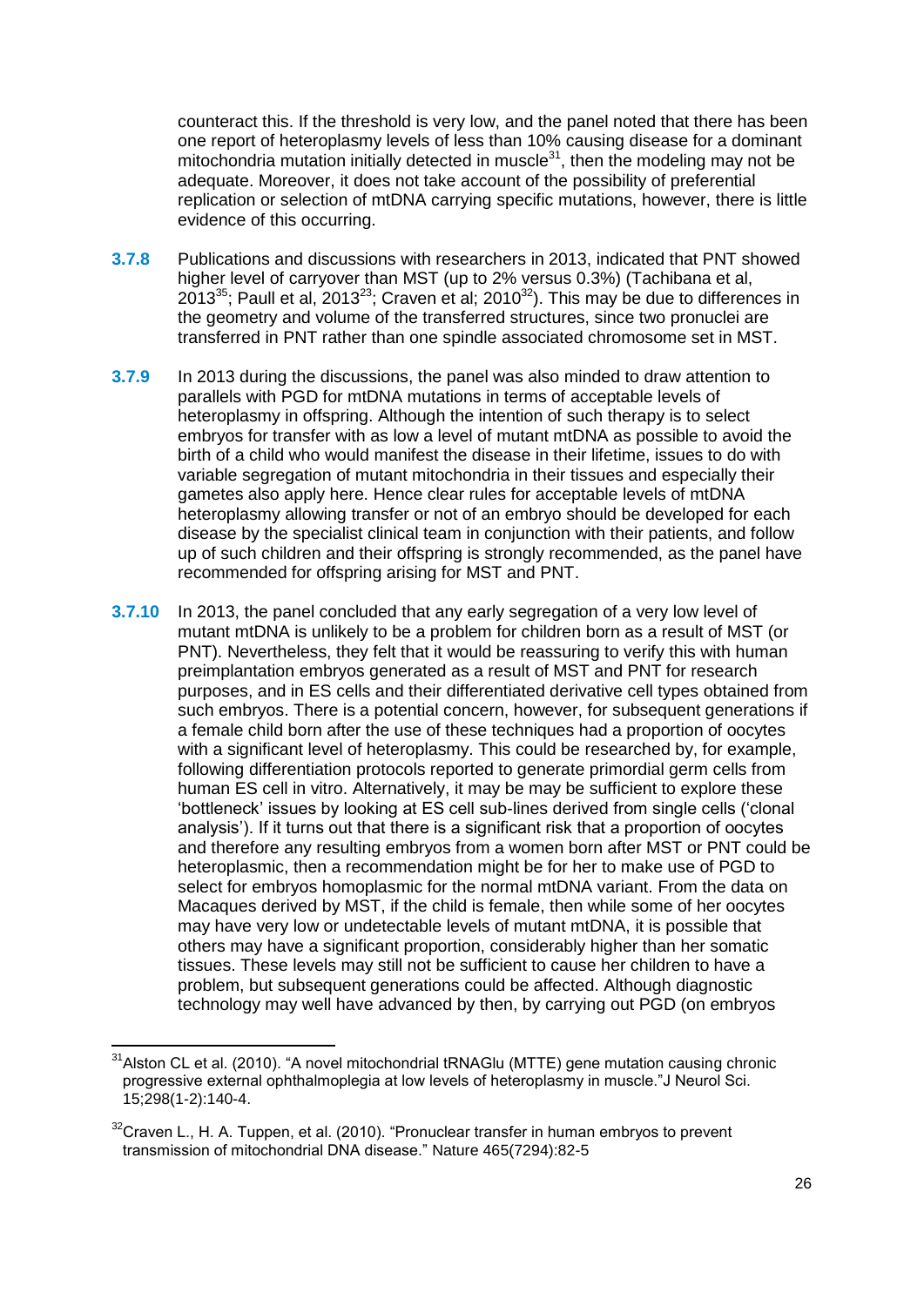counteract this. If the threshold is very low, and the panel noted that there has been one report of heteroplasmy levels of less than 10% causing disease for a dominant mitochondria mutation initially detected in muscle[31], then the modeling may not be adequate. Moreover, it does not take account of the possibility of preferential replication or selection of mtDNA carrying specific mutations, however, there is little evidence of this occurring.

**3.7.8** Publications and discussions with researchers in 2013, indicated that PNT showed higher level of carryover than MST (up to 2% versus 0.3%) (Tachibana et al, 2013[35]; Paull et al, 2013[23]; Craven et al; 2010[32]). This may be due to differences in the geometry and volume of the transferred structures, since two pronuclei are transferred in PNT rather than one spindle associated chromosome set in MST.

**3.7.9** In 2013 during the discussions, the panel was also minded to draw attention to parallels with PGD for mtDNA mutations in terms of acceptable levels of heteroplasmy in offspring. Although the intention of such therapy is to select embryos for transfer with as low a level of mutant mtDNA as possible to avoid the birth of a child who would manifest the disease in their lifetime, issues to do with variable segregation of mutant mitochondria in their tissues and especially their gametes also apply here. Hence clear rules for acceptable levels of mtDNA heteroplasmy allowing transfer or not of an embryo should be developed for each disease by the specialist clinical team in conjunction with their patients, and follow up of such children and their offspring is strongly recommended, as the panel have recommended for offspring arising for MST and PNT.

**3.7.10** In 2013, the panel concluded that any early segregation of a very low level of mutant mtDNA is unlikely to be a problem for children born as a result of MST (or PNT). Nevertheless, they felt that it would be reassuring to verify this with human preimplantation embryos generated as a result of MST and PNT for research purposes, and in ES cells and their differentiated derivative cell types obtained from such embryos. There is a potential concern, however, for subsequent generations if a female child born after the use of these techniques had a proportion of oocytes with a significant level of heteroplasmy. This could be researched by, for example, following differentiation protocols reported to generate primordial germ cells from human ES cell in vitro. Alternatively, it may be may be sufficient to explore these 'bottleneck' issues by looking at ES cell sub-lines derived from single cells ('clonal analysis'). If it turns out that there is a significant risk that a proportion of oocytes and therefore any resulting embryos from a women born after MST or PNT could be heteroplasmic, then a recommendation might be for her to make use of PGD to select for embryos homoplasmic for the normal mtDNA variant. From the data on Macaques derived by MST, if the child is female, then while some of her oocytes may have very low or undetectable levels of mutant mtDNA, it is possible that others may have a significant proportion, considerably higher than her somatic tissues. These levels may still not be sufficient to cause her children to have a problem, but subsequent generations could be affected. Although diagnostic technology may well have advanced by then, by carrying out PGD (on embryos

---

[31] Alston CL et al. (2010). "A novel mitochondrial tRNAGlu (MTTE) gene mutation causing chronic progressive external ophthalmoplegia at low levels of heteroplasmy in muscle."J Neurol Sci. 15;298(1-2):140-4.

[32] Craven L., H. A. Tuppen, et al. (2010). "Pronuclear transfer in human embryos to prevent transmission of mitochondrial DNA disease." Nature 465(7294):82-5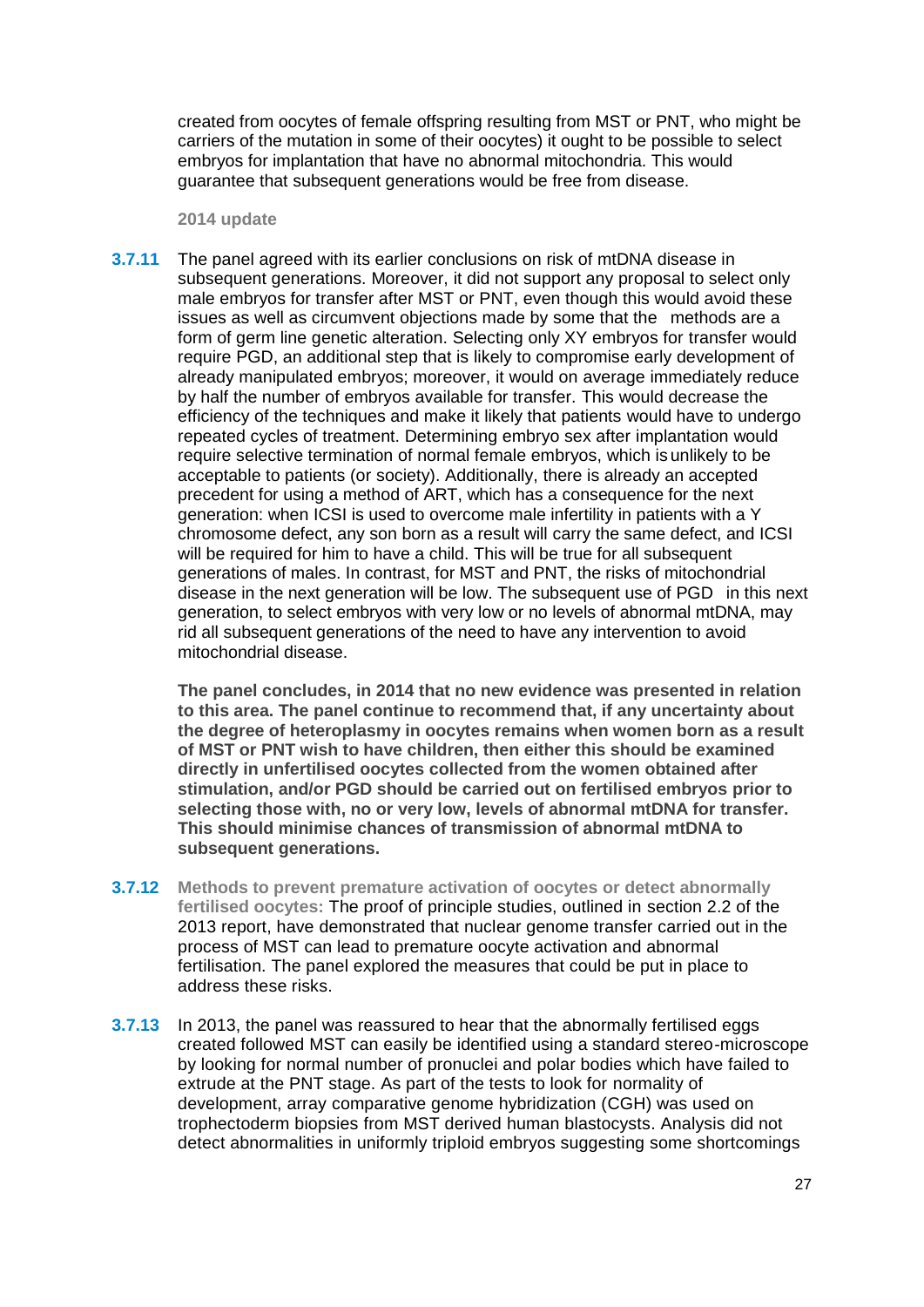created from oocytes of female offspring resulting from MST or PNT, who might be carriers of the mutation in some of their oocytes) it ought to be possible to select embryos for implantation that have no abnormal mitochondria. This would guarantee that subsequent generations would be free from disease.

**2014 update**

**3.7.11** The panel agreed with its earlier conclusions on risk of mtDNA disease in subsequent generations. Moreover, it did not support any proposal to select only male embryos for transfer after MST or PNT, even though this would avoid these issues as well as circumvent objections made by some that the methods are a form of germ line genetic alteration. Selecting only XY embryos for transfer would require PGD, an additional step that is likely to compromise early development of already manipulated embryos; moreover, it would on average immediately reduce by half the number of embryos available for transfer. This would decrease the efficiency of the techniques and make it likely that patients would have to undergo repeated cycles of treatment. Determining embryo sex after implantation would require selective termination of normal female embryos, which is unlikely to be acceptable to patients (or society). Additionally, there is already an accepted precedent for using a method of ART, which has a consequence for the next generation: when ICSI is used to overcome male infertility in patients with a Y chromosome defect, any son born as a result will carry the same defect, and ICSI will be required for him to have a child. This will be true for all subsequent generations of males. In contrast, for MST and PNT, the risks of mitochondrial disease in the next generation will be low. The subsequent use of PGD in this next generation, to select embryos with very low or no levels of abnormal mtDNA, may rid all subsequent generations of the need to have any intervention to avoid mitochondrial disease.

**The panel concludes, in 2014 that no new evidence was presented in relation to this area. The panel continue to recommend that, if any uncertainty about the degree of heteroplasmy in oocytes remains when women born as a result of MST or PNT wish to have children, then either this should be examined directly in unfertilised oocytes collected from the women obtained after stimulation, and/or PGD should be carried out on fertilised embryos prior to selecting those with, no or very low, levels of abnormal mtDNA for transfer. This should minimise chances of transmission of abnormal mtDNA to subsequent generations.**

**3.7.12** **Methods to prevent premature activation of oocytes or detect abnormally fertilised oocytes:** The proof of principle studies, outlined in section 2.2 of the 2013 report, have demonstrated that nuclear genome transfer carried out in the process of MST can lead to premature oocyte activation and abnormal fertilisation. The panel explored the measures that could be put in place to address these risks.

**3.7.13** In 2013, the panel was reassured to hear that the abnormally fertilised eggs created followed MST can easily be identified using a standard stereo-microscope by looking for normal number of pronuclei and polar bodies which have failed to extrude at the PNT stage. As part of the tests to look for normality of development, array comparative genome hybridization (CGH) was used on trophectoderm biopsies from MST derived human blastocysts. Analysis did not detect abnormalities in uniformly triploid embryos suggesting some shortcomings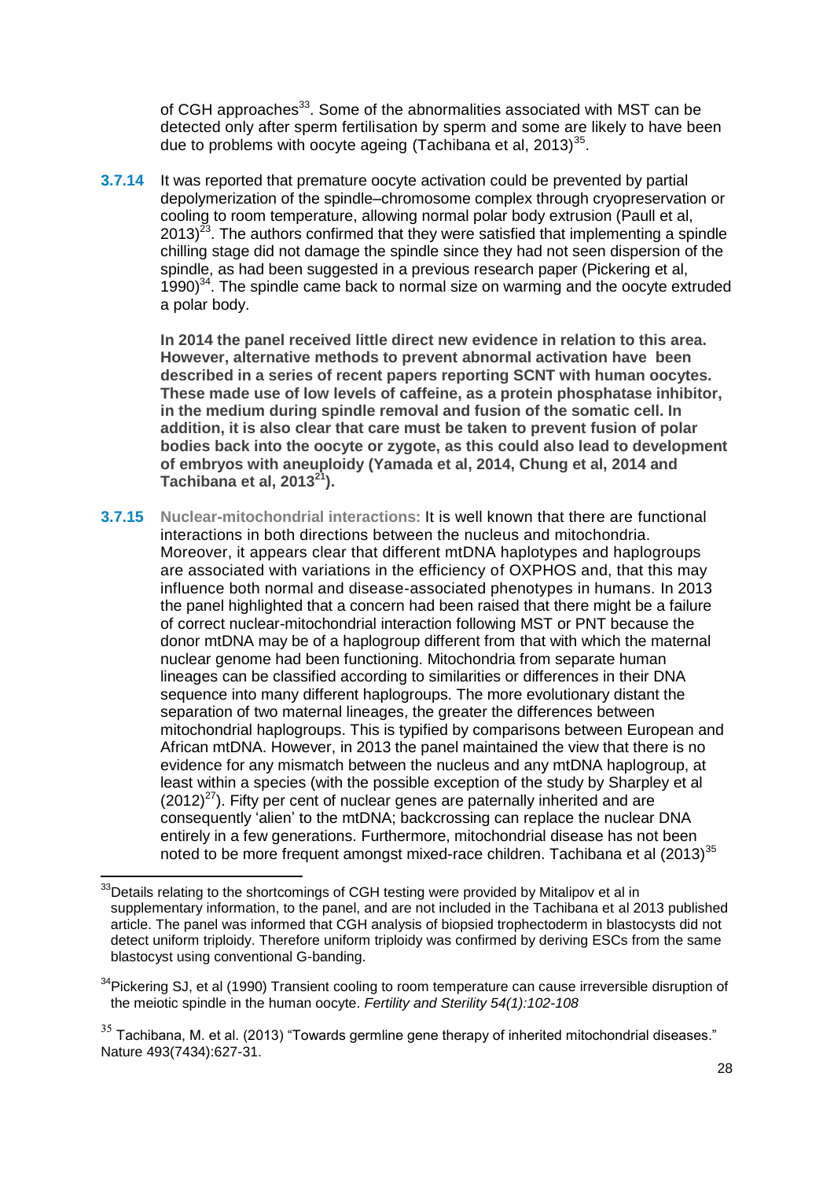of CGH approaches[33]. Some of the abnormalities associated with MST can be detected only after sperm fertilisation by sperm and some are likely to have been due to problems with oocyte ageing (Tachibana et al, 2013)[35].

**3.7.14** It was reported that premature oocyte activation could be prevented by partial depolymerization of the spindle–chromosome complex through cryopreservation or cooling to room temperature, allowing normal polar body extrusion (Paull et al, 2013)[23]. The authors confirmed that they were satisfied that implementing a spindle chilling stage did not damage the spindle since they had not seen dispersion of the spindle, as had been suggested in a previous research paper (Pickering et al, 1990)[34]. The spindle came back to normal size on warming and the oocyte extruded a polar body.

**In 2014 the panel received little direct new evidence in relation to this area. However, alternative methods to prevent abnormal activation have been described in a series of recent papers reporting SCNT with human oocytes. These made use of low levels of caffeine, as a protein phosphatase inhibitor, in the medium during spindle removal and fusion of the somatic cell. In addition, it is also clear that care must be taken to prevent fusion of polar bodies back into the oocyte or zygote, as this could also lead to development of embryos with aneuploidy (Yamada et al, 2014, Chung et al, 2014 and Tachibana et al, 2013[21]).**

**3.7.15** **Nuclear-mitochondrial interactions:** It is well known that there are functional interactions in both directions between the nucleus and mitochondria. Moreover, it appears clear that different mtDNA haplotypes and haplogroups are associated with variations in the efficiency of OXPHOS and, that this may influence both normal and disease-associated phenotypes in humans. In 2013 the panel highlighted that a concern had been raised that there might be a failure of correct nuclear-mitochondrial interaction following MST or PNT because the donor mtDNA may be of a haplogroup different from that with which the maternal nuclear genome had been functioning. Mitochondria from separate human lineages can be classified according to similarities or differences in their DNA sequence into many different haplogroups. The more evolutionary distant the separation of two maternal lineages, the greater the differences between mitochondrial haplogroups. This is typified by comparisons between European and African mtDNA. However, in 2013 the panel maintained the view that there is no evidence for any mismatch between the nucleus and any mtDNA haplogroup, at least within a species (with the possible exception of the study by Sharpley et al (2012)[27]). Fifty per cent of nuclear genes are paternally inherited and are consequently 'alien' to the mtDNA; backcrossing can replace the nuclear DNA entirely in a few generations. Furthermore, mitochondrial disease has not been noted to be more frequent amongst mixed-race children. Tachibana et al (2013)[35]

---

[33] Details relating to the shortcomings of CGH testing were provided by Mitalipov et al in supplementary information, to the panel, and are not included in the Tachibana et al 2013 published article. The panel was informed that CGH analysis of biopsied trophectoderm in blastocysts did not detect uniform triploidy. Therefore uniform triploidy was confirmed by deriving ESCs from the same blastocyst using conventional G-banding.

[34] Pickering SJ, et al (1990) Transient cooling to room temperature can cause irreversible disruption of the meiotic spindle in the human oocyte. *Fertility and Sterility 54(1):102-108*

[35] Tachibana, M. et al. (2013) "Towards germline gene therapy of inherited mitochondrial diseases." Nature 493(7434):627-31.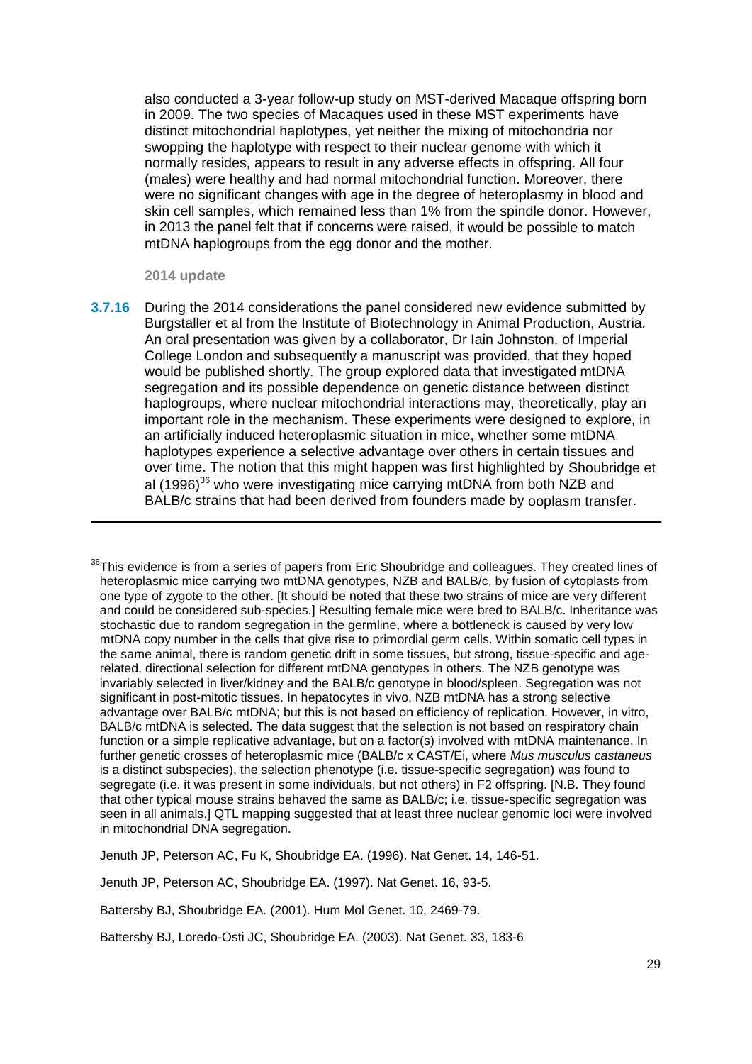also conducted a 3-year follow-up study on MST-derived Macaque offspring born in 2009. The two species of Macaques used in these MST experiments have distinct mitochondrial haplotypes, yet neither the mixing of mitochondria nor swopping the haplotype with respect to their nuclear genome with which it normally resides, appears to result in any adverse effects in offspring. All four (males) were healthy and had normal mitochondrial function. Moreover, there were no significant changes with age in the degree of heteroplasmy in blood and skin cell samples, which remained less than 1% from the spindle donor. However, in 2013 the panel felt that if concerns were raised, it would be possible to match mtDNA haplogroups from the egg donor and the mother.

**2014 update**

**3.7.16** During the 2014 considerations the panel considered new evidence submitted by Burgstaller et al from the Institute of Biotechnology in Animal Production, Austria. An oral presentation was given by a collaborator, Dr Iain Johnston, of Imperial College London and subsequently a manuscript was provided, that they hoped would be published shortly. The group explored data that investigated mtDNA segregation and its possible dependence on genetic distance between distinct haplogroups, where nuclear mitochondrial interactions may, theoretically, play an important role in the mechanism. These experiments were designed to explore, in an artificially induced heteroplasmic situation in mice, whether some mtDNA haplotypes experience a selective advantage over others in certain tissues and over time. The notion that this might happen was first highlighted by Shoubridge et al (1996)[36] who were investigating mice carrying mtDNA from both NZB and BALB/c strains that had been derived from founders made by ooplasm transfer.

---

[36] This evidence is from a series of papers from Eric Shoubridge and colleagues. They created lines of heteroplasmic mice carrying two mtDNA genotypes, NZB and BALB/c, by fusion of cytoplasts from one type of zygote to the other. [It should be noted that these two strains of mice are very different and could be considered sub-species.] Resulting female mice were bred to BALB/c. Inheritance was stochastic due to random segregation in the germline, where a bottleneck is caused by very low mtDNA copy number in the cells that give rise to primordial germ cells. Within somatic cell types in the same animal, there is random genetic drift in some tissues, but strong, tissue-specific and age-related, directional selection for different mtDNA genotypes in others. The NZB genotype was invariably selected in liver/kidney and the BALB/c genotype in blood/spleen. Segregation was not significant in post-mitotic tissues. In hepatocytes in vivo, NZB mtDNA has a strong selective advantage over BALB/c mtDNA; but this is not based on efficiency of replication. However, in vitro, BALB/c mtDNA is selected. The data suggest that the selection is not based on respiratory chain function or a simple replicative advantage, but on a factor(s) involved with mtDNA maintenance. In further genetic crosses of heteroplasmic mice (BALB/c x CAST/Ei, where *Mus musculus castaneus* is a distinct subspecies), the selection phenotype (i.e. tissue-specific segregation) was found to segregate (i.e. it was present in some individuals, but not others) in F2 offspring. [N.B. They found that other typical mouse strains behaved the same as BALB/c; i.e. tissue-specific segregation was seen in all animals.] QTL mapping suggested that at least three nuclear genomic loci were involved in mitochondrial DNA segregation.

Jenuth JP, Peterson AC, Fu K, Shoubridge EA. (1996). Nat Genet. 14, 146-51.

Jenuth JP, Peterson AC, Shoubridge EA. (1997). Nat Genet. 16, 93-5.

Battersby BJ, Shoubridge EA. (2001). Hum Mol Genet. 10, 2469-79.

Battersby BJ, Loredo-Osti JC, Shoubridge EA. (2003). Nat Genet. 33, 183-6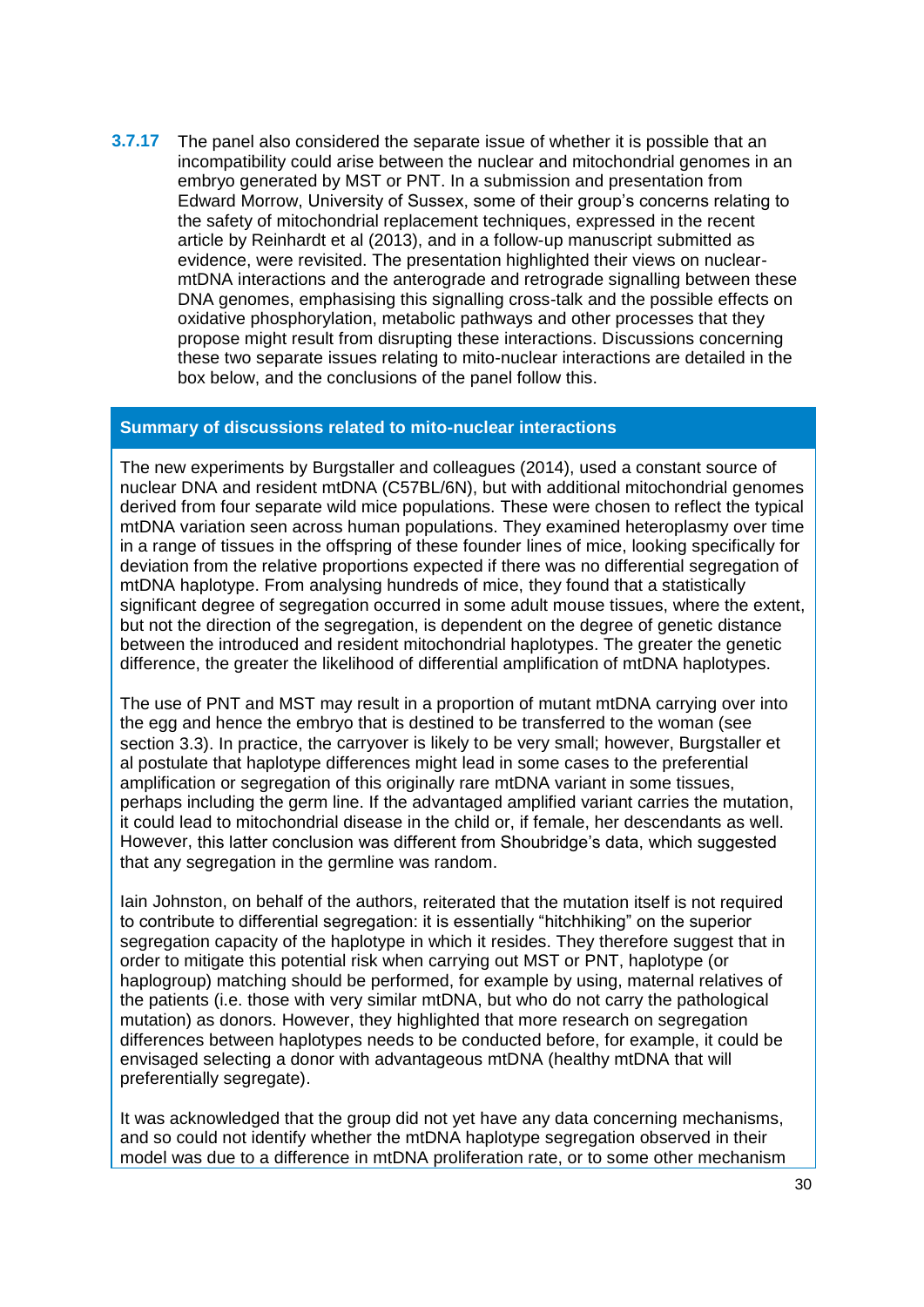**3.7.17** The panel also considered the separate issue of whether it is possible that an incompatibility could arise between the nuclear and mitochondrial genomes in an embryo generated by MST or PNT. In a submission and presentation from Edward Morrow, University of Sussex, some of their group's concerns relating to the safety of mitochondrial replacement techniques, expressed in the recent article by Reinhardt et al (2013), and in a follow-up manuscript submitted as evidence, were revisited. The presentation highlighted their views on nuclear-mtDNA interactions and the anterograde and retrograde signalling between these DNA genomes, emphasising this signalling cross-talk and the possible effects on oxidative phosphorylation, metabolic pathways and other processes that they propose might result from disrupting these interactions. Discussions concerning these two separate issues relating to mito-nuclear interactions are detailed in the box below, and the conclusions of the panel follow this.

**Summary of discussions related to mito-nuclear interactions**

The new experiments by Burgstaller and colleagues (2014), used a constant source of nuclear DNA and resident mtDNA (C57BL/6N), but with additional mitochondrial genomes derived from four separate wild mice populations. These were chosen to reflect the typical mtDNA variation seen across human populations. They examined heteroplasmy over time in a range of tissues in the offspring of these founder lines of mice, looking specifically for deviation from the relative proportions expected if there was no differential segregation of mtDNA haplotype. From analysing hundreds of mice, they found that a statistically significant degree of segregation occurred in some adult mouse tissues, where the extent, but not the direction of the segregation, is dependent on the degree of genetic distance between the introduced and resident mitochondrial haplotypes. The greater the genetic difference, the greater the likelihood of differential amplification of mtDNA haplotypes.

The use of PNT and MST may result in a proportion of mutant mtDNA carrying over into the egg and hence the embryo that is destined to be transferred to the woman (see section 3.3). In practice, the carryover is likely to be very small; however, Burgstaller et al postulate that haplotype differences might lead in some cases to the preferential amplification or segregation of this originally rare mtDNA variant in some tissues, perhaps including the germ line. If the advantaged amplified variant carries the mutation, it could lead to mitochondrial disease in the child or, if female, her descendants as well. However, this latter conclusion was different from Shoubridge's data, which suggested that any segregation in the germline was random.

Iain Johnston, on behalf of the authors, reiterated that the mutation itself is not required to contribute to differential segregation: it is essentially "hitchhiking" on the superior segregation capacity of the haplotype in which it resides. They therefore suggest that in order to mitigate this potential risk when carrying out MST or PNT, haplotype (or haplogroup) matching should be performed, for example by using, maternal relatives of the patients (i.e. those with very similar mtDNA, but who do not carry the pathological mutation) as donors. However, they highlighted that more research on segregation differences between haplotypes needs to be conducted before, for example, it could be envisaged selecting a donor with advantageous mtDNA (healthy mtDNA that will preferentially segregate).

It was acknowledged that the group did not yet have any data concerning mechanisms, and so could not identify whether the mtDNA haplotype segregation observed in their model was due to a difference in mtDNA proliferation rate, or to some other mechanism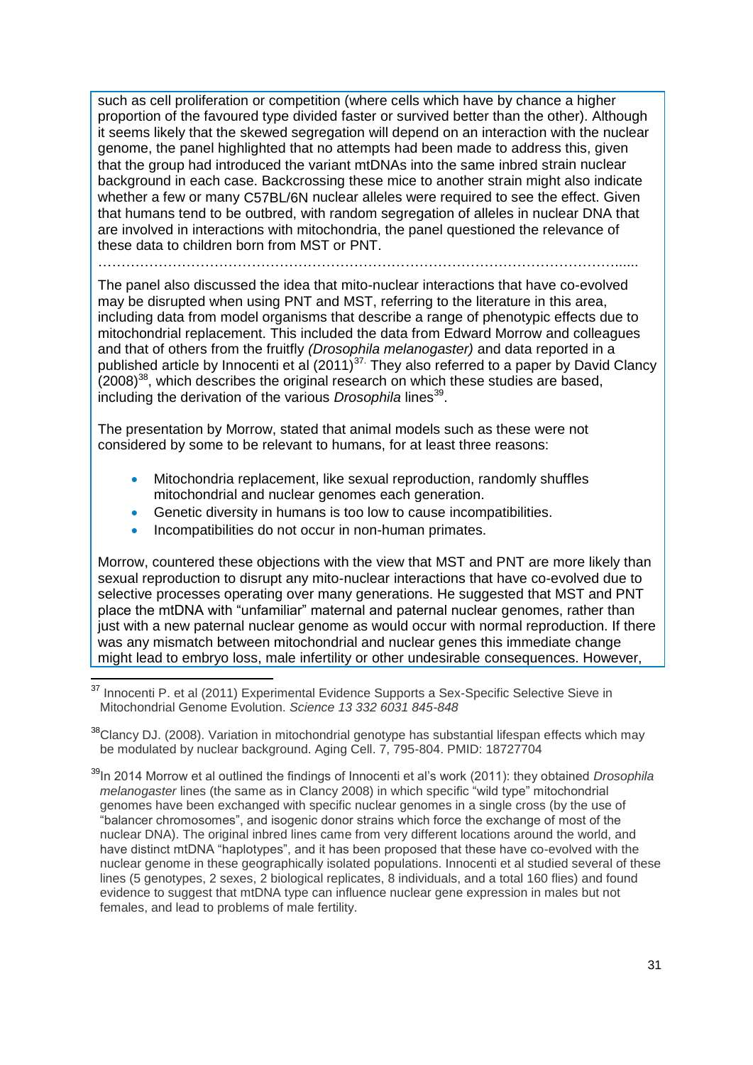such as cell proliferation or competition (where cells which have by chance a higher proportion of the favoured type divided faster or survived better than the other). Although it seems likely that the skewed segregation will depend on an interaction with the nuclear genome, the panel highlighted that no attempts had been made to address this, given that the group had introduced the variant mtDNAs into the same inbred strain nuclear background in each case. Backcrossing these mice to another strain might also indicate whether a few or many C57BL/6N nuclear alleles were required to see the effect. Given that humans tend to be outbred, with random segregation of alleles in nuclear DNA that are involved in interactions with mitochondria, the panel questioned the relevance of these data to children born from MST or PNT.

…………………………………………………………………………………………………......

The panel also discussed the idea that mito-nuclear interactions that have co-evolved may be disrupted when using PNT and MST, referring to the literature in this area, including data from model organisms that describe a range of phenotypic effects due to mitochondrial replacement. This included the data from Edward Morrow and colleagues and that of others from the fruitfly *(Drosophila melanogaster)* and data reported in a published article by Innocenti et al (2011)[37]. They also referred to a paper by David Clancy (2008)[38], which describes the original research on which these studies are based, including the derivation of the various *Drosophila* lines[39].

The presentation by Morrow, stated that animal models such as these were not considered by some to be relevant to humans, for at least three reasons:

- Mitochondria replacement, like sexual reproduction, randomly shuffles mitochondrial and nuclear genomes each generation.
- Genetic diversity in humans is too low to cause incompatibilities.
- Incompatibilities do not occur in non-human primates.

Morrow, countered these objections with the view that MST and PNT are more likely than sexual reproduction to disrupt any mito-nuclear interactions that have co-evolved due to selective processes operating over many generations. He suggested that MST and PNT place the mtDNA with "unfamiliar" maternal and paternal nuclear genomes, rather than just with a new paternal nuclear genome as would occur with normal reproduction. If there was any mismatch between mitochondrial and nuclear genes this immediate change might lead to embryo loss, male infertility or other undesirable consequences. However,

---

[37] Innocenti P. et al (2011) Experimental Evidence Supports a Sex-Specific Selective Sieve in Mitochondrial Genome Evolution. *Science 13 332 6031 845-848*

[38] Clancy DJ. (2008). Variation in mitochondrial genotype has substantial lifespan effects which may be modulated by nuclear background. Aging Cell. 7, 795-804. PMID: 18727704

[39] In 2014 Morrow et al outlined the findings of Innocenti et al's work (2011): they obtained *Drosophila melanogaster* lines (the same as in Clancy 2008) in which specific "wild type" mitochondrial genomes have been exchanged with specific nuclear genomes in a single cross (by the use of "balancer chromosomes", and isogenic donor strains which force the exchange of most of the nuclear DNA). The original inbred lines came from very different locations around the world, and have distinct mtDNA "haplotypes", and it has been proposed that these have co-evolved with the nuclear genome in these geographically isolated populations. Innocenti et al studied several of these lines (5 genotypes, 2 sexes, 2 biological replicates, 8 individuals, and a total 160 flies) and found evidence to suggest that mtDNA type can influence nuclear gene expression in males but not females, and lead to problems of male fertility.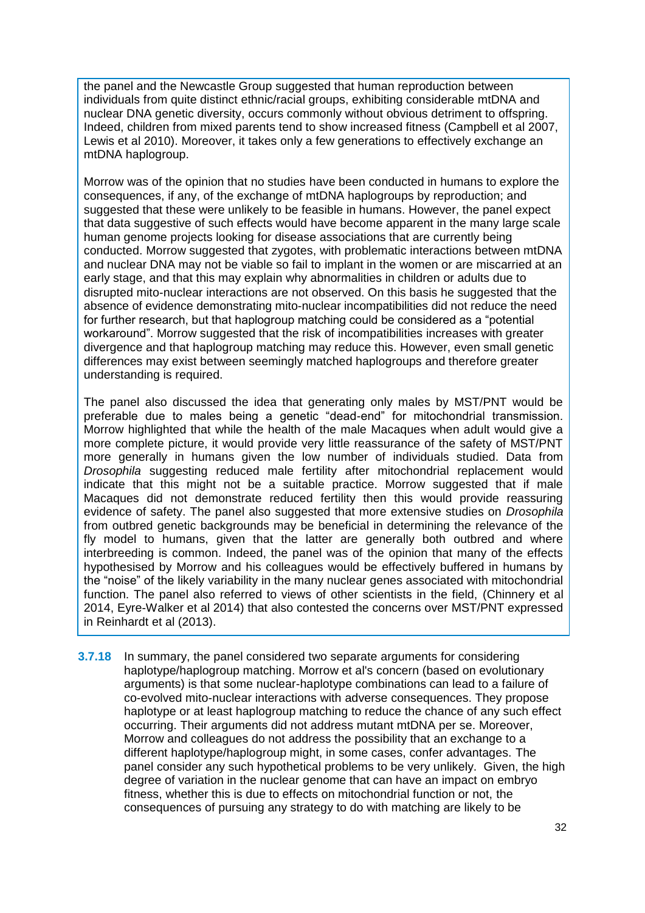the panel and the Newcastle Group suggested that human reproduction between individuals from quite distinct ethnic/racial groups, exhibiting considerable mtDNA and nuclear DNA genetic diversity, occurs commonly without obvious detriment to offspring. Indeed, children from mixed parents tend to show increased fitness (Campbell et al 2007, Lewis et al 2010). Moreover, it takes only a few generations to effectively exchange an mtDNA haplogroup.

Morrow was of the opinion that no studies have been conducted in humans to explore the consequences, if any, of the exchange of mtDNA haplogroups by reproduction; and suggested that these were unlikely to be feasible in humans. However, the panel expect that data suggestive of such effects would have become apparent in the many large scale human genome projects looking for disease associations that are currently being conducted. Morrow suggested that zygotes, with problematic interactions between mtDNA and nuclear DNA may not be viable so fail to implant in the women or are miscarried at an early stage, and that this may explain why abnormalities in children or adults due to disrupted mito-nuclear interactions are not observed. On this basis he suggested that the absence of evidence demonstrating mito-nuclear incompatibilities did not reduce the need for further research, but that haplogroup matching could be considered as a "potential workaround". Morrow suggested that the risk of incompatibilities increases with greater divergence and that haplogroup matching may reduce this. However, even small genetic differences may exist between seemingly matched haplogroups and therefore greater understanding is required.

The panel also discussed the idea that generating only males by MST/PNT would be preferable due to males being a genetic "dead-end" for mitochondrial transmission. Morrow highlighted that while the health of the male Macaques when adult would give a more complete picture, it would provide very little reassurance of the safety of MST/PNT more generally in humans given the low number of individuals studied. Data from *Drosophila* suggesting reduced male fertility after mitochondrial replacement would indicate that this might not be a suitable practice. Morrow suggested that if male Macaques did not demonstrate reduced fertility then this would provide reassuring evidence of safety. The panel also suggested that more extensive studies on *Drosophila* from outbred genetic backgrounds may be beneficial in determining the relevance of the fly model to humans, given that the latter are generally both outbred and where interbreeding is common. Indeed, the panel was of the opinion that many of the effects hypothesised by Morrow and his colleagues would be effectively buffered in humans by the "noise" of the likely variability in the many nuclear genes associated with mitochondrial function. The panel also referred to views of other scientists in the field, (Chinnery et al 2014, Eyre-Walker et al 2014) that also contested the concerns over MST/PNT expressed in Reinhardt et al (2013).

**3.7.18** In summary, the panel considered two separate arguments for considering haplotype/haplogroup matching. Morrow et al's concern (based on evolutionary arguments) is that some nuclear-haplotype combinations can lead to a failure of co-evolved mito-nuclear interactions with adverse consequences. They propose haplotype or at least haplogroup matching to reduce the chance of any such effect occurring. Their arguments did not address mutant mtDNA per se. Moreover, Morrow and colleagues do not address the possibility that an exchange to a different haplotype/haplogroup might, in some cases, confer advantages. The panel consider any such hypothetical problems to be very unlikely. Given, the high degree of variation in the nuclear genome that can have an impact on embryo fitness, whether this is due to effects on mitochondrial function or not, the consequences of pursuing any strategy to do with matching are likely to be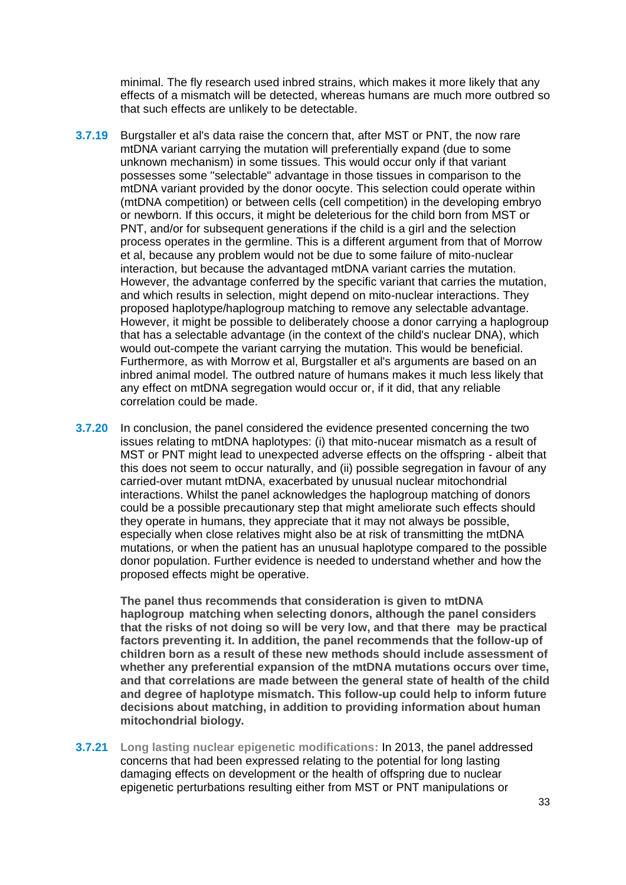minimal. The fly research used inbred strains, which makes it more likely that any effects of a mismatch will be detected, whereas humans are much more outbred so that such effects are unlikely to be detectable.

**3.7.19** Burgstaller et al's data raise the concern that, after MST or PNT, the now rare mtDNA variant carrying the mutation will preferentially expand (due to some unknown mechanism) in some tissues. This would occur only if that variant possesses some "selectable" advantage in those tissues in comparison to the mtDNA variant provided by the donor oocyte. This selection could operate within (mtDNA competition) or between cells (cell competition) in the developing embryo or newborn. If this occurs, it might be deleterious for the child born from MST or PNT, and/or for subsequent generations if the child is a girl and the selection process operates in the germline. This is a different argument from that of Morrow et al, because any problem would not be due to some failure of mito-nuclear interaction, but because the advantaged mtDNA variant carries the mutation. However, the advantage conferred by the specific variant that carries the mutation, and which results in selection, might depend on mito-nuclear interactions. They proposed haplotype/haplogroup matching to remove any selectable advantage. However, it might be possible to deliberately choose a donor carrying a haplogroup that has a selectable advantage (in the context of the child's nuclear DNA), which would out-compete the variant carrying the mutation. This would be beneficial. Furthermore, as with Morrow et al, Burgstaller et al's arguments are based on an inbred animal model. The outbred nature of humans makes it much less likely that any effect on mtDNA segregation would occur or, if it did, that any reliable correlation could be made.

**3.7.20** In conclusion, the panel considered the evidence presented concerning the two issues relating to mtDNA haplotypes: (i) that mito-nucear mismatch as a result of MST or PNT might lead to unexpected adverse effects on the offspring - albeit that this does not seem to occur naturally, and (ii) possible segregation in favour of any carried-over mutant mtDNA, exacerbated by unusual nuclear mitochondrial interactions. Whilst the panel acknowledges the haplogroup matching of donors could be a possible precautionary step that might ameliorate such effects should they operate in humans, they appreciate that it may not always be possible, especially when close relatives might also be at risk of transmitting the mtDNA mutations, or when the patient has an unusual haplotype compared to the possible donor population. Further evidence is needed to understand whether and how the proposed effects might be operative.

**The panel thus recommends that consideration is given to mtDNA haplogroup matching when selecting donors, although the panel considers that the risks of not doing so will be very low, and that there may be practical factors preventing it. In addition, the panel recommends that the follow-up of children born as a result of these new methods should include assessment of whether any preferential expansion of the mtDNA mutations occurs over time, and that correlations are made between the general state of health of the child and degree of haplotype mismatch. This follow-up could help to inform future decisions about matching, in addition to providing information about human mitochondrial biology.**

**3.7.21** **Long lasting nuclear epigenetic modifications:** In 2013, the panel addressed concerns that had been expressed relating to the potential for long lasting damaging effects on development or the health of offspring due to nuclear epigenetic perturbations resulting either from MST or PNT manipulations or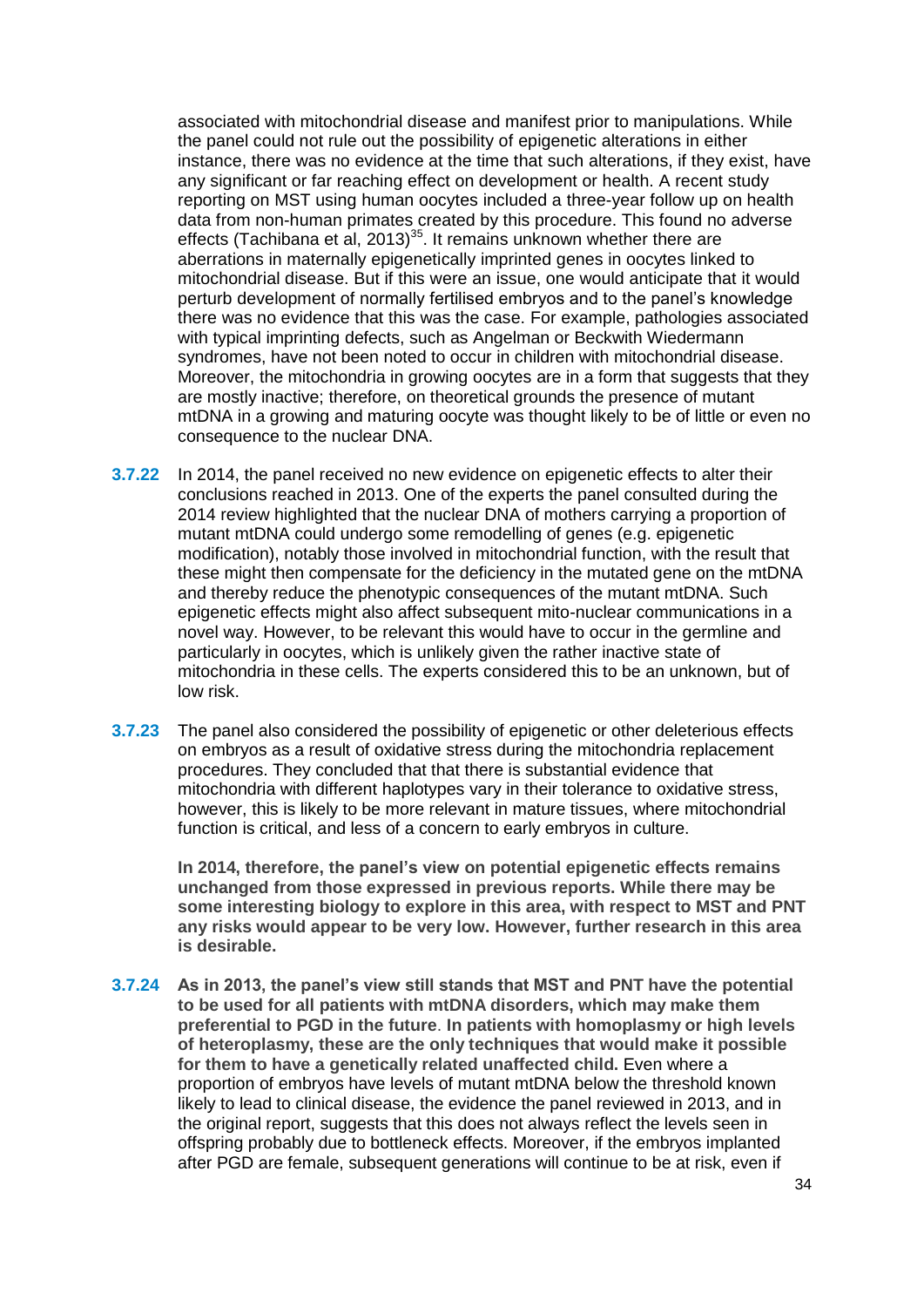associated with mitochondrial disease and manifest prior to manipulations. While the panel could not rule out the possibility of epigenetic alterations in either instance, there was no evidence at the time that such alterations, if they exist, have any significant or far reaching effect on development or health. A recent study reporting on MST using human oocytes included a three-year follow up on health data from non-human primates created by this procedure. This found no adverse effects (Tachibana et al, 2013)[35]. It remains unknown whether there are aberrations in maternally epigenetically imprinted genes in oocytes linked to mitochondrial disease. But if this were an issue, one would anticipate that it would perturb development of normally fertilised embryos and to the panel's knowledge there was no evidence that this was the case. For example, pathologies associated with typical imprinting defects, such as Angelman or Beckwith Wiedermann syndromes, have not been noted to occur in children with mitochondrial disease. Moreover, the mitochondria in growing oocytes are in a form that suggests that they are mostly inactive; therefore, on theoretical grounds the presence of mutant mtDNA in a growing and maturing oocyte was thought likely to be of little or even no consequence to the nuclear DNA.

**3.7.22** In 2014, the panel received no new evidence on epigenetic effects to alter their conclusions reached in 2013. One of the experts the panel consulted during the 2014 review highlighted that the nuclear DNA of mothers carrying a proportion of mutant mtDNA could undergo some remodelling of genes (e.g. epigenetic modification), notably those involved in mitochondrial function, with the result that these might then compensate for the deficiency in the mutated gene on the mtDNA and thereby reduce the phenotypic consequences of the mutant mtDNA. Such epigenetic effects might also affect subsequent mito-nuclear communications in a novel way. However, to be relevant this would have to occur in the germline and particularly in oocytes, which is unlikely given the rather inactive state of mitochondria in these cells. The experts considered this to be an unknown, but of low risk.

**3.7.23** The panel also considered the possibility of epigenetic or other deleterious effects on embryos as a result of oxidative stress during the mitochondria replacement procedures. They concluded that that there is substantial evidence that mitochondria with different haplotypes vary in their tolerance to oxidative stress, however, this is likely to be more relevant in mature tissues, where mitochondrial function is critical, and less of a concern to early embryos in culture.

**In 2014, therefore, the panel's view on potential epigenetic effects remains unchanged from those expressed in previous reports. While there may be some interesting biology to explore in this area, with respect to MST and PNT any risks would appear to be very low. However, further research in this area is desirable.**

**3.7.24** **As in 2013, the panel's view still stands that MST and PNT have the potential to be used for all patients with mtDNA disorders, which may make them preferential to PGD in the future**. **In patients with homoplasmy or high levels of heteroplasmy, these are the only techniques that would make it possible for them to have a genetically related unaffected child.** Even where a proportion of embryos have levels of mutant mtDNA below the threshold known likely to lead to clinical disease, the evidence the panel reviewed in 2013, and in the original report, suggests that this does not always reflect the levels seen in offspring probably due to bottleneck effects. Moreover, if the embryos implanted after PGD are female, subsequent generations will continue to be at risk, even if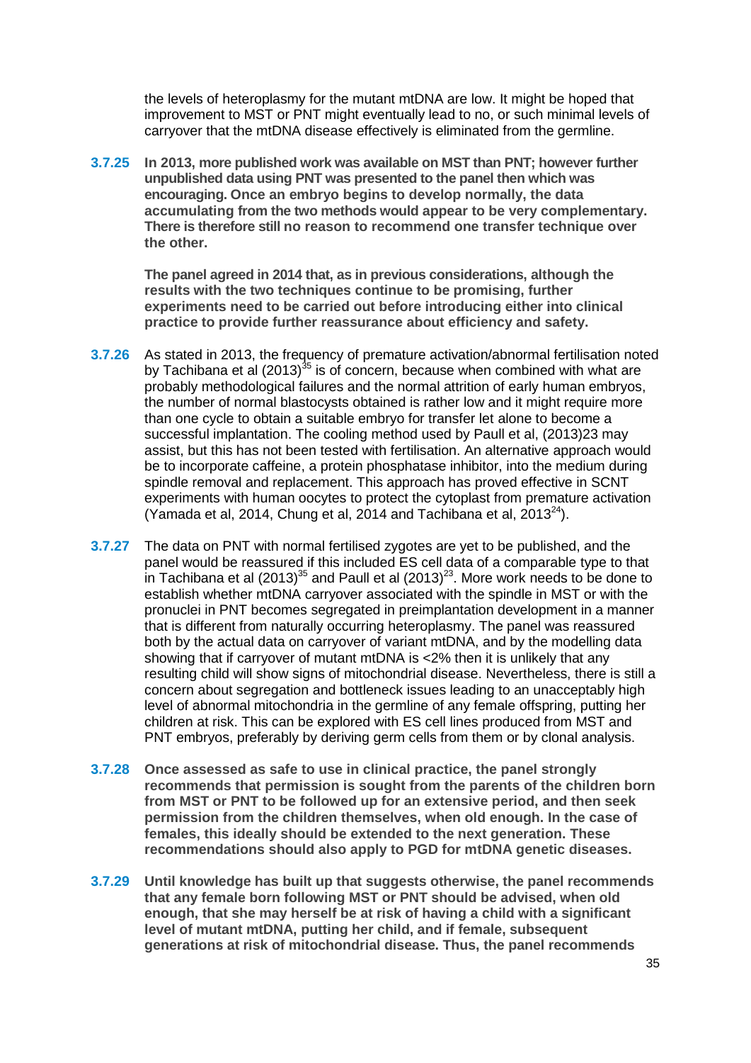the levels of heteroplasmy for the mutant mtDNA are low. It might be hoped that improvement to MST or PNT might eventually lead to no, or such minimal levels of carryover that the mtDNA disease effectively is eliminated from the germline.

**3.7.25** **In 2013, more published work was available on MST than PNT; however further unpublished data using PNT was presented to the panel then which was encouraging. Once an embryo begins to develop normally, the data accumulating from the two methods would appear to be very complementary. There is therefore still no reason to recommend one transfer technique over the other.**

**The panel agreed in 2014 that, as in previous considerations, although the results with the two techniques continue to be promising, further experiments need to be carried out before introducing either into clinical practice to provide further reassurance about efficiency and safety.**

**3.7.26** As stated in 2013, the frequency of premature activation/abnormal fertilisation noted by Tachibana et al (2013)[35] is of concern, because when combined with what are probably methodological failures and the normal attrition of early human embryos, the number of normal blastocysts obtained is rather low and it might require more than one cycle to obtain a suitable embryo for transfer let alone to become a successful implantation. The cooling method used by Paull et al, (2013)23 may assist, but this has not been tested with fertilisation. An alternative approach would be to incorporate caffeine, a protein phosphatase inhibitor, into the medium during spindle removal and replacement. This approach has proved effective in SCNT experiments with human oocytes to protect the cytoplast from premature activation (Yamada et al, 2014, Chung et al, 2014 and Tachibana et al, 2013[24]).

**3.7.27** The data on PNT with normal fertilised zygotes are yet to be published, and the panel would be reassured if this included ES cell data of a comparable type to that in Tachibana et al (2013)[35] and Paull et al (2013)[23]. More work needs to be done to establish whether mtDNA carryover associated with the spindle in MST or with the pronuclei in PNT becomes segregated in preimplantation development in a manner that is different from naturally occurring heteroplasmy. The panel was reassured both by the actual data on carryover of variant mtDNA, and by the modelling data showing that if carryover of mutant mtDNA is <2% then it is unlikely that any resulting child will show signs of mitochondrial disease. Nevertheless, there is still a concern about segregation and bottleneck issues leading to an unacceptably high level of abnormal mitochondria in the germline of any female offspring, putting her children at risk. This can be explored with ES cell lines produced from MST and PNT embryos, preferably by deriving germ cells from them or by clonal analysis.

**3.7.28** **Once assessed as safe to use in clinical practice, the panel strongly recommends that permission is sought from the parents of the children born from MST or PNT to be followed up for an extensive period, and then seek permission from the children themselves, when old enough. In the case of females, this ideally should be extended to the next generation. These recommendations should also apply to PGD for mtDNA genetic diseases.**

**3.7.29** **Until knowledge has built up that suggests otherwise, the panel recommends that any female born following MST or PNT should be advised, when old enough, that she may herself be at risk of having a child with a significant level of mutant mtDNA, putting her child, and if female, subsequent generations at risk of mitochondrial disease. Thus, the panel recommends**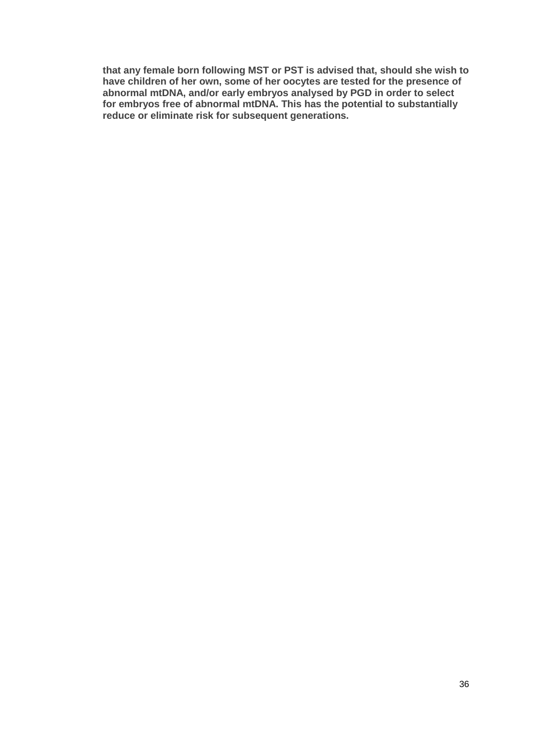**that any female born following MST or PST is advised that, should she wish to have children of her own, some of her oocytes are tested for the presence of abnormal mtDNA, and/or early embryos analysed by PGD in order to select for embryos free of abnormal mtDNA. This has the potential to substantially reduce or eliminate risk for subsequent generations.**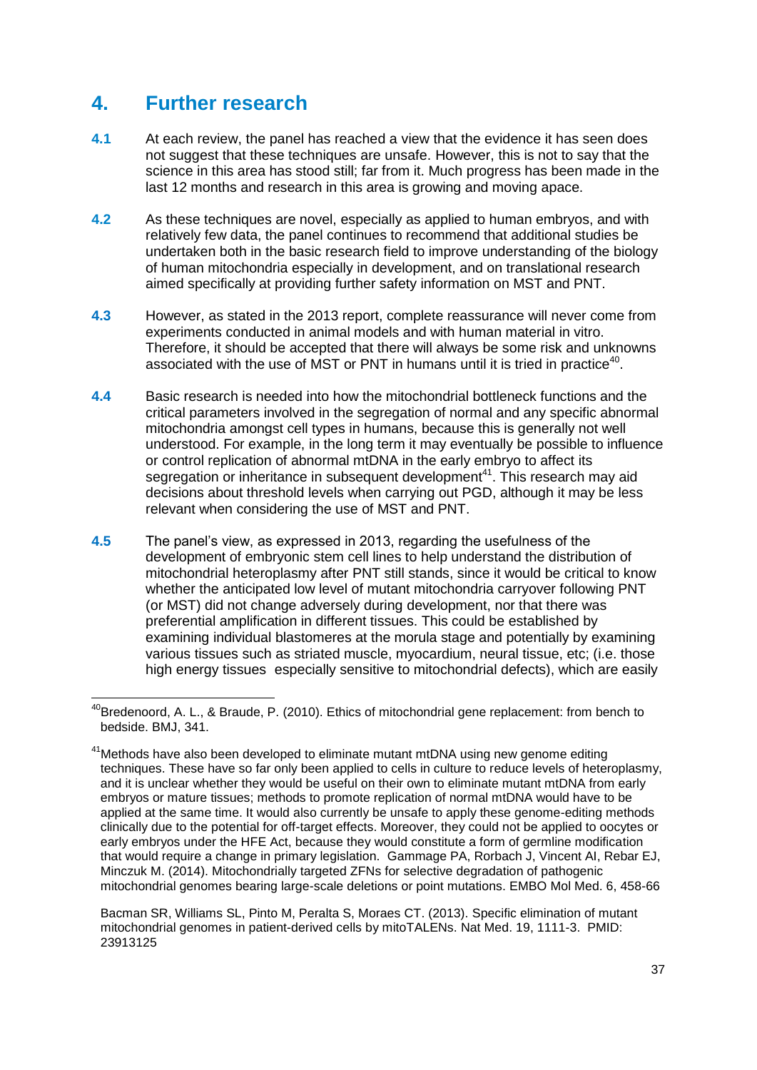## 4. Further research

**4.1** At each review, the panel has reached a view that the evidence it has seen does not suggest that these techniques are unsafe. However, this is not to say that the science in this area has stood still; far from it. Much progress has been made in the last 12 months and research in this area is growing and moving apace.

**4.2** As these techniques are novel, especially as applied to human embryos, and with relatively few data, the panel continues to recommend that additional studies be undertaken both in the basic research field to improve understanding of the biology of human mitochondria especially in development, and on translational research aimed specifically at providing further safety information on MST and PNT.

**4.3** However, as stated in the 2013 report, complete reassurance will never come from experiments conducted in animal models and with human material in vitro. Therefore, it should be accepted that there will always be some risk and unknowns associated with the use of MST or PNT in humans until it is tried in practice[40].

**4.4** Basic research is needed into how the mitochondrial bottleneck functions and the critical parameters involved in the segregation of normal and any specific abnormal mitochondria amongst cell types in humans, because this is generally not well understood. For example, in the long term it may eventually be possible to influence or control replication of abnormal mtDNA in the early embryo to affect its segregation or inheritance in subsequent development[41]. This research may aid decisions about threshold levels when carrying out PGD, although it may be less relevant when considering the use of MST and PNT.

**4.5** The panel's view, as expressed in 2013, regarding the usefulness of the development of embryonic stem cell lines to help understand the distribution of mitochondrial heteroplasmy after PNT still stands, since it would be critical to know whether the anticipated low level of mutant mitochondria carryover following PNT (or MST) did not change adversely during development, nor that there was preferential amplification in different tissues. This could be established by examining individual blastomeres at the morula stage and potentially by examining various tissues such as striated muscle, myocardium, neural tissue, etc; (i.e. those high energy tissues especially sensitive to mitochondrial defects), which are easily

---

[40] Bredenoord, A. L., & Braude, P. (2010). Ethics of mitochondrial gene replacement: from bench to bedside. BMJ, 341.

[41] Methods have also been developed to eliminate mutant mtDNA using new genome editing techniques. These have so far only been applied to cells in culture to reduce levels of heteroplasmy, and it is unclear whether they would be useful on their own to eliminate mutant mtDNA from early embryos or mature tissues; methods to promote replication of normal mtDNA would have to be applied at the same time. It would also currently be unsafe to apply these genome-editing methods clinically due to the potential for off-target effects. Moreover, they could not be applied to oocytes or early embryos under the HFE Act, because they would constitute a form of germline modification that would require a change in primary legislation. Gammage PA, Rorbach J, Vincent AI, Rebar EJ, Minczuk M. (2014). Mitochondrially targeted ZFNs for selective degradation of pathogenic mitochondrial genomes bearing large-scale deletions or point mutations. EMBO Mol Med. 6, 458-66

Bacman SR, Williams SL, Pinto M, Peralta S, Moraes CT. (2013). Specific elimination of mutant mitochondrial genomes in patient-derived cells by mitoTALENs. Nat Med. 19, 1111-3. PMID: 23913125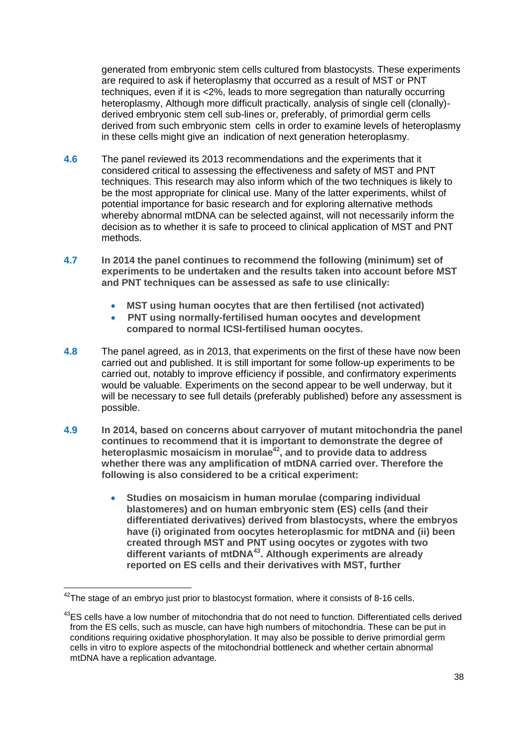generated from embryonic stem cells cultured from blastocysts. These experiments are required to ask if heteroplasmy that occurred as a result of MST or PNT techniques, even if it is <2%, leads to more segregation than naturally occurring heteroplasmy, Although more difficult practically, analysis of single cell (clonally)-derived embryonic stem cell sub-lines or, preferably, of primordial germ cells derived from such embryonic stem cells in order to examine levels of heteroplasmy in these cells might give an indication of next generation heteroplasmy.

4.6 The panel reviewed its 2013 recommendations and the experiments that it considered critical to assessing the effectiveness and safety of MST and PNT techniques. This research may also inform which of the two techniques is likely to be the most appropriate for clinical use. Many of the latter experiments, whilst of potential importance for basic research and for exploring alternative methods whereby abnormal mtDNA can be selected against, will not necessarily inform the decision as to whether it is safe to proceed to clinical application of MST and PNT methods.

4.7 **In 2014 the panel continues to recommend the following (minimum) set of experiments to be undertaken and the results taken into account before MST and PNT techniques can be assessed as safe to use clinically:**

- **MST using human oocytes that are then fertilised (not activated)**
- **PNT using normally-fertilised human oocytes and development compared to normal ICSI-fertilised human oocytes.**

4.8 The panel agreed, as in 2013, that experiments on the first of these have now been carried out and published. It is still important for some follow-up experiments to be carried out, notably to improve efficiency if possible, and confirmatory experiments would be valuable. Experiments on the second appear to be well underway, but it will be necessary to see full details (preferably published) before any assessment is possible.

4.9 **In 2014, based on concerns about carryover of mutant mitochondria the panel continues to recommend that it is important to demonstrate the degree of heteroplasmic mosaicism in morulae[42], and to provide data to address whether there was any amplification of mtDNA carried over. Therefore the following is also considered to be a critical experiment:**

- **Studies on mosaicism in human morulae (comparing individual blastomeres) and on human embryonic stem (ES) cells (and their differentiated derivatives) derived from blastocysts, where the embryos have (i) originated from oocytes heteroplasmic for mtDNA and (ii) been created through MST and PNT using oocytes or zygotes with two different variants of mtDNA[43]. Although experiments are already reported on ES cells and their derivatives with MST, further**

[42] The stage of an embryo just prior to blastocyst formation, where it consists of 8-16 cells.

[43] ES cells have a low number of mitochondria that do not need to function. Differentiated cells derived from the ES cells, such as muscle, can have high numbers of mitochondria. These can be put in conditions requiring oxidative phosphorylation. It may also be possible to derive primordial germ cells in vitro to explore aspects of the mitochondrial bottleneck and whether certain abnormal mtDNA have a replication advantage.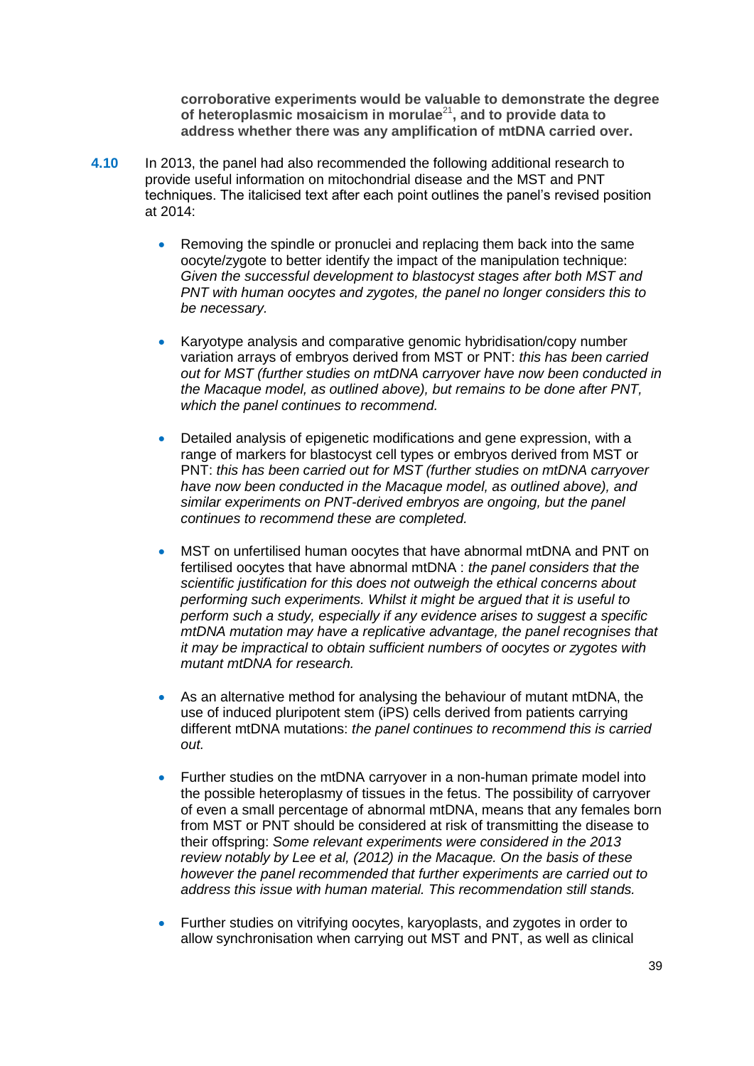**corroborative experiments would be valuable to demonstrate the degree of heteroplasmic mosaicism in morulae[21], and to provide data to address whether there was any amplification of mtDNA carried over.**

**4.10** In 2013, the panel had also recommended the following additional research to provide useful information on mitochondrial disease and the MST and PNT techniques. The italicised text after each point outlines the panel's revised position at 2014:

- Removing the spindle or pronuclei and replacing them back into the same oocyte/zygote to better identify the impact of the manipulation technique: *Given the successful development to blastocyst stages after both MST and PNT with human oocytes and zygotes, the panel no longer considers this to be necessary.*

- Karyotype analysis and comparative genomic hybridisation/copy number variation arrays of embryos derived from MST or PNT: *this has been carried out for MST (further studies on mtDNA carryover have now been conducted in the Macaque model, as outlined above), but remains to be done after PNT, which the panel continues to recommend.*

- Detailed analysis of epigenetic modifications and gene expression, with a range of markers for blastocyst cell types or embryos derived from MST or PNT: *this has been carried out for MST (further studies on mtDNA carryover have now been conducted in the Macaque model, as outlined above), and similar experiments on PNT-derived embryos are ongoing, but the panel continues to recommend these are completed.*

- MST on unfertilised human oocytes that have abnormal mtDNA and PNT on fertilised oocytes that have abnormal mtDNA : *the panel considers that the scientific justification for this does not outweigh the ethical concerns about performing such experiments. Whilst it might be argued that it is useful to perform such a study, especially if any evidence arises to suggest a specific mtDNA mutation may have a replicative advantage, the panel recognises that it may be impractical to obtain sufficient numbers of oocytes or zygotes with mutant mtDNA for research.*

- As an alternative method for analysing the behaviour of mutant mtDNA, the use of induced pluripotent stem (iPS) cells derived from patients carrying different mtDNA mutations: *the panel continues to recommend this is carried out.*

- Further studies on the mtDNA carryover in a non-human primate model into the possible heteroplasmy of tissues in the fetus. The possibility of carryover of even a small percentage of abnormal mtDNA, means that any females born from MST or PNT should be considered at risk of transmitting the disease to their offspring: *Some relevant experiments were considered in the 2013 review notably by Lee et al, (2012) in the Macaque. On the basis of these however the panel recommended that further experiments are carried out to address this issue with human material. This recommendation still stands.*

- Further studies on vitrifying oocytes, karyoplasts, and zygotes in order to allow synchronisation when carrying out MST and PNT, as well as clinical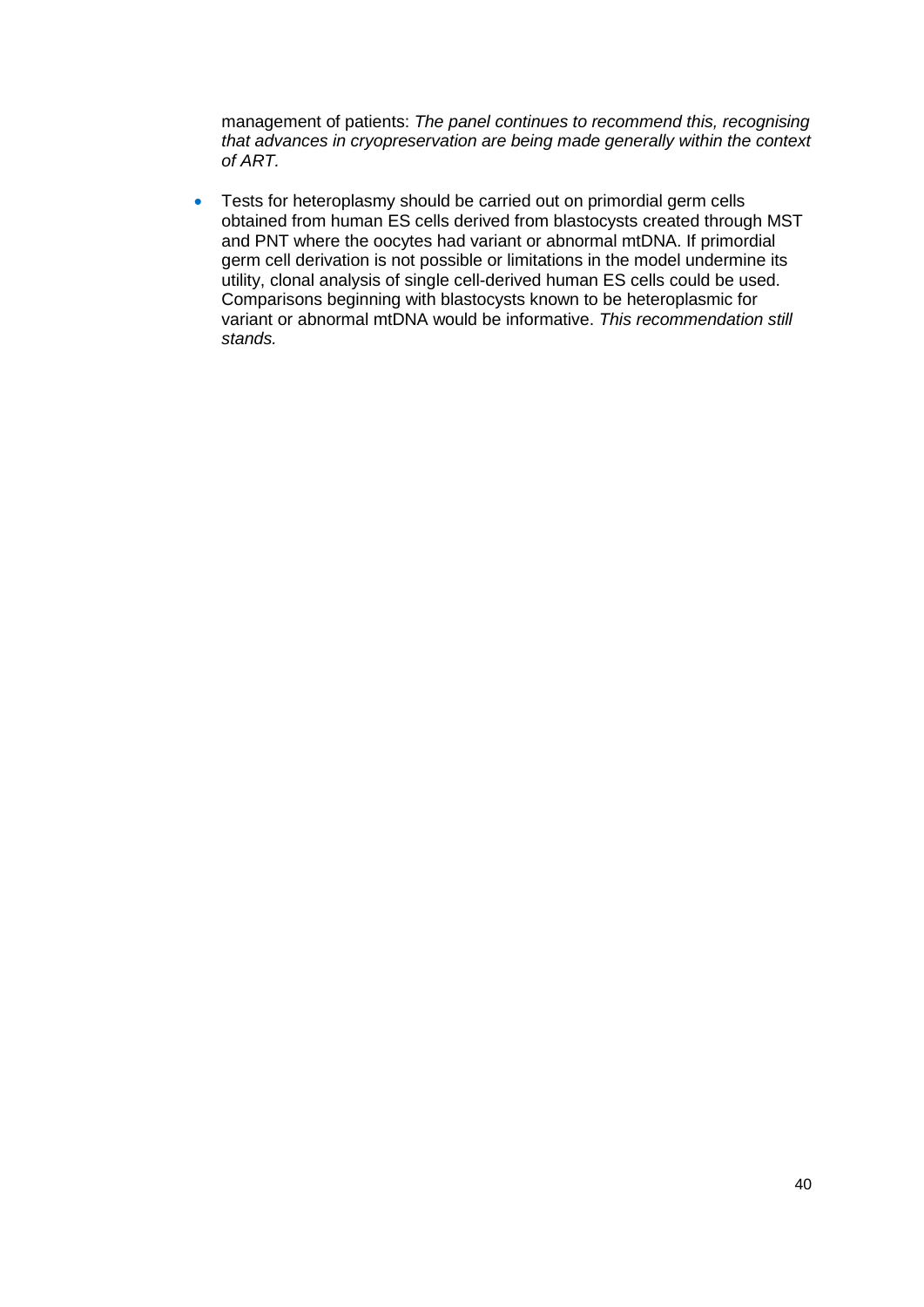management of patients: *The panel continues to recommend this, recognising that advances in cryopreservation are being made generally within the context of ART.*

- Tests for heteroplasmy should be carried out on primordial germ cells obtained from human ES cells derived from blastocysts created through MST and PNT where the oocytes had variant or abnormal mtDNA. If primordial germ cell derivation is not possible or limitations in the model undermine its utility, clonal analysis of single cell-derived human ES cells could be used. Comparisons beginning with blastocysts known to be heteroplasmic for variant or abnormal mtDNA would be informative. *This recommendation still stands.*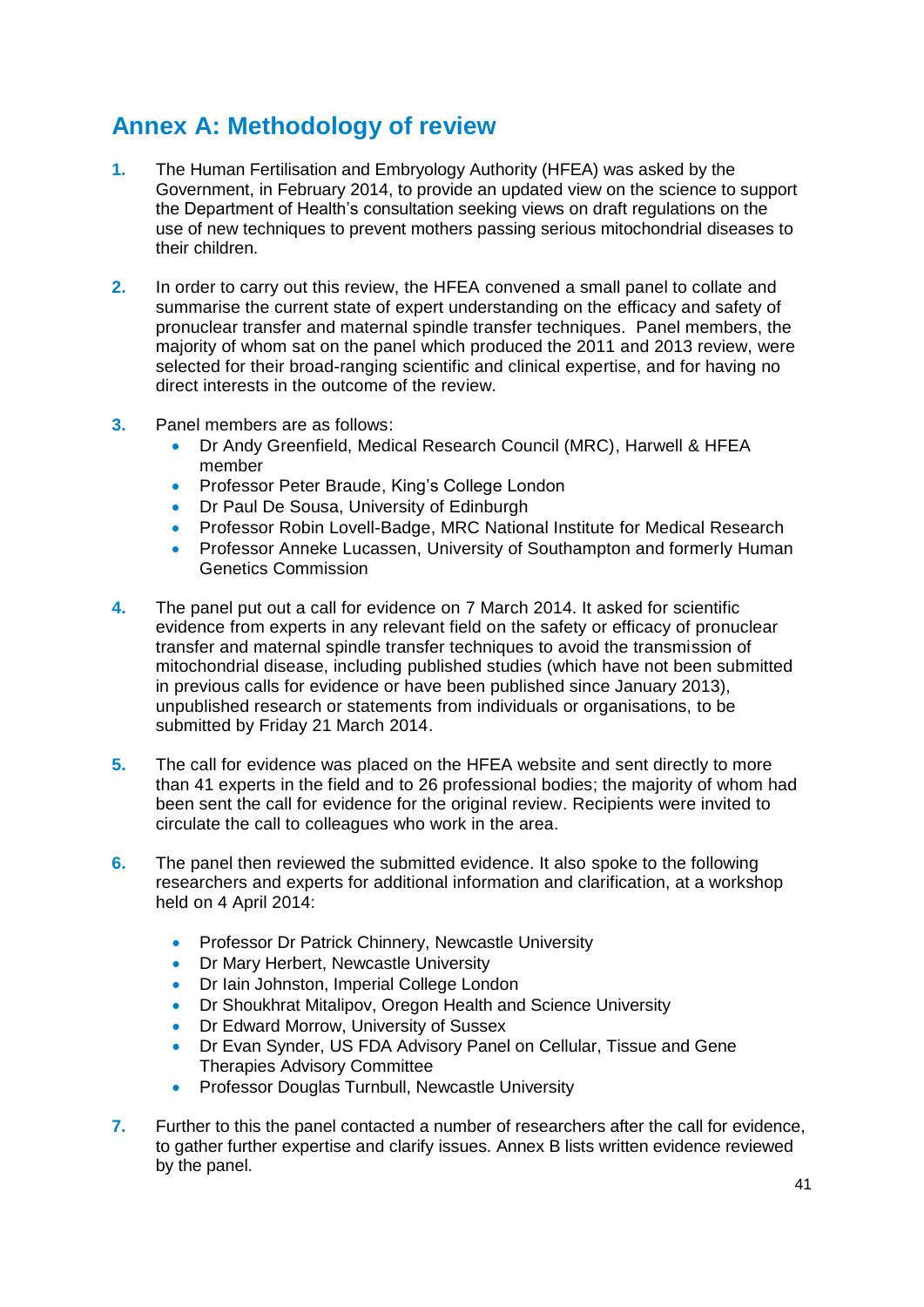## Annex A: Methodology of review

1. The Human Fertilisation and Embryology Authority (HFEA) was asked by the Government, in February 2014, to provide an updated view on the science to support the Department of Health's consultation seeking views on draft regulations on the use of new techniques to prevent mothers passing serious mitochondrial diseases to their children.

2. In order to carry out this review, the HFEA convened a small panel to collate and summarise the current state of expert understanding on the efficacy and safety of pronuclear transfer and maternal spindle transfer techniques. Panel members, the majority of whom sat on the panel which produced the 2011 and 2013 review, were selected for their broad-ranging scientific and clinical expertise, and for having no direct interests in the outcome of the review.

3. Panel members are as follows:
   - Dr Andy Greenfield, Medical Research Council (MRC), Harwell & HFEA member
   - Professor Peter Braude, King's College London
   - Dr Paul De Sousa, University of Edinburgh
   - Professor Robin Lovell-Badge, MRC National Institute for Medical Research
   - Professor Anneke Lucassen, University of Southampton and formerly Human Genetics Commission

4. The panel put out a call for evidence on 7 March 2014. It asked for scientific evidence from experts in any relevant field on the safety or efficacy of pronuclear transfer and maternal spindle transfer techniques to avoid the transmission of mitochondrial disease, including published studies (which have not been submitted in previous calls for evidence or have been published since January 2013), unpublished research or statements from individuals or organisations, to be submitted by Friday 21 March 2014.

5. The call for evidence was placed on the HFEA website and sent directly to more than 41 experts in the field and to 26 professional bodies; the majority of whom had been sent the call for evidence for the original review. Recipients were invited to circulate the call to colleagues who work in the area.

6. The panel then reviewed the submitted evidence. It also spoke to the following researchers and experts for additional information and clarification, at a workshop held on 4 April 2014:

   - Professor Dr Patrick Chinnery, Newcastle University
   - Dr Mary Herbert, Newcastle University
   - Dr Iain Johnston, Imperial College London
   - Dr Shoukhrat Mitalipov, Oregon Health and Science University
   - Dr Edward Morrow, University of Sussex
   - Dr Evan Synder, US FDA Advisory Panel on Cellular, Tissue and Gene Therapies Advisory Committee
   - Professor Douglas Turnbull, Newcastle University

7. Further to this the panel contacted a number of researchers after the call for evidence, to gather further expertise and clarify issues. Annex B lists written evidence reviewed by the panel.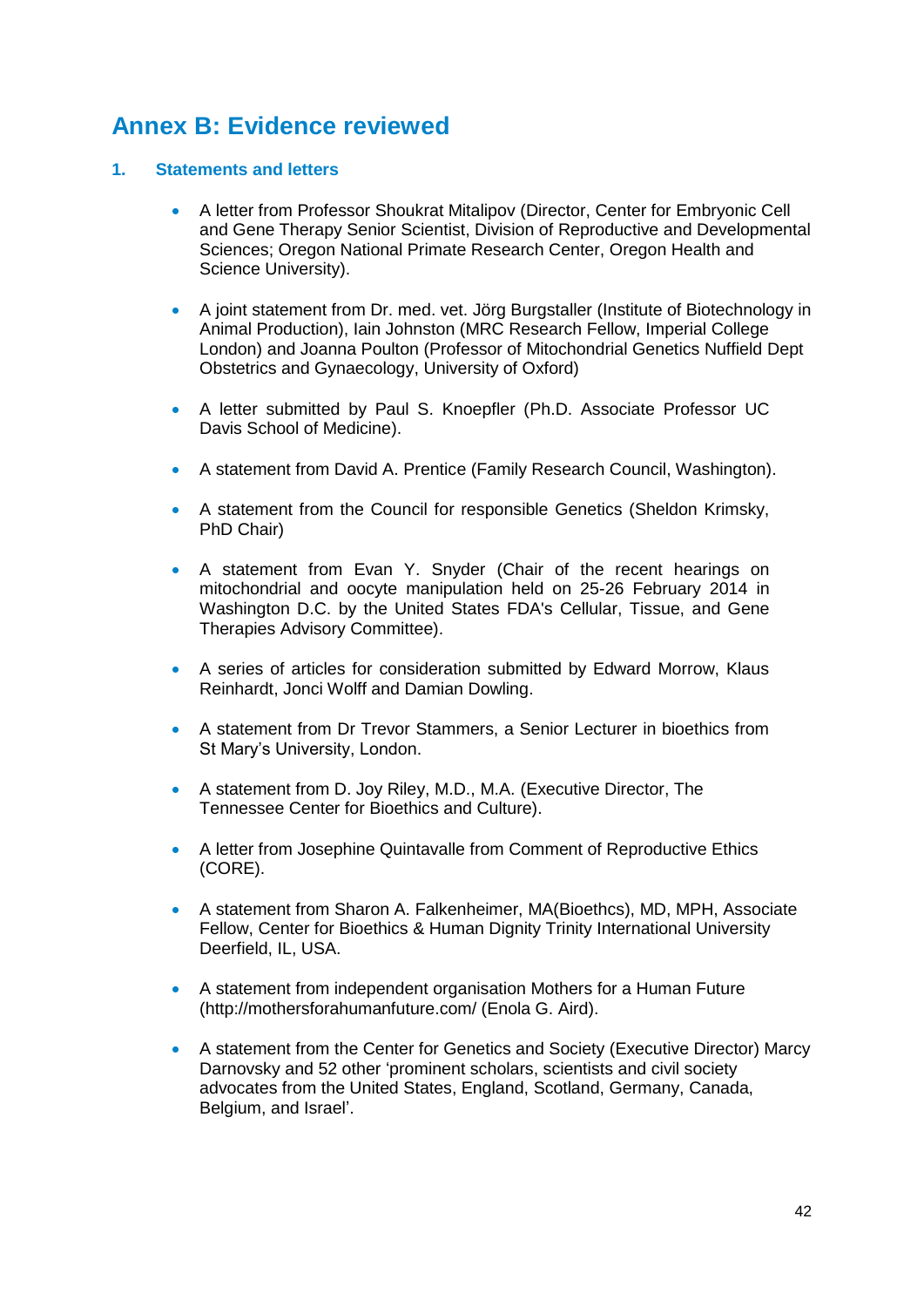# Annex B: Evidence reviewed

## 1. Statements and letters

- A letter from Professor Shoukrat Mitalipov (Director, Center for Embryonic Cell and Gene Therapy Senior Scientist, Division of Reproductive and Developmental Sciences; Oregon National Primate Research Center, Oregon Health and Science University).

- A joint statement from Dr. med. vet. Jörg Burgstaller (Institute of Biotechnology in Animal Production), Iain Johnston (MRC Research Fellow, Imperial College London) and Joanna Poulton (Professor of Mitochondrial Genetics Nuffield Dept Obstetrics and Gynaecology, University of Oxford)

- A letter submitted by Paul S. Knoepfler (Ph.D. Associate Professor UC Davis School of Medicine).

- A statement from David A. Prentice (Family Research Council, Washington).

- A statement from the Council for responsible Genetics (Sheldon Krimsky, PhD Chair)

- A statement from Evan Y. Snyder (Chair of the recent hearings on mitochondrial and oocyte manipulation held on 25-26 February 2014 in Washington D.C. by the United States FDA's Cellular, Tissue, and Gene Therapies Advisory Committee).

- A series of articles for consideration submitted by Edward Morrow, Klaus Reinhardt, Jonci Wolff and Damian Dowling.

- A statement from Dr Trevor Stammers, a Senior Lecturer in bioethics from St Mary's University, London.

- A statement from D. Joy Riley, M.D., M.A. (Executive Director, The Tennessee Center for Bioethics and Culture).

- A letter from Josephine Quintavalle from Comment of Reproductive Ethics (CORE).

- A statement from Sharon A. Falkenheimer, MA(Bioethcs), MD, MPH, Associate Fellow, Center for Bioethics & Human Dignity Trinity International University Deerfield, IL, USA.

- A statement from independent organisation Mothers for a Human Future (http://mothersforahumanfuture.com/ (Enola G. Aird).

- A statement from the Center for Genetics and Society (Executive Director) Marcy Darnovsky and 52 other 'prominent scholars, scientists and civil society advocates from the United States, England, Scotland, Germany, Canada, Belgium, and Israel'.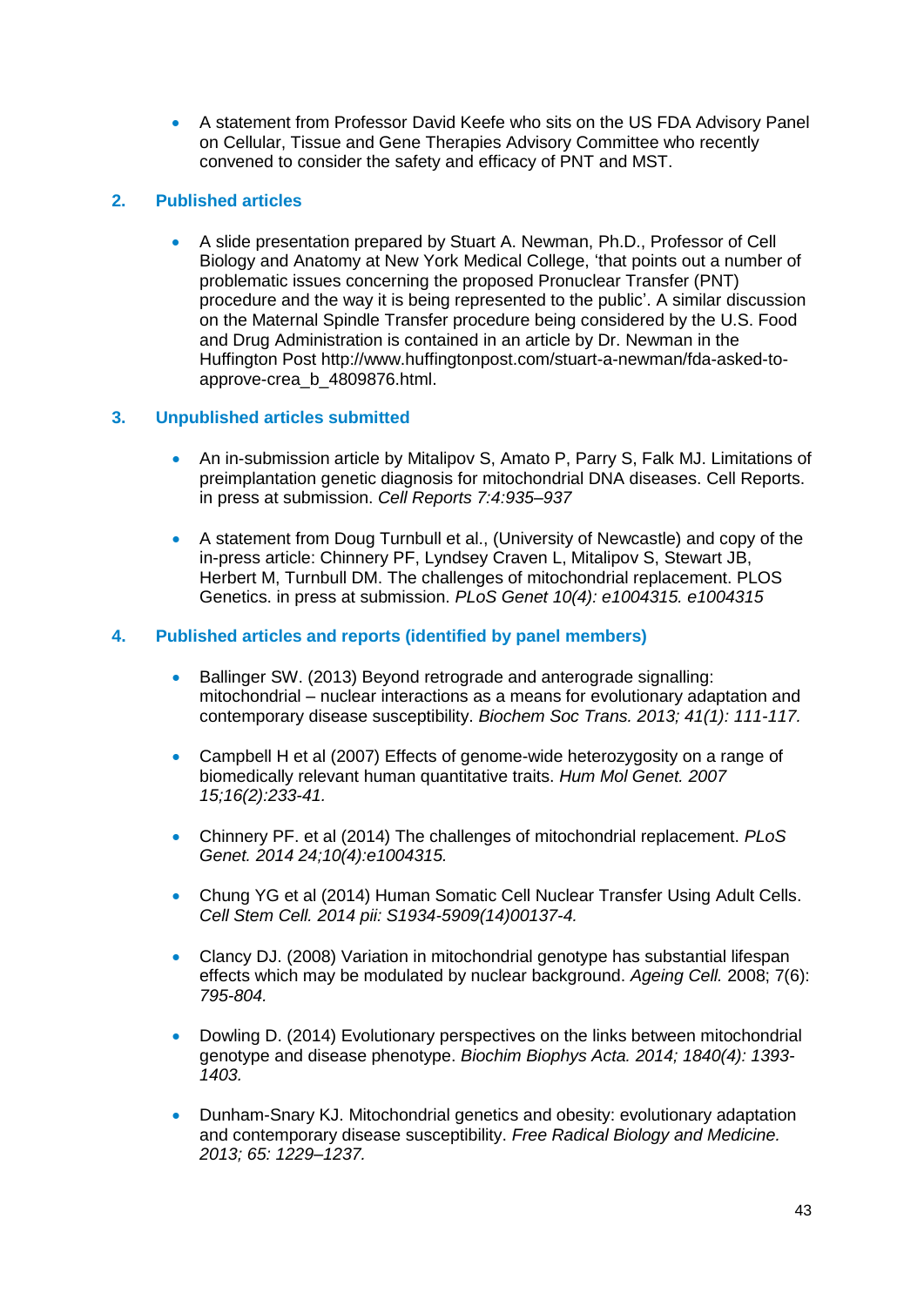- A statement from Professor David Keefe who sits on the US FDA Advisory Panel on Cellular, Tissue and Gene Therapies Advisory Committee who recently convened to consider the safety and efficacy of PNT and MST.

## 2. Published articles

- A slide presentation prepared by Stuart A. Newman, Ph.D., Professor of Cell Biology and Anatomy at New York Medical College, 'that points out a number of problematic issues concerning the proposed Pronuclear Transfer (PNT) procedure and the way it is being represented to the public'. A similar discussion on the Maternal Spindle Transfer procedure being considered by the U.S. Food and Drug Administration is contained in an article by Dr. Newman in the Huffington Post http://www.huffingtonpost.com/stuart-a-newman/fda-asked-to-approve-crea_b_4809876.html.

## 3. Unpublished articles submitted

- An in-submission article by Mitalipov S, Amato P, Parry S, Falk MJ. Limitations of preimplantation genetic diagnosis for mitochondrial DNA diseases. Cell Reports. in press at submission. *Cell Reports 7:4:935–937*

- A statement from Doug Turnbull et al., (University of Newcastle) and copy of the in-press article: Chinnery PF, Lyndsey Craven L, Mitalipov S, Stewart JB, Herbert M, Turnbull DM. The challenges of mitochondrial replacement. PLOS Genetics. in press at submission. *PLoS Genet 10(4): e1004315. e1004315*

## 4. Published articles and reports (identified by panel members)

- Ballinger SW. (2013) Beyond retrograde and anterograde signalling: mitochondrial – nuclear interactions as a means for evolutionary adaptation and contemporary disease susceptibility. *Biochem Soc Trans. 2013; 41(1): 111-117.*

- Campbell H et al (2007) Effects of genome-wide heterozygosity on a range of biomedically relevant human quantitative traits. *Hum Mol Genet. 2007 15;16(2):233-41.*

- Chinnery PF. et al (2014) The challenges of mitochondrial replacement. *PLoS Genet. 2014 24;10(4):e1004315.*

- Chung YG et al (2014) Human Somatic Cell Nuclear Transfer Using Adult Cells. *Cell Stem Cell. 2014 pii: S1934-5909(14)00137-4.*

- Clancy DJ. (2008) Variation in mitochondrial genotype has substantial lifespan effects which may be modulated by nuclear background. *Ageing Cell.* 2008; 7(6): *795-804.*

- Dowling D. (2014) Evolutionary perspectives on the links between mitochondrial genotype and disease phenotype. *Biochim Biophys Acta. 2014; 1840(4): 1393-1403.*

- Dunham-Snary KJ. Mitochondrial genetics and obesity: evolutionary adaptation and contemporary disease susceptibility. *Free Radical Biology and Medicine. 2013; 65: 1229–1237.*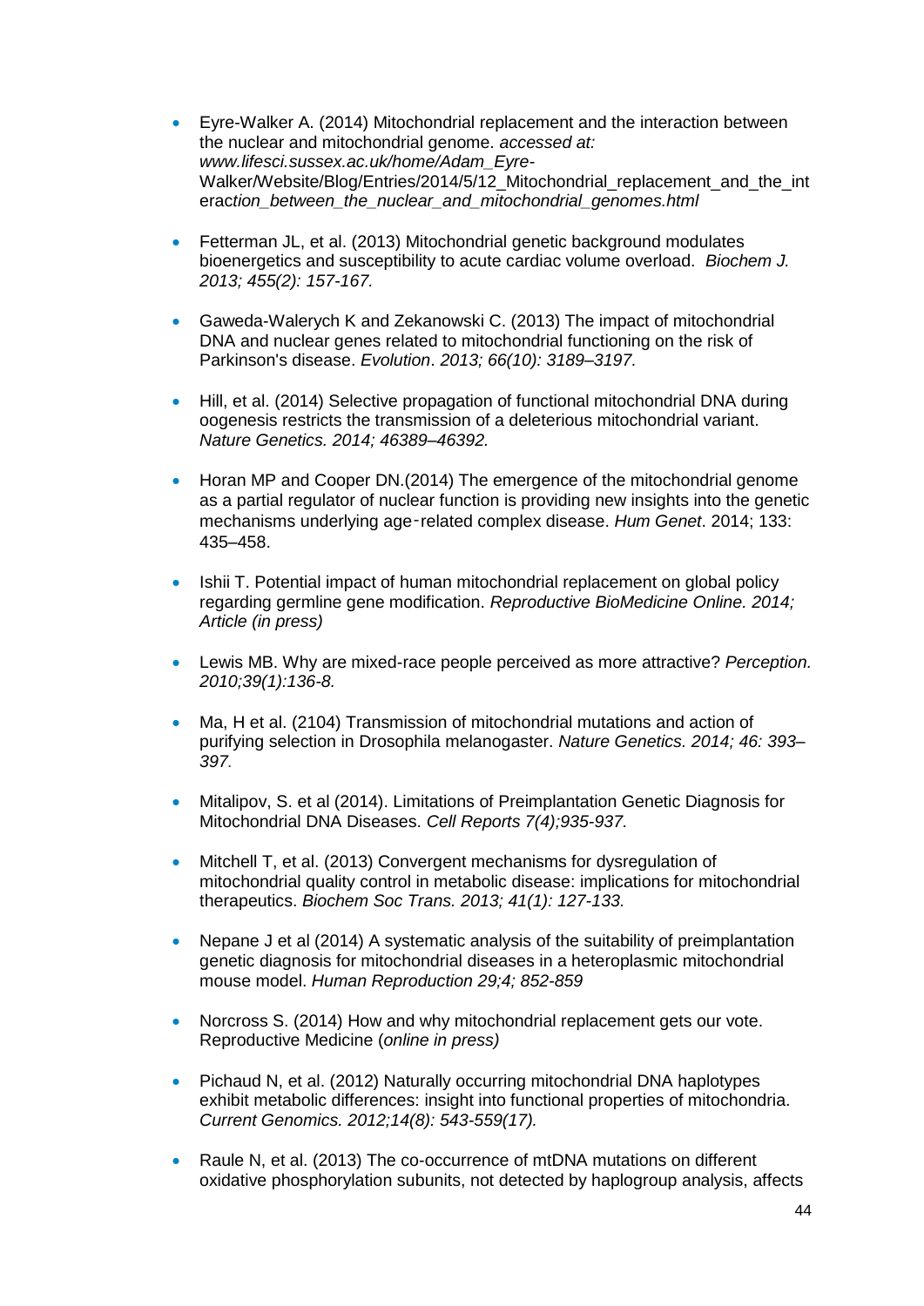- Eyre-Walker A. (2014) Mitochondrial replacement and the interaction between the nuclear and mitochondrial genome. *accessed at: www.lifesci.sussex.ac.uk/home/Adam_Eyre-*Walker/Website/Blog/Entries/2014/5/12_Mitochondrial_replacement_and_the_interac*tion_between_the_nuclear_and_mitochondrial_genomes.html*

- Fetterman JL, et al. (2013) Mitochondrial genetic background modulates bioenergetics and susceptibility to acute cardiac volume overload. *Biochem J. 2013; 455(2): 157-167.*

- Gaweda-Walerych K and Zekanowski C. (2013) The impact of mitochondrial DNA and nuclear genes related to mitochondrial functioning on the risk of Parkinson's disease. *Evolution. 2013; 66(10): 3189–3197.*

- Hill, et al. (2014) Selective propagation of functional mitochondrial DNA during oogenesis restricts the transmission of a deleterious mitochondrial variant. *Nature Genetics. 2014; 46389–46392.*

- Horan MP and Cooper DN.(2014) The emergence of the mitochondrial genome as a partial regulator of nuclear function is providing new insights into the genetic mechanisms underlying age‑related complex disease. *Hum Genet*. 2014; 133: 435–458.

- Ishii T. Potential impact of human mitochondrial replacement on global policy regarding germline gene modification. *Reproductive BioMedicine Online. 2014; Article (in press)*

- Lewis MB. Why are mixed-race people perceived as more attractive? *Perception. 2010;39(1):136-8.*

- Ma, H et al. (2104) Transmission of mitochondrial mutations and action of purifying selection in Drosophila melanogaster. *Nature Genetics. 2014; 46: 393–397.*

- Mitalipov, S. et al (2014). Limitations of Preimplantation Genetic Diagnosis for Mitochondrial DNA Diseases. *Cell Reports 7(4);935-937.*

- Mitchell T, et al. (2013) Convergent mechanisms for dysregulation of mitochondrial quality control in metabolic disease: implications for mitochondrial therapeutics. *Biochem Soc Trans. 2013; 41(1): 127-133.*

- Nepane J et al (2014) A systematic analysis of the suitability of preimplantation genetic diagnosis for mitochondrial diseases in a heteroplasmic mitochondrial mouse model. *Human Reproduction 29;4; 852-859*

- Norcross S. (2014) How and why mitochondrial replacement gets our vote. Reproductive Medicine (*online in press)*

- Pichaud N, et al. (2012) Naturally occurring mitochondrial DNA haplotypes exhibit metabolic differences: insight into functional properties of mitochondria. *Current Genomics. 2012;14(8): 543-559(17).*

- Raule N, et al. (2013) The co-occurrence of mtDNA mutations on different oxidative phosphorylation subunits, not detected by haplogroup analysis, affects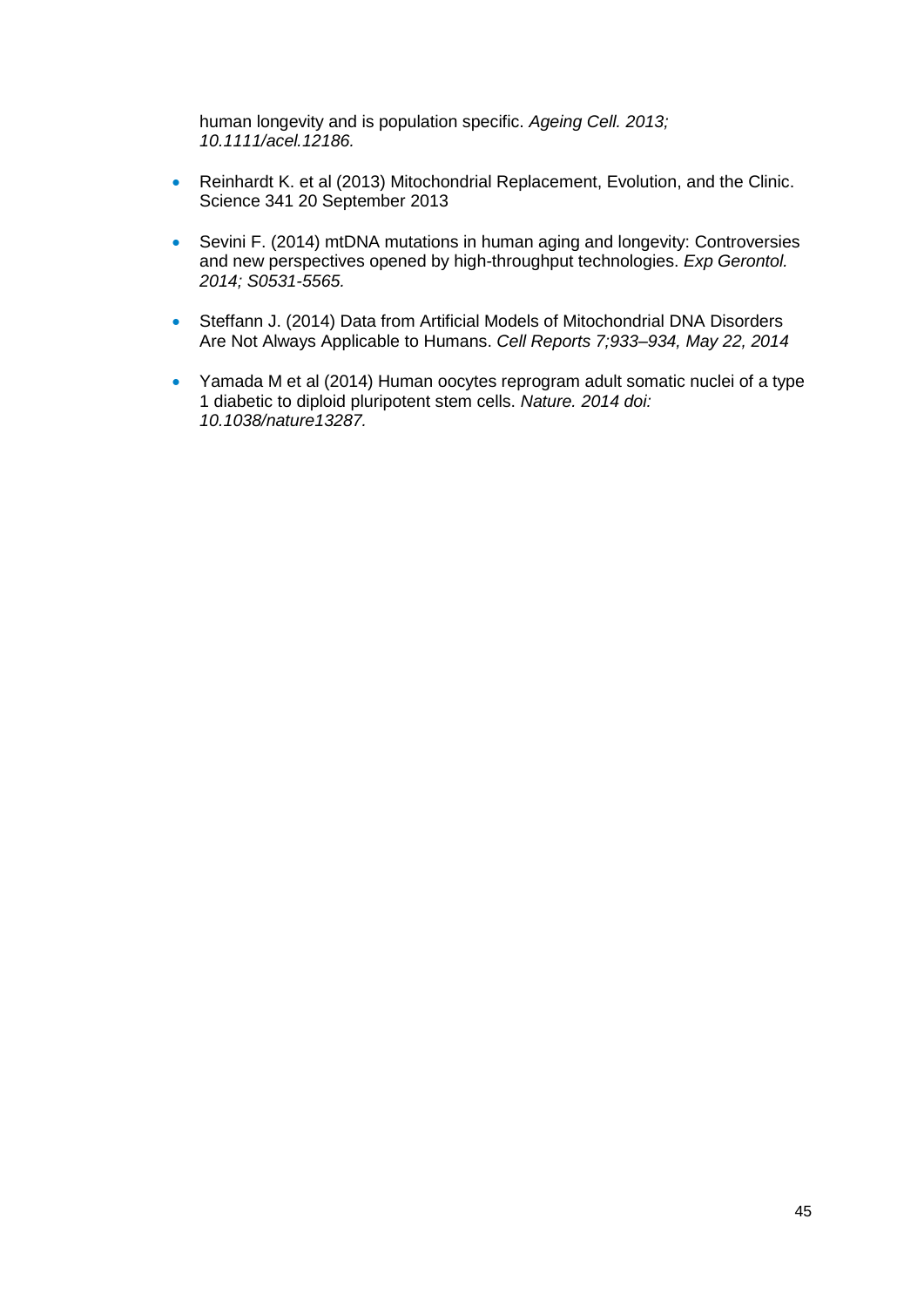human longevity and is population specific. *Ageing Cell. 2013; 10.1111/acel.12186.*

- Reinhardt K. et al (2013) Mitochondrial Replacement, Evolution, and the Clinic. Science 341 20 September 2013

- Sevini F. (2014) mtDNA mutations in human aging and longevity: Controversies and new perspectives opened by high-throughput technologies. *Exp Gerontol. 2014; S0531-5565.*

- Steffann J. (2014) Data from Artificial Models of Mitochondrial DNA Disorders Are Not Always Applicable to Humans. *Cell Reports 7;933–934, May 22, 2014*

- Yamada M et al (2014) Human oocytes reprogram adult somatic nuclei of a type 1 diabetic to diploid pluripotent stem cells. *Nature. 2014 doi: 10.1038/nature13287.*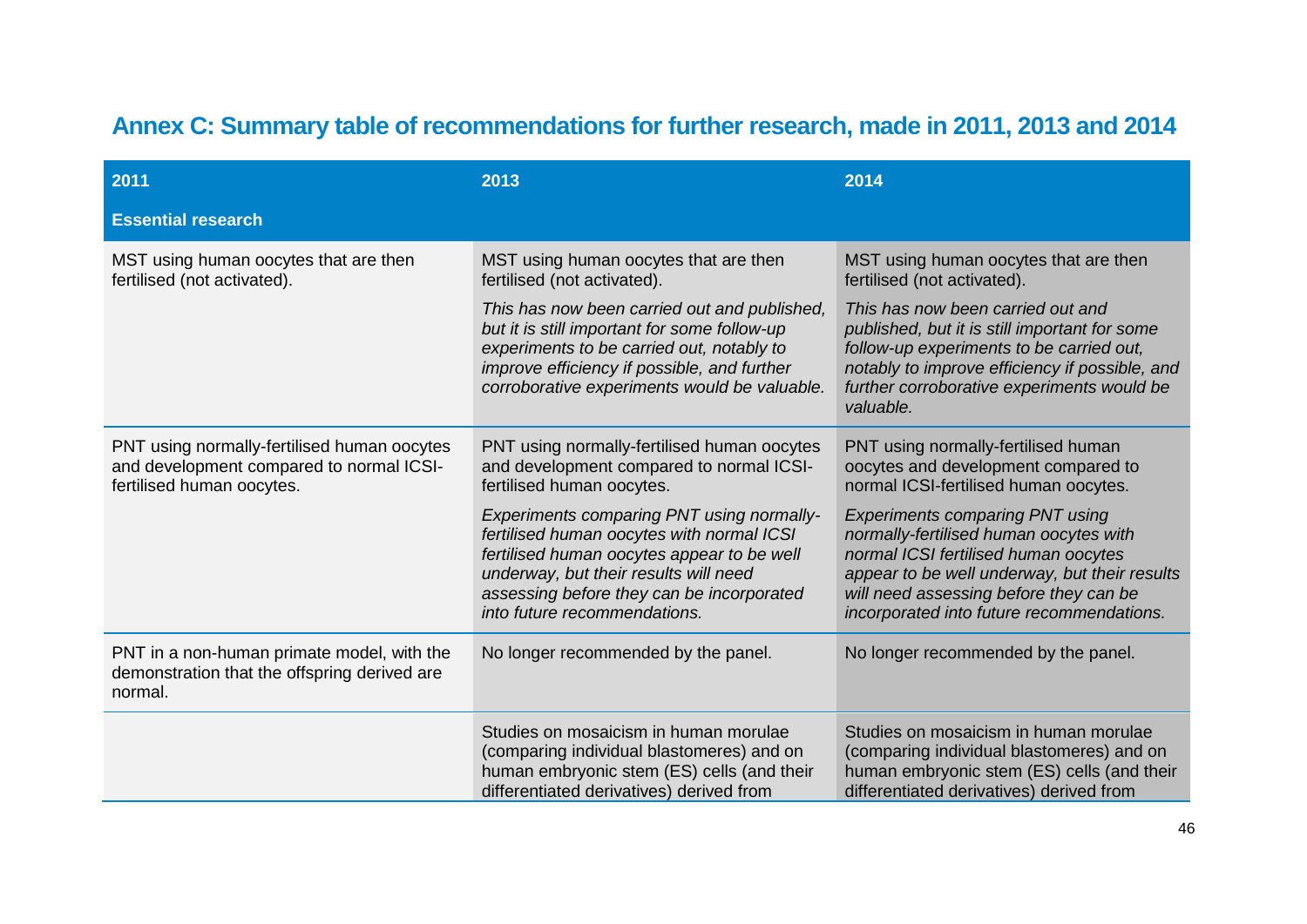## Annex C: Summary table of recommendations for further research, made in 2011, 2013 and 2014

| 2011 | 2013 | 2014 |
|---|---|---|
| **Essential research** | | |
| MST using human oocytes that are then fertilised (not activated). | MST using human oocytes that are then fertilised (not activated).<br><br>*This has now been carried out and published, but it is still important for some follow-up experiments to be carried out, notably to improve efficiency if possible, and further corroborative experiments would be valuable.* | MST using human oocytes that are then fertilised (not activated).<br><br>*This has now been carried out and published, but it is still important for some follow-up experiments to be carried out, notably to improve efficiency if possible, and further corroborative experiments would be valuable.* |
| PNT using normally-fertilised human oocytes and development compared to normal ICSI-fertilised human oocytes. | PNT using normally-fertilised human oocytes and development compared to normal ICSI-fertilised human oocytes.<br><br>*Experiments comparing PNT using normally-fertilised human oocytes with normal ICSI fertilised human oocytes appear to be well underway, but their results will need assessing before they can be incorporated into future recommendations.* | PNT using normally-fertilised human oocytes and development compared to normal ICSI-fertilised human oocytes.<br><br>*Experiments comparing PNT using normally-fertilised human oocytes with normal ICSI fertilised human oocytes appear to be well underway, but their results will need assessing before they can be incorporated into future recommendations.* |
| PNT in a non-human primate model, with the demonstration that the offspring derived are normal. | No longer recommended by the panel. | No longer recommended by the panel. |
| | Studies on mosaicism in human morulae (comparing individual blastomeres) and on human embryonic stem (ES) cells (and their differentiated derivatives) derived from | Studies on mosaicism in human morulae (comparing individual blastomeres) and on human embryonic stem (ES) cells (and their differentiated derivatives) derived from |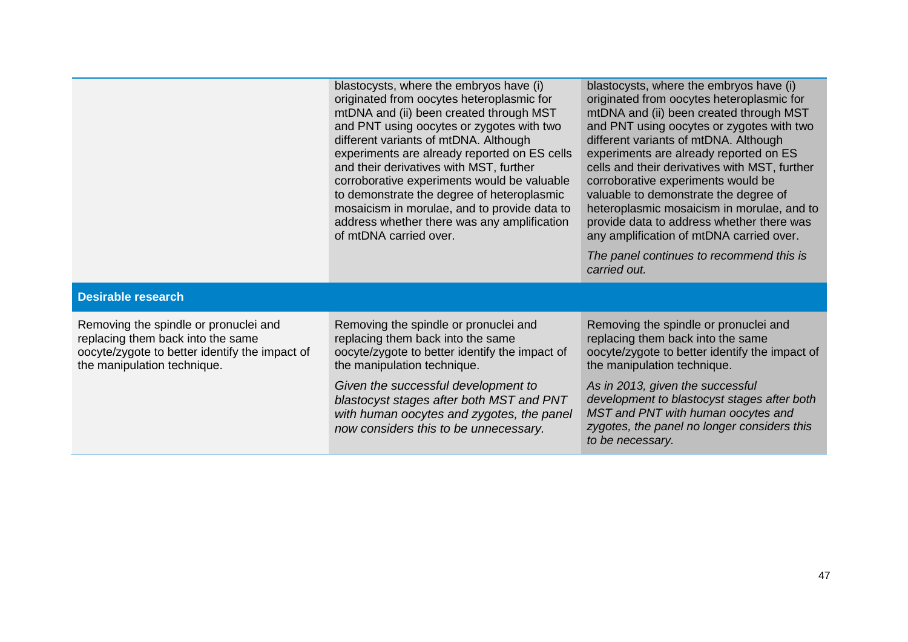| | | |
|---|---|---|
| | blastocysts, where the embryos have (i) originated from oocytes heteroplasmic for mtDNA and (ii) been created through MST and PNT using oocytes or zygotes with two different variants of mtDNA. Although experiments are already reported on ES cells and their derivatives with MST, further corroborative experiments would be valuable to demonstrate the degree of heteroplasmic mosaicism in morulae, and to provide data to address whether there was any amplification of mtDNA carried over. | blastocysts, where the embryos have (i) originated from oocytes heteroplasmic for mtDNA and (ii) been created through MST and PNT using oocytes or zygotes with two different variants of mtDNA. Although experiments are already reported on ES cells and their derivatives with MST, further corroborative experiments would be valuable to demonstrate the degree of heteroplasmic mosaicism in morulae, and to provide data to address whether there was any amplification of mtDNA carried over. *The panel continues to recommend this is carried out.* |
| **Desirable research** | | |
| Removing the spindle or pronuclei and replacing them back into the same oocyte/zygote to better identify the impact of the manipulation technique. | Removing the spindle or pronuclei and replacing them back into the same oocyte/zygote to better identify the impact of the manipulation technique. *Given the successful development to blastocyst stages after both MST and PNT with human oocytes and zygotes, the panel now considers this to be unnecessary.* | Removing the spindle or pronuclei and replacing them back into the same oocyte/zygote to better identify the impact of the manipulation technique. *As in 2013, given the successful development to blastocyst stages after both MST and PNT with human oocytes and zygotes, the panel no longer considers this to be necessary.* |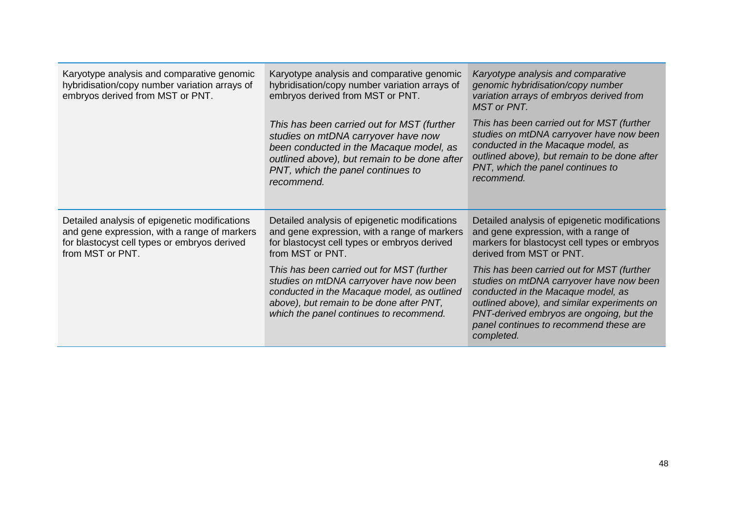| | | |
|---|---|---|
| Karyotype analysis and comparative genomic hybridisation/copy number variation arrays of embryos derived from MST or PNT. | Karyotype analysis and comparative genomic hybridisation/copy number variation arrays of embryos derived from MST or PNT.<br><br>*This has been carried out for MST (further studies on mtDNA carryover have now been conducted in the Macaque model, as outlined above), but remain to be done after PNT, which the panel continues to recommend.* | *Karyotype analysis and comparative genomic hybridisation/copy number variation arrays of embryos derived from MST or PNT.*<br><br>*This has been carried out for MST (further studies on mtDNA carryover have now been conducted in the Macaque model, as outlined above), but remain to be done after PNT, which the panel continues to recommend.* |
| Detailed analysis of epigenetic modifications and gene expression, with a range of markers for blastocyst cell types or embryos derived from MST or PNT. | Detailed analysis of epigenetic modifications and gene expression, with a range of markers for blastocyst cell types or embryos derived from MST or PNT.<br><br>*This has been carried out for MST (further studies on mtDNA carryover have now been conducted in the Macaque model, as outlined above), but remain to be done after PNT, which the panel continues to recommend.* | Detailed analysis of epigenetic modifications and gene expression, with a range of markers for blastocyst cell types or embryos derived from MST or PNT.<br><br>*This has been carried out for MST (further studies on mtDNA carryover have now been conducted in the Macaque model, as outlined above), and similar experiments on PNT-derived embryos are ongoing, but the panel continues to recommend these are completed.* |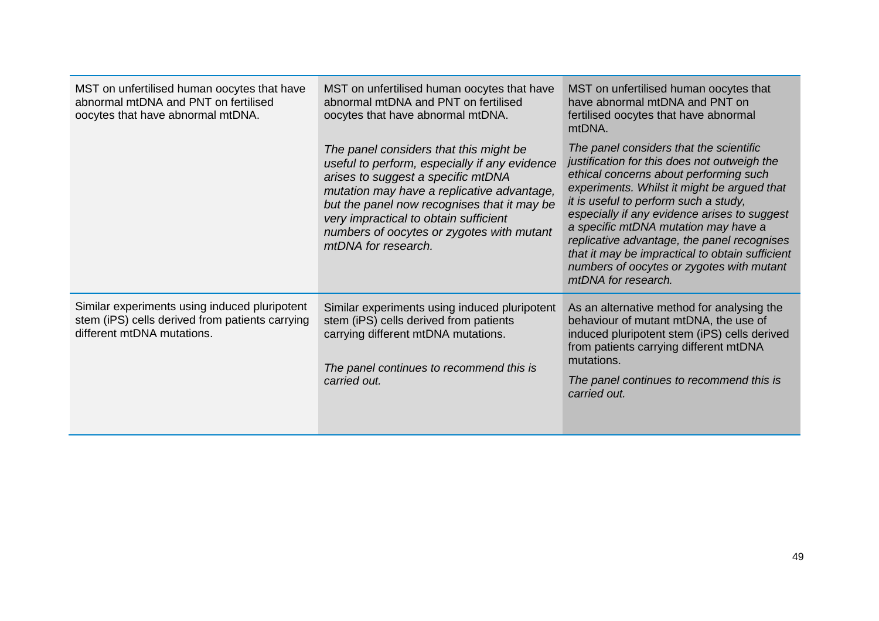| | | |
|---|---|---|
| MST on unfertilised human oocytes that have abnormal mtDNA and PNT on fertilised oocytes that have abnormal mtDNA. | MST on unfertilised human oocytes that have abnormal mtDNA and PNT on fertilised oocytes that have abnormal mtDNA.<br><br>*The panel considers that this might be useful to perform, especially if any evidence arises to suggest a specific mtDNA mutation may have a replicative advantage, but the panel now recognises that it may be very impractical to obtain sufficient numbers of oocytes or zygotes with mutant mtDNA for research.* | MST on unfertilised human oocytes that have abnormal mtDNA and PNT on fertilised oocytes that have abnormal mtDNA.<br><br>*The panel considers that the scientific justification for this does not outweigh the ethical concerns about performing such experiments. Whilst it might be argued that it is useful to perform such a study, especially if any evidence arises to suggest a specific mtDNA mutation may have a replicative advantage, the panel recognises that it may be impractical to obtain sufficient numbers of oocytes or zygotes with mutant mtDNA for research.* |
| Similar experiments using induced pluripotent stem (iPS) cells derived from patients carrying different mtDNA mutations. | Similar experiments using induced pluripotent stem (iPS) cells derived from patients carrying different mtDNA mutations.<br><br>*The panel continues to recommend this is carried out.* | As an alternative method for analysing the behaviour of mutant mtDNA, the use of induced pluripotent stem (iPS) cells derived from patients carrying different mtDNA mutations.<br><br>*The panel continues to recommend this is carried out.* |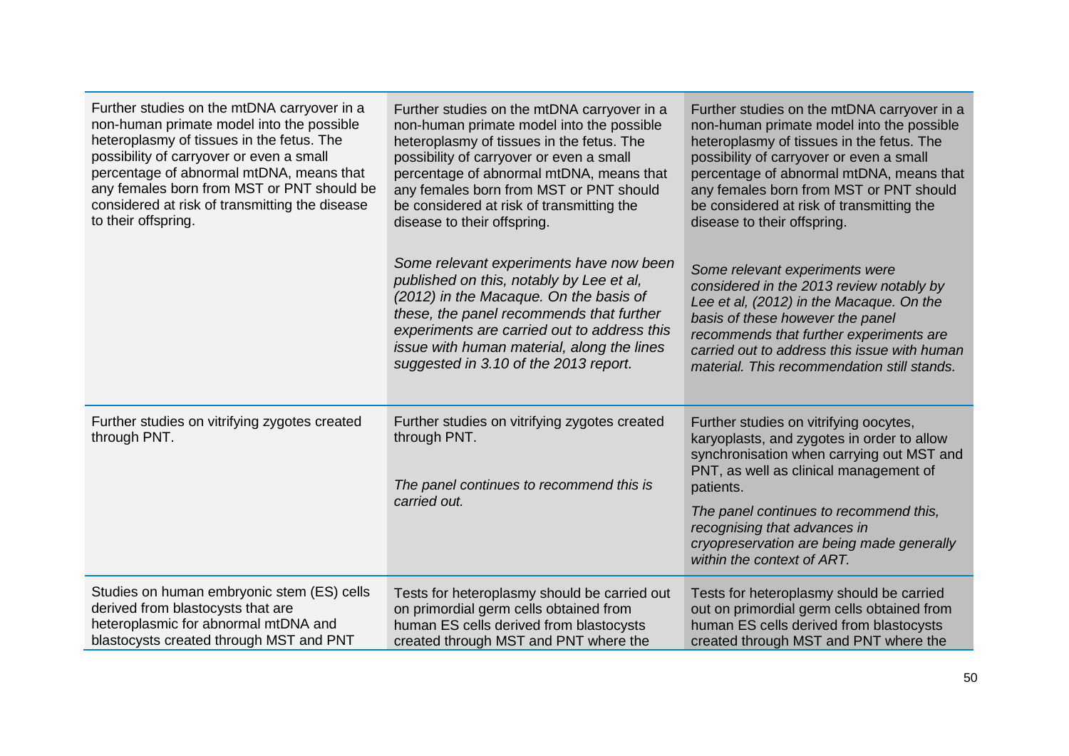| | | |
|---|---|---|
| Further studies on the mtDNA carryover in a non-human primate model into the possible heteroplasmy of tissues in the fetus. The possibility of carryover or even a small percentage of abnormal mtDNA, means that any females born from MST or PNT should be considered at risk of transmitting the disease to their offspring. | Further studies on the mtDNA carryover in a non-human primate model into the possible heteroplasmy of tissues in the fetus. The possibility of carryover or even a small percentage of abnormal mtDNA, means that any females born from MST or PNT should be considered at risk of transmitting the disease to their offspring.<br><br>*Some relevant experiments have now been published on this, notably by Lee et al, (2012) in the Macaque. On the basis of these, the panel recommends that further experiments are carried out to address this issue with human material, along the lines suggested in 3.10 of the 2013 report.* | Further studies on the mtDNA carryover in a non-human primate model into the possible heteroplasmy of tissues in the fetus. The possibility of carryover or even a small percentage of abnormal mtDNA, means that any females born from MST or PNT should be considered at risk of transmitting the disease to their offspring.<br><br>*Some relevant experiments were considered in the 2013 review notably by Lee et al, (2012) in the Macaque. On the basis of these however the panel recommends that further experiments are carried out to address this issue with human material. This recommendation still stands.* |
| Further studies on vitrifying zygotes created through PNT. | Further studies on vitrifying zygotes created through PNT.<br><br>*The panel continues to recommend this is carried out.* | Further studies on vitrifying oocytes, karyoplasts, and zygotes in order to allow synchronisation when carrying out MST and PNT, as well as clinical management of patients.<br><br>*The panel continues to recommend this, recognising that advances in cryopreservation are being made generally within the context of ART.* |
| Studies on human embryonic stem (ES) cells derived from blastocysts that are heteroplasmic for abnormal mtDNA and blastocysts created through MST and PNT | Tests for heteroplasmy should be carried out on primordial germ cells obtained from human ES cells derived from blastocysts created through MST and PNT where the | Tests for heteroplasmy should be carried out on primordial germ cells obtained from human ES cells derived from blastocysts created through MST and PNT where the |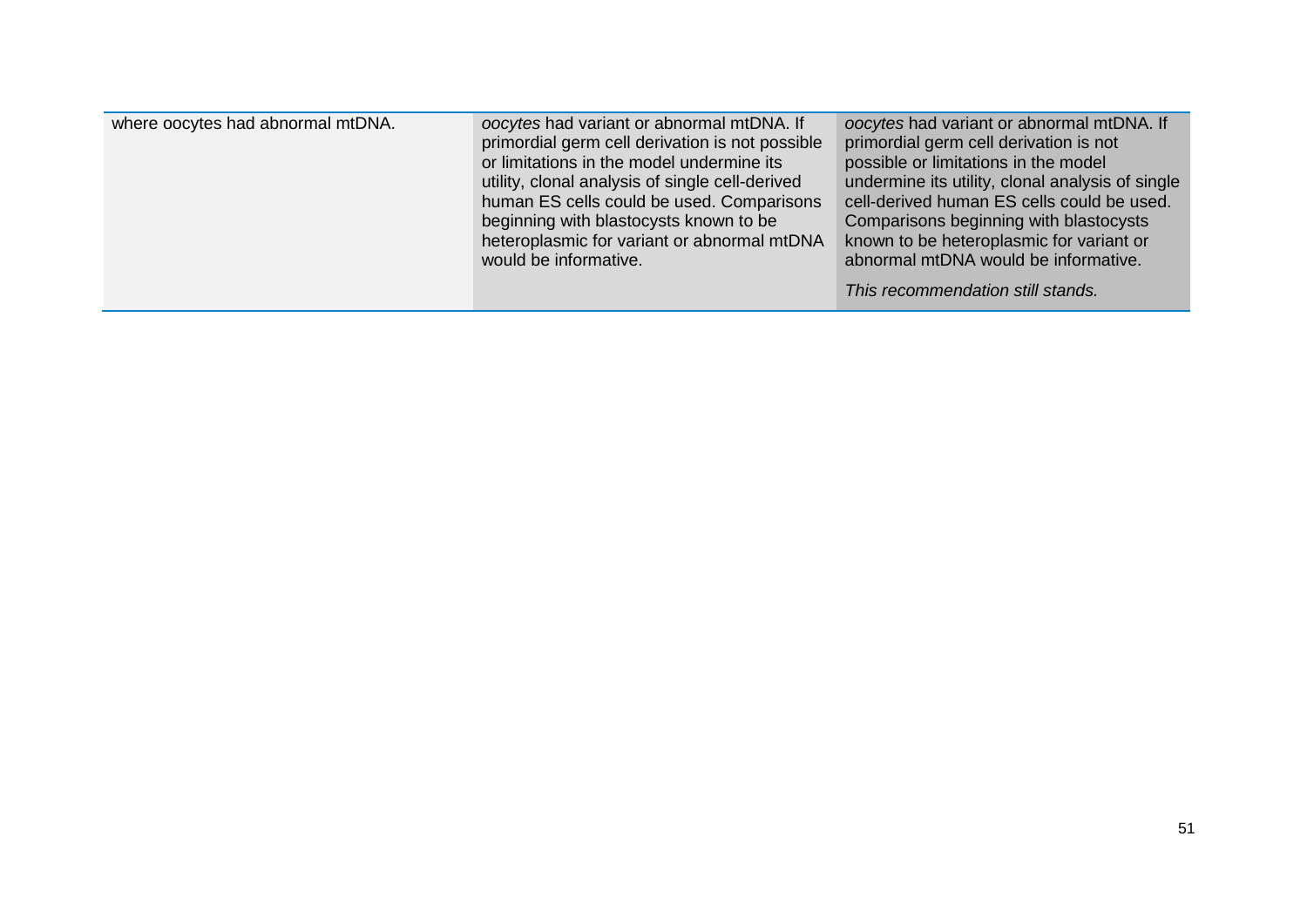| | | |
|---|---|---|
| where oocytes had abnormal mtDNA. | *oocytes* had variant or abnormal mtDNA. If primordial germ cell derivation is not possible or limitations in the model undermine its utility, clonal analysis of single cell-derived human ES cells could be used. Comparisons beginning with blastocysts known to be heteroplasmic for variant or abnormal mtDNA would be informative. | *oocytes* had variant or abnormal mtDNA. If primordial germ cell derivation is not possible or limitations in the model undermine its utility, clonal analysis of single cell-derived human ES cells could be used. Comparisons beginning with blastocysts known to be heteroplasmic for variant or abnormal mtDNA would be informative.<br><br>*This recommendation still stands.* |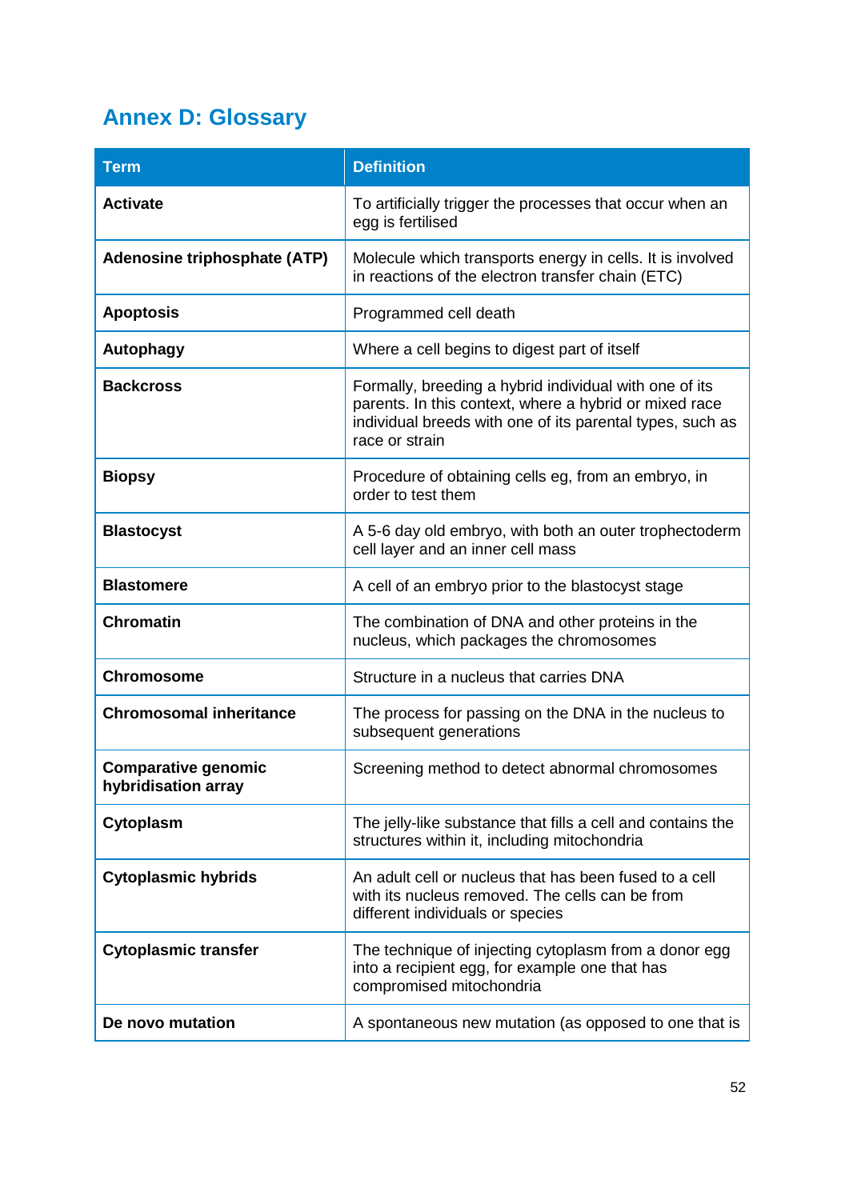## Annex D: Glossary

| Term | Definition |
|---|---|
| **Activate** | To artificially trigger the processes that occur when an egg is fertilised |
| **Adenosine triphosphate (ATP)** | Molecule which transports energy in cells. It is involved in reactions of the electron transfer chain (ETC) |
| **Apoptosis** | Programmed cell death |
| **Autophagy** | Where a cell begins to digest part of itself |
| **Backcross** | Formally, breeding a hybrid individual with one of its parents. In this context, where a hybrid or mixed race individual breeds with one of its parental types, such as race or strain |
| **Biopsy** | Procedure of obtaining cells eg, from an embryo, in order to test them |
| **Blastocyst** | A 5-6 day old embryo, with both an outer trophectoderm cell layer and an inner cell mass |
| **Blastomere** | A cell of an embryo prior to the blastocyst stage |
| **Chromatin** | The combination of DNA and other proteins in the nucleus, which packages the chromosomes |
| **Chromosome** | Structure in a nucleus that carries DNA |
| **Chromosomal inheritance** | The process for passing on the DNA in the nucleus to subsequent generations |
| **Comparative genomic hybridisation array** | Screening method to detect abnormal chromosomes |
| **Cytoplasm** | The jelly-like substance that fills a cell and contains the structures within it, including mitochondria |
| **Cytoplasmic hybrids** | An adult cell or nucleus that has been fused to a cell with its nucleus removed. The cells can be from different individuals or species |
| **Cytoplasmic transfer** | The technique of injecting cytoplasm from a donor egg into a recipient egg, for example one that has compromised mitochondria |
| **De novo mutation** | A spontaneous new mutation (as opposed to one that is |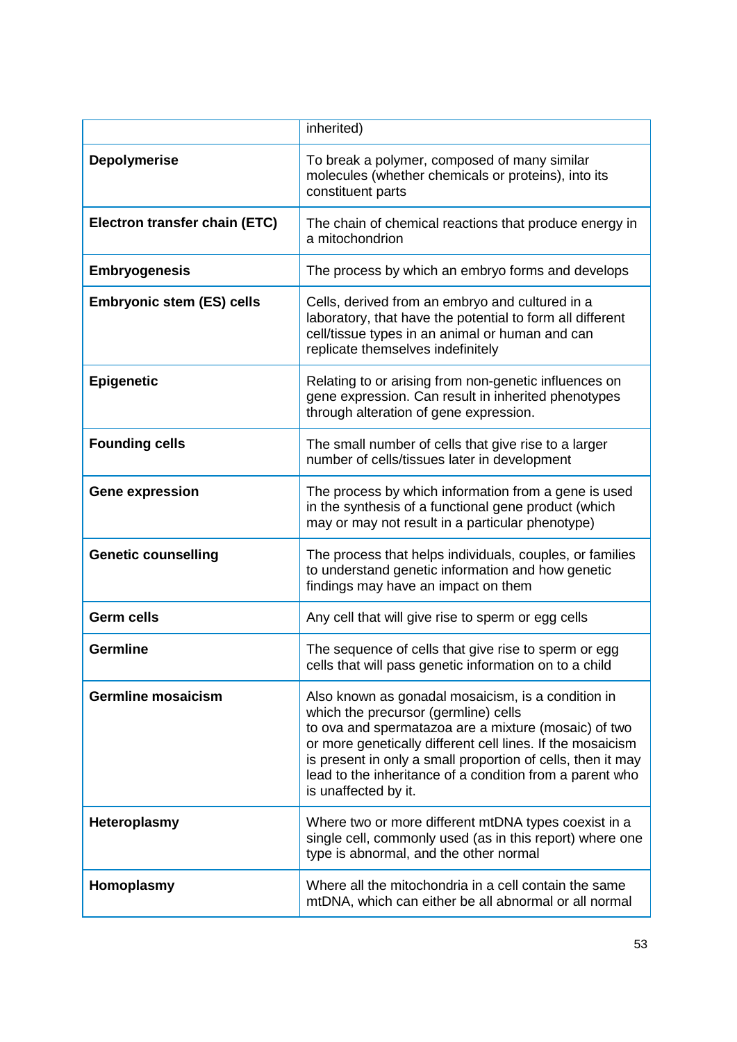| | |
|---|---|
| | inherited) |
| **Depolymerise** | To break a polymer, composed of many similar molecules (whether chemicals or proteins), into its constituent parts |
| **Electron transfer chain (ETC)** | The chain of chemical reactions that produce energy in a mitochondrion |
| **Embryogenesis** | The process by which an embryo forms and develops |
| **Embryonic stem (ES) cells** | Cells, derived from an embryo and cultured in a laboratory, that have the potential to form all different cell/tissue types in an animal or human and can replicate themselves indefinitely |
| **Epigenetic** | Relating to or arising from non-genetic influences on gene expression. Can result in inherited phenotypes through alteration of gene expression. |
| **Founding cells** | The small number of cells that give rise to a larger number of cells/tissues later in development |
| **Gene expression** | The process by which information from a gene is used in the synthesis of a functional gene product (which may or may not result in a particular phenotype) |
| **Genetic counselling** | The process that helps individuals, couples, or families to understand genetic information and how genetic findings may have an impact on them |
| **Germ cells** | Any cell that will give rise to sperm or egg cells |
| **Germline** | The sequence of cells that give rise to sperm or egg cells that will pass genetic information on to a child |
| **Germline mosaicism** | Also known as gonadal mosaicism, is a condition in which the precursor (germline) cells to ova and spermatazoa are a mixture (mosaic) of two or more genetically different cell lines. If the mosaicism is present in only a small proportion of cells, then it may lead to the inheritance of a condition from a parent who is unaffected by it. |
| **Heteroplasmy** | Where two or more different mtDNA types coexist in a single cell, commonly used (as in this report) where one type is abnormal, and the other normal |
| **Homoplasmy** | Where all the mitochondria in a cell contain the same mtDNA, which can either be all abnormal or all normal |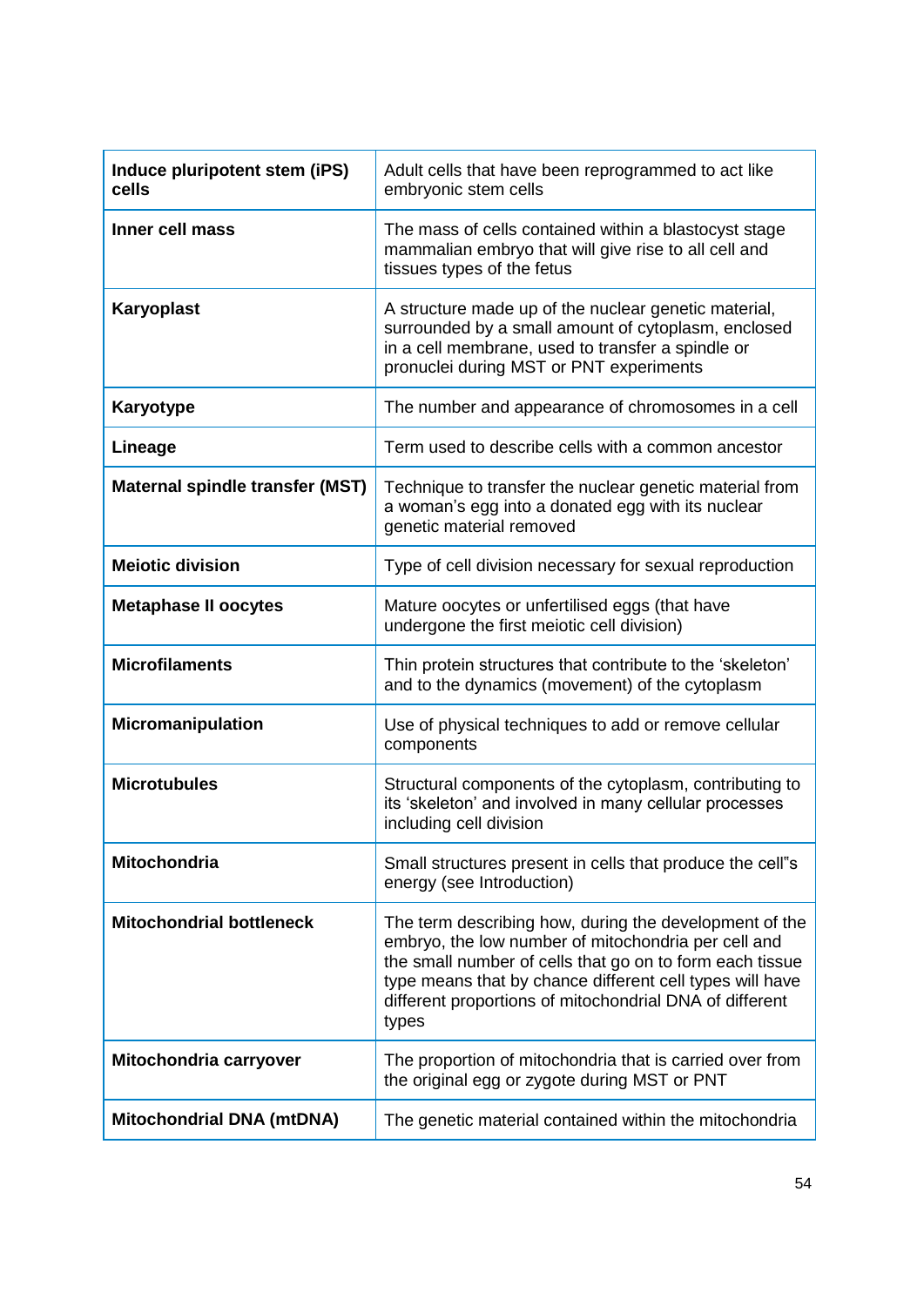| **Induce pluripotent stem (iPS) cells** | Adult cells that have been reprogrammed to act like embryonic stem cells |
|---|---|
| **Inner cell mass** | The mass of cells contained within a blastocyst stage mammalian embryo that will give rise to all cell and tissues types of the fetus |
| **Karyoplast** | A structure made up of the nuclear genetic material, surrounded by a small amount of cytoplasm, enclosed in a cell membrane, used to transfer a spindle or pronuclei during MST or PNT experiments |
| **Karyotype** | The number and appearance of chromosomes in a cell |
| **Lineage** | Term used to describe cells with a common ancestor |
| **Maternal spindle transfer (MST)** | Technique to transfer the nuclear genetic material from a woman's egg into a donated egg with its nuclear genetic material removed |
| **Meiotic division** | Type of cell division necessary for sexual reproduction |
| **Metaphase II oocytes** | Mature oocytes or unfertilised eggs (that have undergone the first meiotic cell division) |
| **Microfilaments** | Thin protein structures that contribute to the 'skeleton' and to the dynamics (movement) of the cytoplasm |
| **Micromanipulation** | Use of physical techniques to add or remove cellular components |
| **Microtubules** | Structural components of the cytoplasm, contributing to its 'skeleton' and involved in many cellular processes including cell division |
| **Mitochondria** | Small structures present in cells that produce the cell"s energy (see Introduction) |
| **Mitochondrial bottleneck** | The term describing how, during the development of the embryo, the low number of mitochondria per cell and the small number of cells that go on to form each tissue type means that by chance different cell types will have different proportions of mitochondrial DNA of different types |
| **Mitochondria carryover** | The proportion of mitochondria that is carried over from the original egg or zygote during MST or PNT |
| **Mitochondrial DNA (mtDNA)** | The genetic material contained within the mitochondria |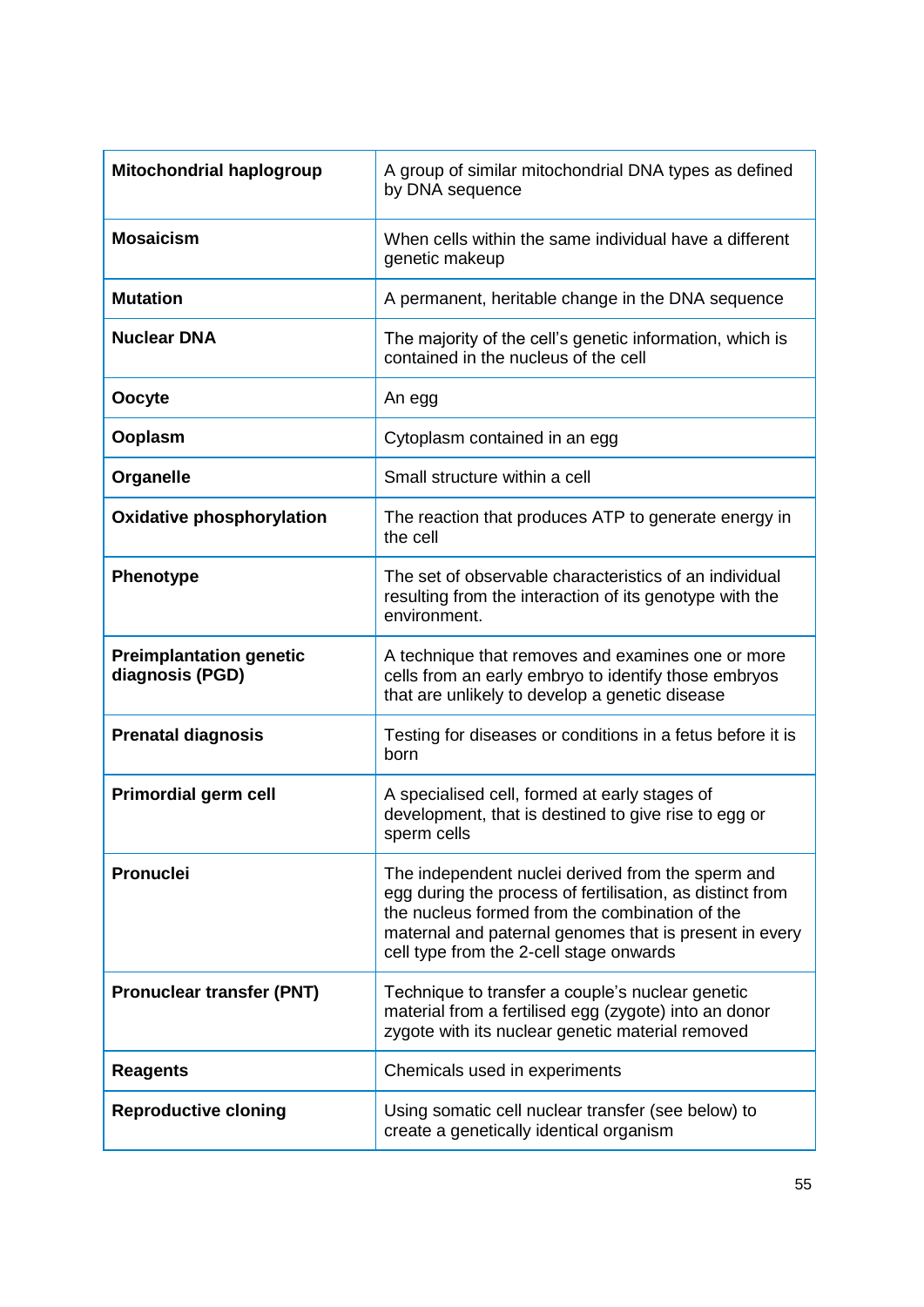| | |
|---|---|
| **Mitochondrial haplogroup** | A group of similar mitochondrial DNA types as defined by DNA sequence |
| **Mosaicism** | When cells within the same individual have a different genetic makeup |
| **Mutation** | A permanent, heritable change in the DNA sequence |
| **Nuclear DNA** | The majority of the cell's genetic information, which is contained in the nucleus of the cell |
| **Oocyte** | An egg |
| **Ooplasm** | Cytoplasm contained in an egg |
| **Organelle** | Small structure within a cell |
| **Oxidative phosphorylation** | The reaction that produces ATP to generate energy in the cell |
| **Phenotype** | The set of observable characteristics of an individual resulting from the interaction of its genotype with the environment. |
| **Preimplantation genetic diagnosis (PGD)** | A technique that removes and examines one or more cells from an early embryo to identify those embryos that are unlikely to develop a genetic disease |
| **Prenatal diagnosis** | Testing for diseases or conditions in a fetus before it is born |
| **Primordial germ cell** | A specialised cell, formed at early stages of development, that is destined to give rise to egg or sperm cells |
| **Pronuclei** | The independent nuclei derived from the sperm and egg during the process of fertilisation, as distinct from the nucleus formed from the combination of the maternal and paternal genomes that is present in every cell type from the 2-cell stage onwards |
| **Pronuclear transfer (PNT)** | Technique to transfer a couple's nuclear genetic material from a fertilised egg (zygote) into an donor zygote with its nuclear genetic material removed |
| **Reagents** | Chemicals used in experiments |
| **Reproductive cloning** | Using somatic cell nuclear transfer (see below) to create a genetically identical organism |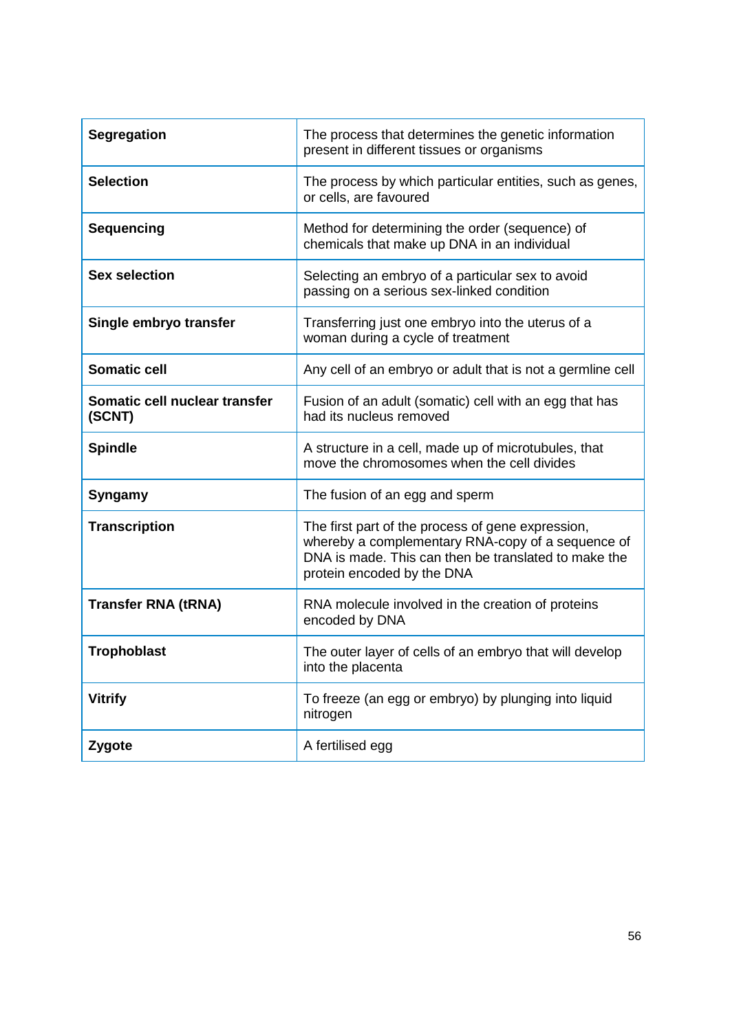| | |
|---|---|
| **Segregation** | The process that determines the genetic information present in different tissues or organisms |
| **Selection** | The process by which particular entities, such as genes, or cells, are favoured |
| **Sequencing** | Method for determining the order (sequence) of chemicals that make up DNA in an individual |
| **Sex selection** | Selecting an embryo of a particular sex to avoid passing on a serious sex-linked condition |
| **Single embryo transfer** | Transferring just one embryo into the uterus of a woman during a cycle of treatment |
| **Somatic cell** | Any cell of an embryo or adult that is not a germline cell |
| **Somatic cell nuclear transfer (SCNT)** | Fusion of an adult (somatic) cell with an egg that has had its nucleus removed |
| **Spindle** | A structure in a cell, made up of microtubules, that move the chromosomes when the cell divides |
| **Syngamy** | The fusion of an egg and sperm |
| **Transcription** | The first part of the process of gene expression, whereby a complementary RNA-copy of a sequence of DNA is made. This can then be translated to make the protein encoded by the DNA |
| **Transfer RNA (tRNA)** | RNA molecule involved in the creation of proteins encoded by DNA |
| **Trophoblast** | The outer layer of cells of an embryo that will develop into the placenta |
| **Vitrify** | To freeze (an egg or embryo) by plunging into liquid nitrogen |
| **Zygote** | A fertilised egg |